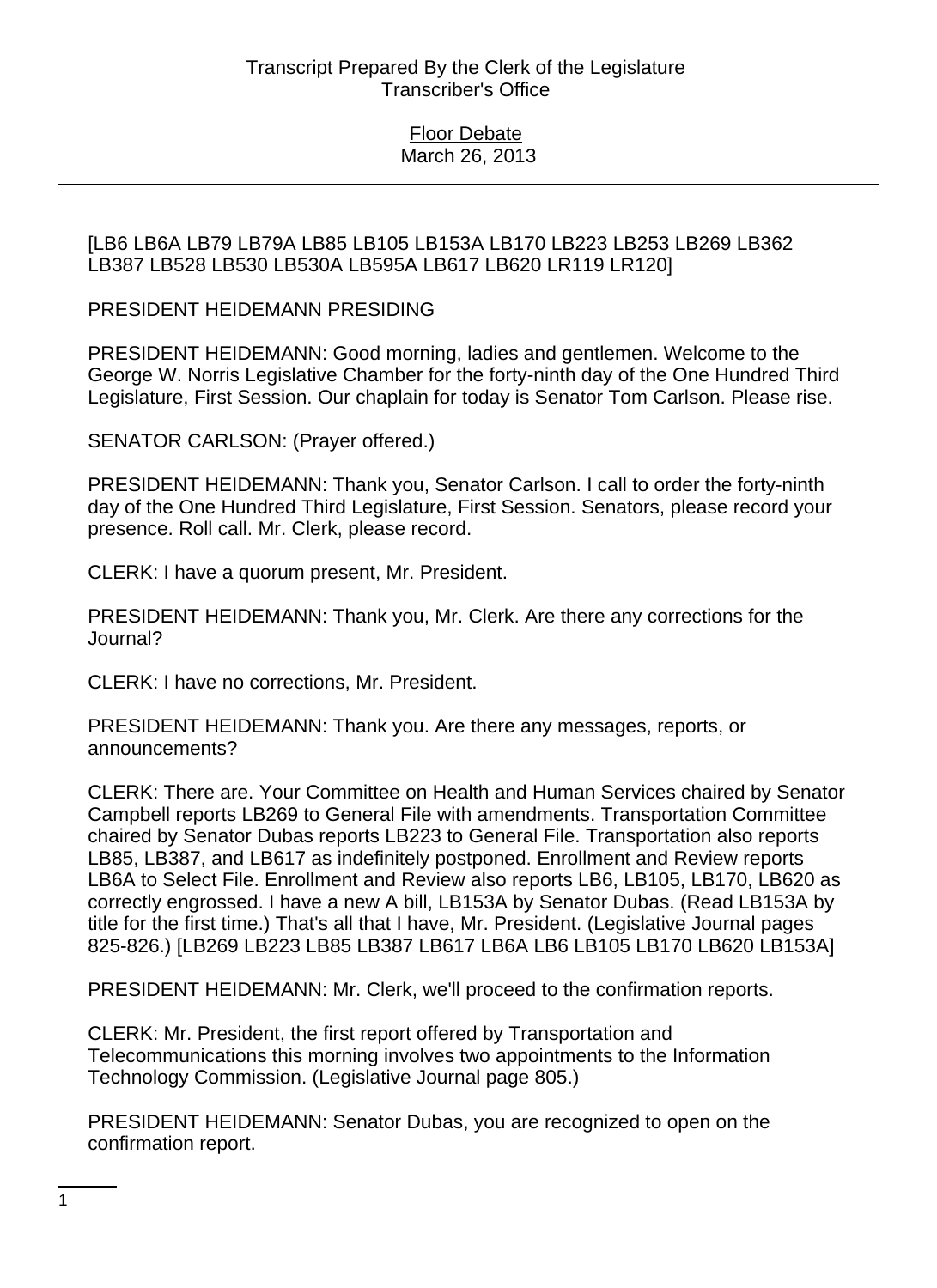[LB6 LB6A LB79 LB79A LB85 LB105 LB153A LB170 LB223 LB253 LB269 LB362 LB387 LB528 LB530 LB530A LB595A LB617 LB620 LR119 LR120]

PRESIDENT HEIDEMANN PRESIDING

PRESIDENT HEIDEMANN: Good morning, ladies and gentlemen. Welcome to the George W. Norris Legislative Chamber for the forty-ninth day of the One Hundred Third Legislature, First Session. Our chaplain for today is Senator Tom Carlson. Please rise.

SENATOR CARLSON: (Prayer offered.)

PRESIDENT HEIDEMANN: Thank you, Senator Carlson. I call to order the forty-ninth day of the One Hundred Third Legislature, First Session. Senators, please record your presence. Roll call. Mr. Clerk, please record.

CLERK: I have a quorum present, Mr. President.

PRESIDENT HEIDEMANN: Thank you, Mr. Clerk. Are there any corrections for the Journal?

CLERK: I have no corrections, Mr. President.

PRESIDENT HEIDEMANN: Thank you. Are there any messages, reports, or announcements?

CLERK: There are. Your Committee on Health and Human Services chaired by Senator Campbell reports LB269 to General File with amendments. Transportation Committee chaired by Senator Dubas reports LB223 to General File. Transportation also reports LB85, LB387, and LB617 as indefinitely postponed. Enrollment and Review reports LB6A to Select File. Enrollment and Review also reports LB6, LB105, LB170, LB620 as correctly engrossed. I have a new A bill, LB153A by Senator Dubas. (Read LB153A by title for the first time.) That's all that I have, Mr. President. (Legislative Journal pages 825-826.) [LB269 LB223 LB85 LB387 LB617 LB6A LB6 LB105 LB170 LB620 LB153A]

PRESIDENT HEIDEMANN: Mr. Clerk, we'll proceed to the confirmation reports.

CLERK: Mr. President, the first report offered by Transportation and Telecommunications this morning involves two appointments to the Information Technology Commission. (Legislative Journal page 805.)

PRESIDENT HEIDEMANN: Senator Dubas, you are recognized to open on the confirmation report.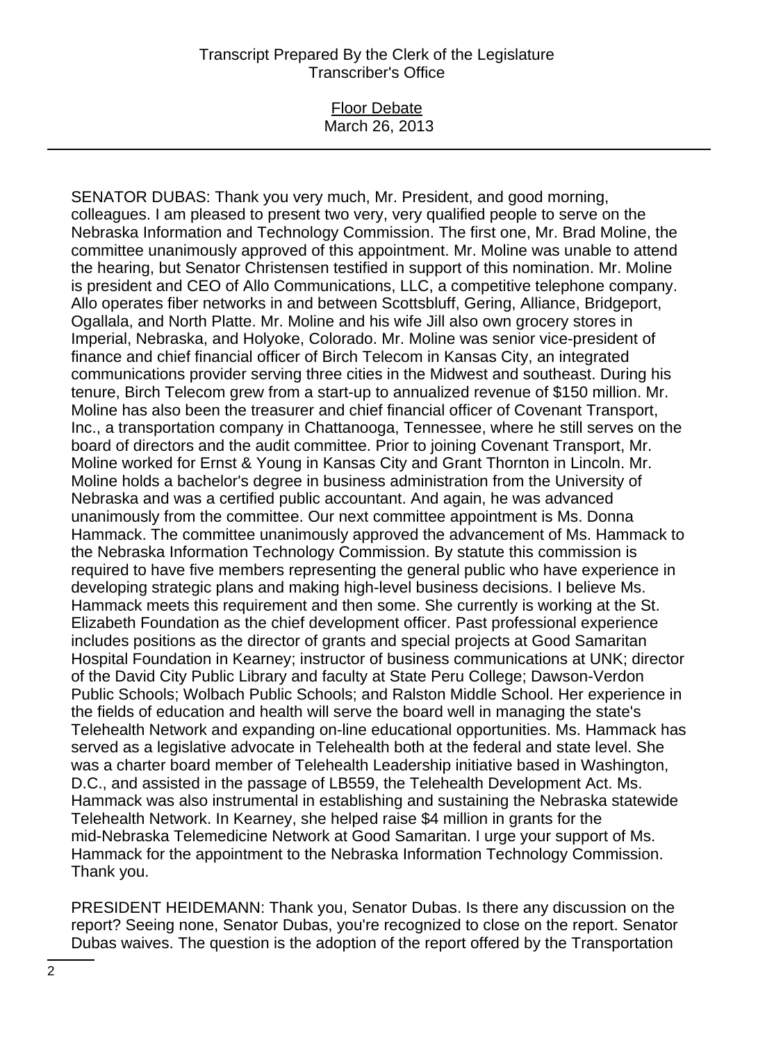SENATOR DUBAS: Thank you very much, Mr. President, and good morning, colleagues. I am pleased to present two very, very qualified people to serve on the Nebraska Information and Technology Commission. The first one, Mr. Brad Moline, the committee unanimously approved of this appointment. Mr. Moline was unable to attend the hearing, but Senator Christensen testified in support of this nomination. Mr. Moline is president and CEO of Allo Communications, LLC, a competitive telephone company. Allo operates fiber networks in and between Scottsbluff, Gering, Alliance, Bridgeport, Ogallala, and North Platte. Mr. Moline and his wife Jill also own grocery stores in Imperial, Nebraska, and Holyoke, Colorado. Mr. Moline was senior vice-president of finance and chief financial officer of Birch Telecom in Kansas City, an integrated communications provider serving three cities in the Midwest and southeast. During his tenure, Birch Telecom grew from a start-up to annualized revenue of $150 million. Mr. Moline has also been the treasurer and chief financial officer of Covenant Transport, Inc., a transportation company in Chattanooga, Tennessee, where he still serves on the board of directors and the audit committee. Prior to joining Covenant Transport, Mr. Moline worked for Ernst & Young in Kansas City and Grant Thornton in Lincoln. Mr. Moline holds a bachelor's degree in business administration from the University of Nebraska and was a certified public accountant. And again, he was advanced unanimously from the committee. Our next committee appointment is Ms. Donna Hammack. The committee unanimously approved the advancement of Ms. Hammack to the Nebraska Information Technology Commission. By statute this commission is required to have five members representing the general public who have experience in developing strategic plans and making high-level business decisions. I believe Ms. Hammack meets this requirement and then some. She currently is working at the St. Elizabeth Foundation as the chief development officer. Past professional experience includes positions as the director of grants and special projects at Good Samaritan Hospital Foundation in Kearney; instructor of business communications at UNK; director of the David City Public Library and faculty at State Peru College; Dawson-Verdon Public Schools; Wolbach Public Schools; and Ralston Middle School. Her experience in the fields of education and health will serve the board well in managing the state's Telehealth Network and expanding on-line educational opportunities. Ms. Hammack has served as a legislative advocate in Telehealth both at the federal and state level. She was a charter board member of Telehealth Leadership initiative based in Washington, D.C., and assisted in the passage of LB559, the Telehealth Development Act. Ms. Hammack was also instrumental in establishing and sustaining the Nebraska statewide Telehealth Network. In Kearney, she helped raise $4 million in grants for the mid-Nebraska Telemedicine Network at Good Samaritan. I urge your support of Ms. Hammack for the appointment to the Nebraska Information Technology Commission. Thank you.

PRESIDENT HEIDEMANN: Thank you, Senator Dubas. Is there any discussion on the report? Seeing none, Senator Dubas, you're recognized to close on the report. Senator Dubas waives. The question is the adoption of the report offered by the Transportation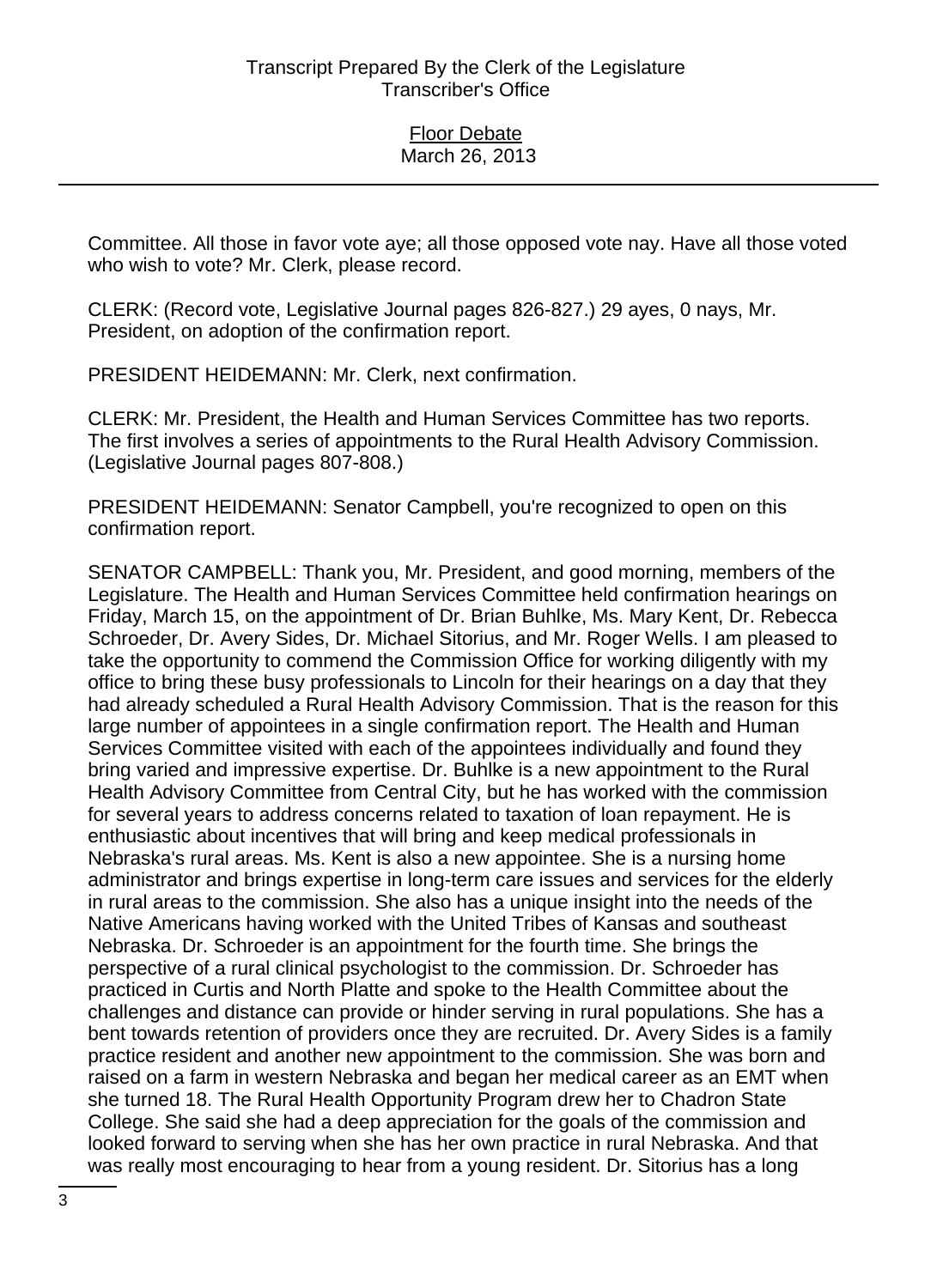Committee. All those in favor vote aye; all those opposed vote nay. Have all those voted who wish to vote? Mr. Clerk, please record.

CLERK: (Record vote, Legislative Journal pages 826-827.) 29 ayes, 0 nays, Mr. President, on adoption of the confirmation report.

PRESIDENT HEIDEMANN: Mr. Clerk, next confirmation.

CLERK: Mr. President, the Health and Human Services Committee has two reports. The first involves a series of appointments to the Rural Health Advisory Commission. (Legislative Journal pages 807-808.)

PRESIDENT HEIDEMANN: Senator Campbell, you're recognized to open on this confirmation report.

SENATOR CAMPBELL: Thank you, Mr. President, and good morning, members of the Legislature. The Health and Human Services Committee held confirmation hearings on Friday, March 15, on the appointment of Dr. Brian Buhlke, Ms. Mary Kent, Dr. Rebecca Schroeder, Dr. Avery Sides, Dr. Michael Sitorius, and Mr. Roger Wells. I am pleased to take the opportunity to commend the Commission Office for working diligently with my office to bring these busy professionals to Lincoln for their hearings on a day that they had already scheduled a Rural Health Advisory Commission. That is the reason for this large number of appointees in a single confirmation report. The Health and Human Services Committee visited with each of the appointees individually and found they bring varied and impressive expertise. Dr. Buhlke is a new appointment to the Rural Health Advisory Committee from Central City, but he has worked with the commission for several years to address concerns related to taxation of loan repayment. He is enthusiastic about incentives that will bring and keep medical professionals in Nebraska's rural areas. Ms. Kent is also a new appointee. She is a nursing home administrator and brings expertise in long-term care issues and services for the elderly in rural areas to the commission. She also has a unique insight into the needs of the Native Americans having worked with the United Tribes of Kansas and southeast Nebraska. Dr. Schroeder is an appointment for the fourth time. She brings the perspective of a rural clinical psychologist to the commission. Dr. Schroeder has practiced in Curtis and North Platte and spoke to the Health Committee about the challenges and distance can provide or hinder serving in rural populations. She has a bent towards retention of providers once they are recruited. Dr. Avery Sides is a family practice resident and another new appointment to the commission. She was born and raised on a farm in western Nebraska and began her medical career as an EMT when she turned 18. The Rural Health Opportunity Program drew her to Chadron State College. She said she had a deep appreciation for the goals of the commission and looked forward to serving when she has her own practice in rural Nebraska. And that was really most encouraging to hear from a young resident. Dr. Sitorius has a long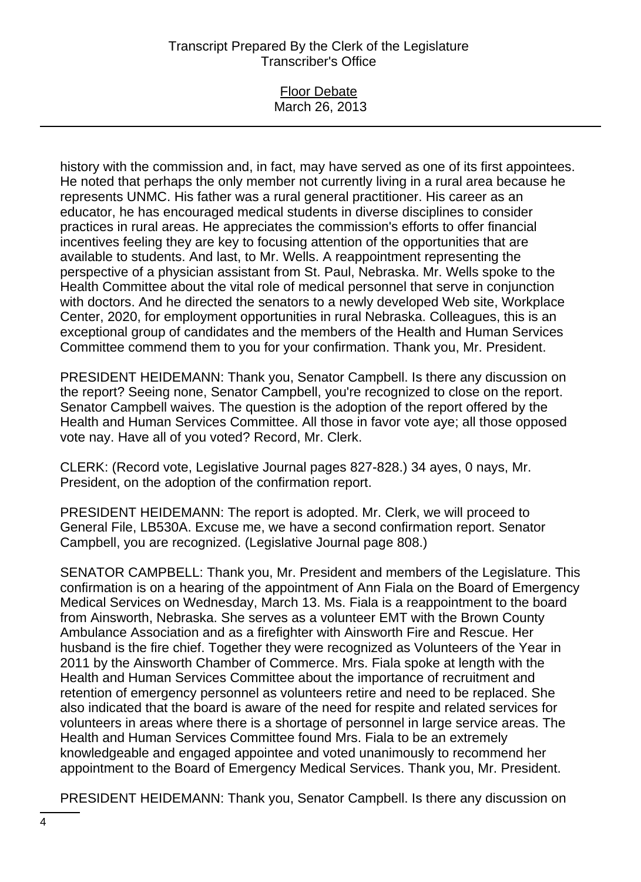history with the commission and, in fact, may have served as one of its first appointees. He noted that perhaps the only member not currently living in a rural area because he represents UNMC. His father was a rural general practitioner. His career as an educator, he has encouraged medical students in diverse disciplines to consider practices in rural areas. He appreciates the commission's efforts to offer financial incentives feeling they are key to focusing attention of the opportunities that are available to students. And last, to Mr. Wells. A reappointment representing the perspective of a physician assistant from St. Paul, Nebraska. Mr. Wells spoke to the Health Committee about the vital role of medical personnel that serve in conjunction with doctors. And he directed the senators to a newly developed Web site, Workplace Center, 2020, for employment opportunities in rural Nebraska. Colleagues, this is an exceptional group of candidates and the members of the Health and Human Services Committee commend them to you for your confirmation. Thank you, Mr. President.

PRESIDENT HEIDEMANN: Thank you, Senator Campbell. Is there any discussion on the report? Seeing none, Senator Campbell, you're recognized to close on the report. Senator Campbell waives. The question is the adoption of the report offered by the Health and Human Services Committee. All those in favor vote aye; all those opposed vote nay. Have all of you voted? Record, Mr. Clerk.

CLERK: (Record vote, Legislative Journal pages 827-828.) 34 ayes, 0 nays, Mr. President, on the adoption of the confirmation report.

PRESIDENT HEIDEMANN: The report is adopted. Mr. Clerk, we will proceed to General File, LB530A. Excuse me, we have a second confirmation report. Senator Campbell, you are recognized. (Legislative Journal page 808.)

SENATOR CAMPBELL: Thank you, Mr. President and members of the Legislature. This confirmation is on a hearing of the appointment of Ann Fiala on the Board of Emergency Medical Services on Wednesday, March 13. Ms. Fiala is a reappointment to the board from Ainsworth, Nebraska. She serves as a volunteer EMT with the Brown County Ambulance Association and as a firefighter with Ainsworth Fire and Rescue. Her husband is the fire chief. Together they were recognized as Volunteers of the Year in 2011 by the Ainsworth Chamber of Commerce. Mrs. Fiala spoke at length with the Health and Human Services Committee about the importance of recruitment and retention of emergency personnel as volunteers retire and need to be replaced. She also indicated that the board is aware of the need for respite and related services for volunteers in areas where there is a shortage of personnel in large service areas. The Health and Human Services Committee found Mrs. Fiala to be an extremely knowledgeable and engaged appointee and voted unanimously to recommend her appointment to the Board of Emergency Medical Services. Thank you, Mr. President.

PRESIDENT HEIDEMANN: Thank you, Senator Campbell. Is there any discussion on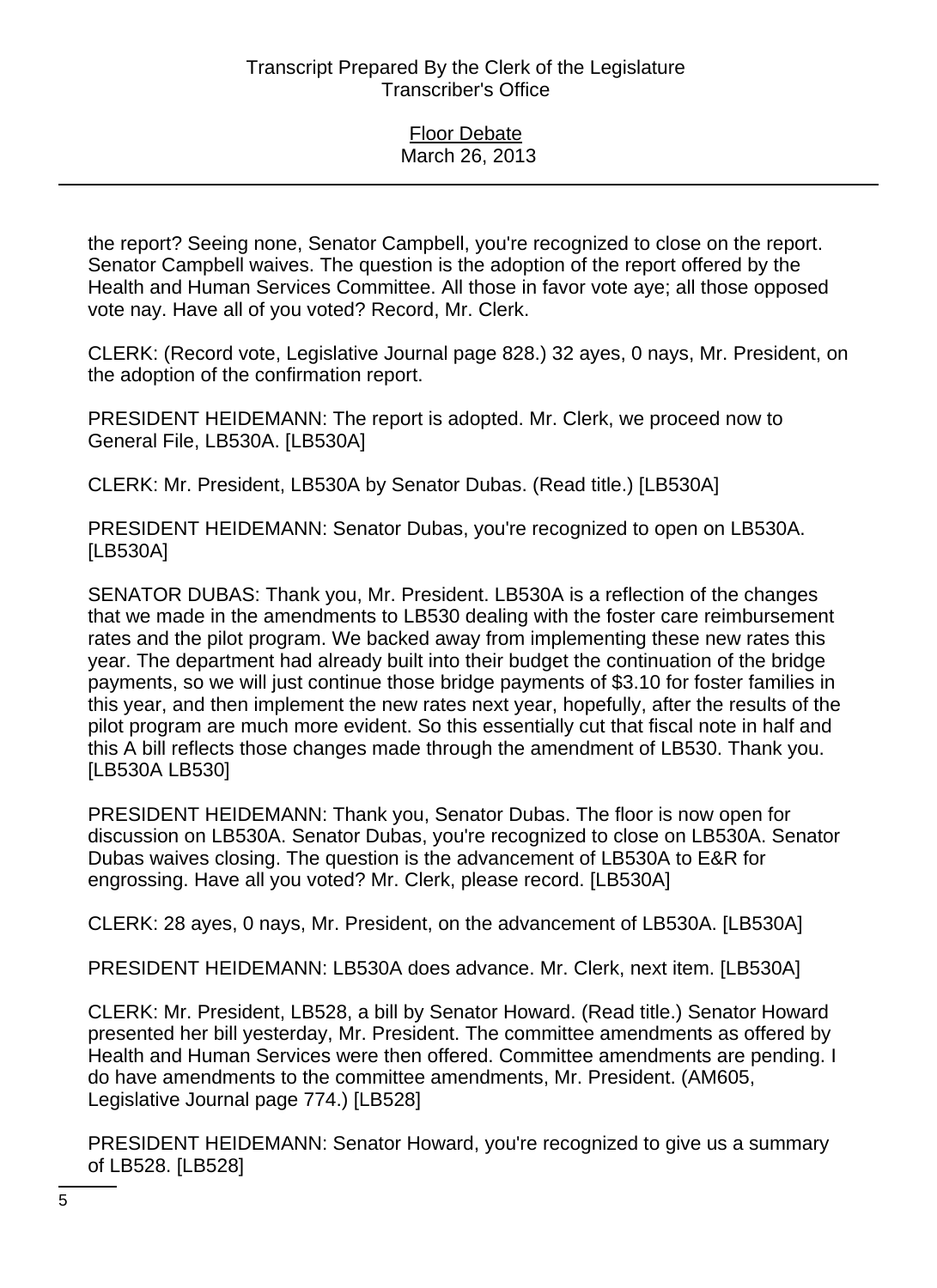the report? Seeing none, Senator Campbell, you're recognized to close on the report. Senator Campbell waives. The question is the adoption of the report offered by the Health and Human Services Committee. All those in favor vote aye; all those opposed vote nay. Have all of you voted? Record, Mr. Clerk.

CLERK: (Record vote, Legislative Journal page 828.) 32 ayes, 0 nays, Mr. President, on the adoption of the confirmation report.

PRESIDENT HEIDEMANN: The report is adopted. Mr. Clerk, we proceed now to General File, LB530A. [LB530A]

CLERK: Mr. President, LB530A by Senator Dubas. (Read title.) [LB530A]

PRESIDENT HEIDEMANN: Senator Dubas, you're recognized to open on LB530A. [LB530A]

SENATOR DUBAS: Thank you, Mr. President. LB530A is a reflection of the changes that we made in the amendments to LB530 dealing with the foster care reimbursement rates and the pilot program. We backed away from implementing these new rates this year. The department had already built into their budget the continuation of the bridge payments, so we will just continue those bridge payments of $3.10 for foster families in this year, and then implement the new rates next year, hopefully, after the results of the pilot program are much more evident. So this essentially cut that fiscal note in half and this A bill reflects those changes made through the amendment of LB530. Thank you. [LB530A LB530]

PRESIDENT HEIDEMANN: Thank you, Senator Dubas. The floor is now open for discussion on LB530A. Senator Dubas, you're recognized to close on LB530A. Senator Dubas waives closing. The question is the advancement of LB530A to E&R for engrossing. Have all you voted? Mr. Clerk, please record. [LB530A]

CLERK: 28 ayes, 0 nays, Mr. President, on the advancement of LB530A. [LB530A]

PRESIDENT HEIDEMANN: LB530A does advance. Mr. Clerk, next item. [LB530A]

CLERK: Mr. President, LB528, a bill by Senator Howard. (Read title.) Senator Howard presented her bill yesterday, Mr. President. The committee amendments as offered by Health and Human Services were then offered. Committee amendments are pending. I do have amendments to the committee amendments, Mr. President. (AM605, Legislative Journal page 774.) [LB528]

PRESIDENT HEIDEMANN: Senator Howard, you're recognized to give us a summary of LB528. [LB528]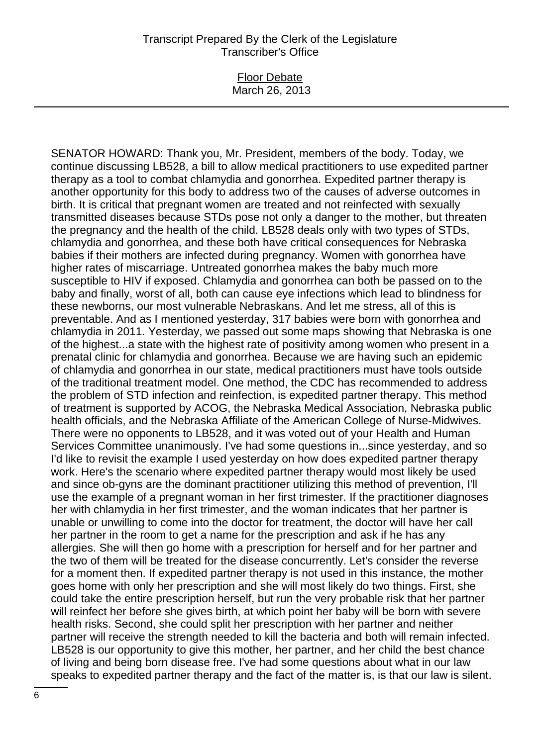SENATOR HOWARD: Thank you, Mr. President, members of the body. Today, we continue discussing LB528, a bill to allow medical practitioners to use expedited partner therapy as a tool to combat chlamydia and gonorrhea. Expedited partner therapy is another opportunity for this body to address two of the causes of adverse outcomes in birth. It is critical that pregnant women are treated and not reinfected with sexually transmitted diseases because STDs pose not only a danger to the mother, but threaten the pregnancy and the health of the child. LB528 deals only with two types of STDs, chlamydia and gonorrhea, and these both have critical consequences for Nebraska babies if their mothers are infected during pregnancy. Women with gonorrhea have higher rates of miscarriage. Untreated gonorrhea makes the baby much more susceptible to HIV if exposed. Chlamydia and gonorrhea can both be passed on to the baby and finally, worst of all, both can cause eye infections which lead to blindness for these newborns, our most vulnerable Nebraskans. And let me stress, all of this is preventable. And as I mentioned yesterday, 317 babies were born with gonorrhea and chlamydia in 2011. Yesterday, we passed out some maps showing that Nebraska is one of the highest...a state with the highest rate of positivity among women who present in a prenatal clinic for chlamydia and gonorrhea. Because we are having such an epidemic of chlamydia and gonorrhea in our state, medical practitioners must have tools outside of the traditional treatment model. One method, the CDC has recommended to address the problem of STD infection and reinfection, is expedited partner therapy. This method of treatment is supported by ACOG, the Nebraska Medical Association, Nebraska public health officials, and the Nebraska Affiliate of the American College of Nurse-Midwives. There were no opponents to LB528, and it was voted out of your Health and Human Services Committee unanimously. I've had some questions in...since yesterday, and so I'd like to revisit the example I used yesterday on how does expedited partner therapy work. Here's the scenario where expedited partner therapy would most likely be used and since ob-gyns are the dominant practitioner utilizing this method of prevention, I'll use the example of a pregnant woman in her first trimester. If the practitioner diagnoses her with chlamydia in her first trimester, and the woman indicates that her partner is unable or unwilling to come into the doctor for treatment, the doctor will have her call her partner in the room to get a name for the prescription and ask if he has any allergies. She will then go home with a prescription for herself and for her partner and the two of them will be treated for the disease concurrently. Let's consider the reverse for a moment then. If expedited partner therapy is not used in this instance, the mother goes home with only her prescription and she will most likely do two things. First, she could take the entire prescription herself, but run the very probable risk that her partner will reinfect her before she gives birth, at which point her baby will be born with severe health risks. Second, she could split her prescription with her partner and neither partner will receive the strength needed to kill the bacteria and both will remain infected. LB528 is our opportunity to give this mother, her partner, and her child the best chance of living and being born disease free. I've had some questions about what in our law speaks to expedited partner therapy and the fact of the matter is, is that our law is silent.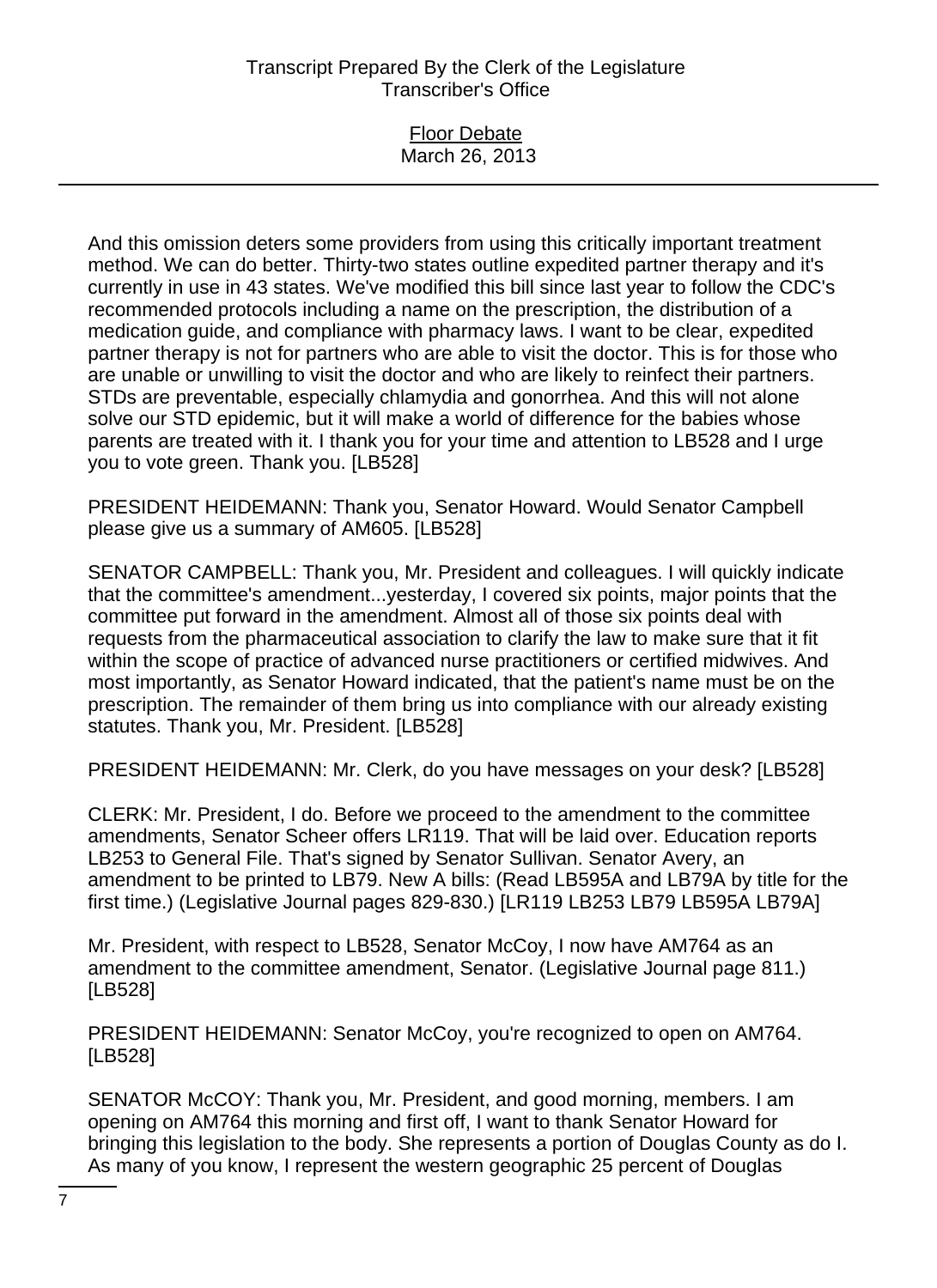And this omission deters some providers from using this critically important treatment method. We can do better. Thirty-two states outline expedited partner therapy and it's currently in use in 43 states. We've modified this bill since last year to follow the CDC's recommended protocols including a name on the prescription, the distribution of a medication guide, and compliance with pharmacy laws. I want to be clear, expedited partner therapy is not for partners who are able to visit the doctor. This is for those who are unable or unwilling to visit the doctor and who are likely to reinfect their partners. STDs are preventable, especially chlamydia and gonorrhea. And this will not alone solve our STD epidemic, but it will make a world of difference for the babies whose parents are treated with it. I thank you for your time and attention to LB528 and I urge you to vote green. Thank you. [LB528]

PRESIDENT HEIDEMANN: Thank you, Senator Howard. Would Senator Campbell please give us a summary of AM605. [LB528]

SENATOR CAMPBELL: Thank you, Mr. President and colleagues. I will quickly indicate that the committee's amendment...yesterday, I covered six points, major points that the committee put forward in the amendment. Almost all of those six points deal with requests from the pharmaceutical association to clarify the law to make sure that it fit within the scope of practice of advanced nurse practitioners or certified midwives. And most importantly, as Senator Howard indicated, that the patient's name must be on the prescription. The remainder of them bring us into compliance with our already existing statutes. Thank you, Mr. President. [LB528]

PRESIDENT HEIDEMANN: Mr. Clerk, do you have messages on your desk? [LB528]

CLERK: Mr. President, I do. Before we proceed to the amendment to the committee amendments, Senator Scheer offers LR119. That will be laid over. Education reports LB253 to General File. That's signed by Senator Sullivan. Senator Avery, an amendment to be printed to LB79. New A bills: (Read LB595A and LB79A by title for the first time.) (Legislative Journal pages 829-830.) [LR119 LB253 LB79 LB595A LB79A]

Mr. President, with respect to LB528, Senator McCoy, I now have AM764 as an amendment to the committee amendment, Senator. (Legislative Journal page 811.) [LB528]

PRESIDENT HEIDEMANN: Senator McCoy, you're recognized to open on AM764. [LB528]

SENATOR McCOY: Thank you, Mr. President, and good morning, members. I am opening on AM764 this morning and first off, I want to thank Senator Howard for bringing this legislation to the body. She represents a portion of Douglas County as do I. As many of you know, I represent the western geographic 25 percent of Douglas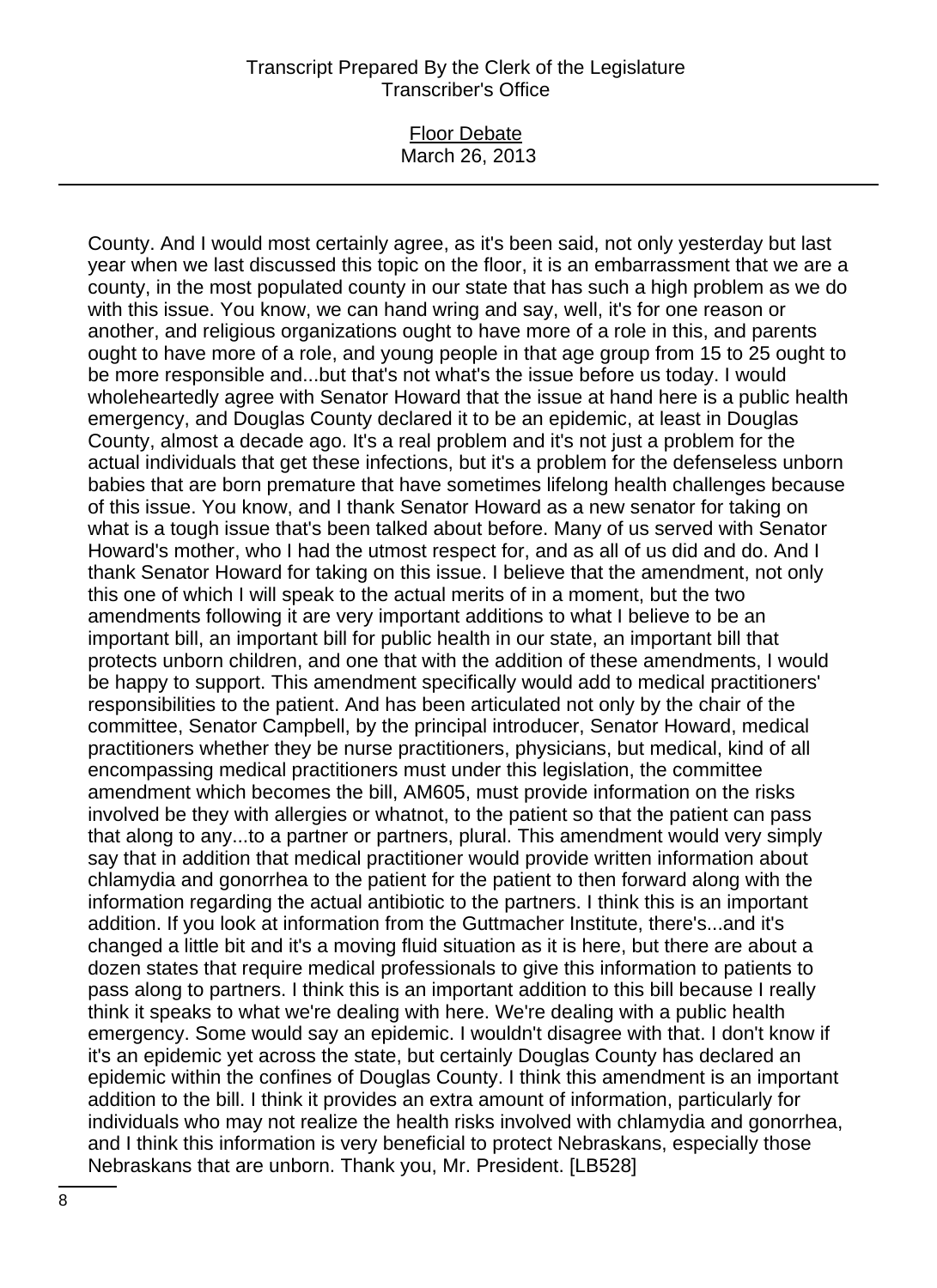County. And I would most certainly agree, as it's been said, not only yesterday but last year when we last discussed this topic on the floor, it is an embarrassment that we are a county, in the most populated county in our state that has such a high problem as we do with this issue. You know, we can hand wring and say, well, it's for one reason or another, and religious organizations ought to have more of a role in this, and parents ought to have more of a role, and young people in that age group from 15 to 25 ought to be more responsible and...but that's not what's the issue before us today. I would wholeheartedly agree with Senator Howard that the issue at hand here is a public health emergency, and Douglas County declared it to be an epidemic, at least in Douglas County, almost a decade ago. It's a real problem and it's not just a problem for the actual individuals that get these infections, but it's a problem for the defenseless unborn babies that are born premature that have sometimes lifelong health challenges because of this issue. You know, and I thank Senator Howard as a new senator for taking on what is a tough issue that's been talked about before. Many of us served with Senator Howard's mother, who I had the utmost respect for, and as all of us did and do. And I thank Senator Howard for taking on this issue. I believe that the amendment, not only this one of which I will speak to the actual merits of in a moment, but the two amendments following it are very important additions to what I believe to be an important bill, an important bill for public health in our state, an important bill that protects unborn children, and one that with the addition of these amendments, I would be happy to support. This amendment specifically would add to medical practitioners' responsibilities to the patient. And has been articulated not only by the chair of the committee, Senator Campbell, by the principal introducer, Senator Howard, medical practitioners whether they be nurse practitioners, physicians, but medical, kind of all encompassing medical practitioners must under this legislation, the committee amendment which becomes the bill, AM605, must provide information on the risks involved be they with allergies or whatnot, to the patient so that the patient can pass that along to any...to a partner or partners, plural. This amendment would very simply say that in addition that medical practitioner would provide written information about chlamydia and gonorrhea to the patient for the patient to then forward along with the information regarding the actual antibiotic to the partners. I think this is an important addition. If you look at information from the Guttmacher Institute, there's...and it's changed a little bit and it's a moving fluid situation as it is here, but there are about a dozen states that require medical professionals to give this information to patients to pass along to partners. I think this is an important addition to this bill because I really think it speaks to what we're dealing with here. We're dealing with a public health emergency. Some would say an epidemic. I wouldn't disagree with that. I don't know if it's an epidemic yet across the state, but certainly Douglas County has declared an epidemic within the confines of Douglas County. I think this amendment is an important addition to the bill. I think it provides an extra amount of information, particularly for individuals who may not realize the health risks involved with chlamydia and gonorrhea, and I think this information is very beneficial to protect Nebraskans, especially those Nebraskans that are unborn. Thank you, Mr. President. [LB528]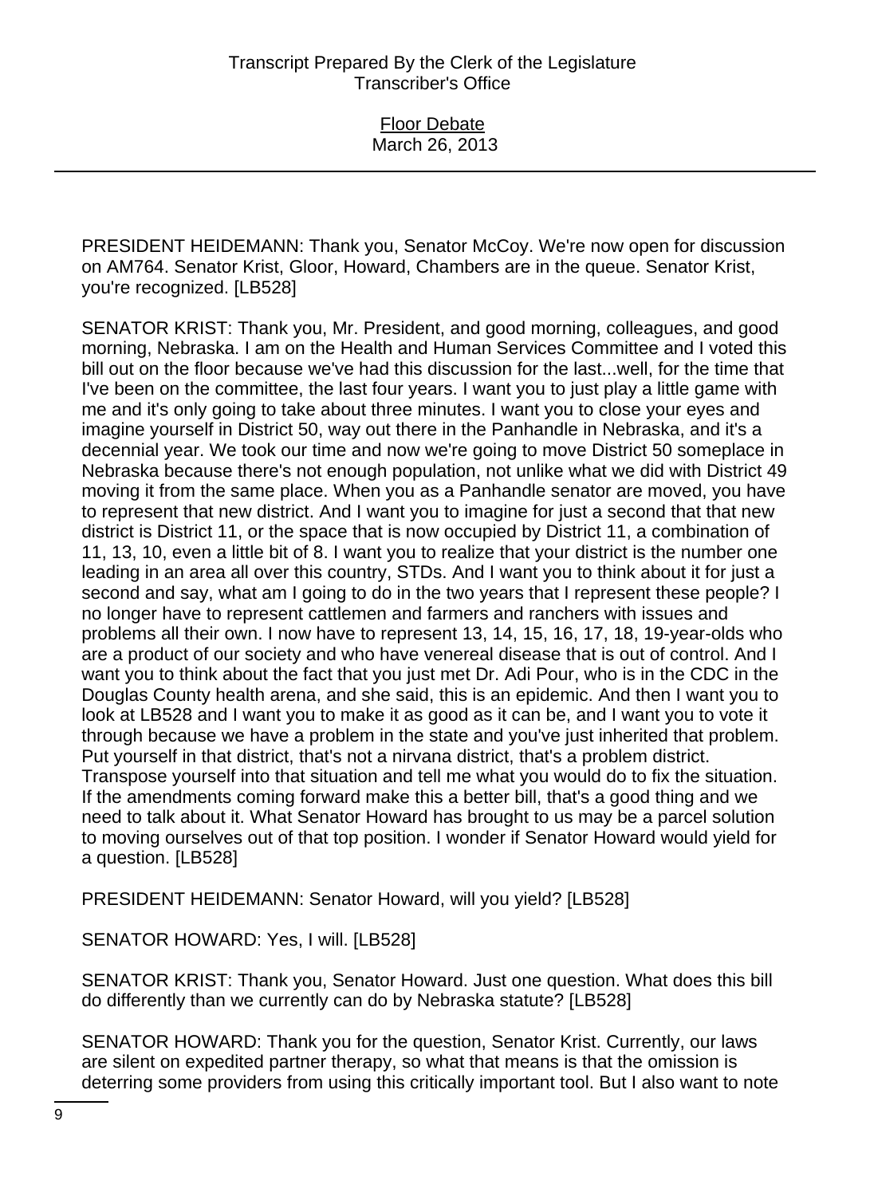PRESIDENT HEIDEMANN: Thank you, Senator McCoy. We're now open for discussion on AM764. Senator Krist, Gloor, Howard, Chambers are in the queue. Senator Krist, you're recognized. [LB528]

SENATOR KRIST: Thank you, Mr. President, and good morning, colleagues, and good morning, Nebraska. I am on the Health and Human Services Committee and I voted this bill out on the floor because we've had this discussion for the last...well, for the time that I've been on the committee, the last four years. I want you to just play a little game with me and it's only going to take about three minutes. I want you to close your eyes and imagine yourself in District 50, way out there in the Panhandle in Nebraska, and it's a decennial year. We took our time and now we're going to move District 50 someplace in Nebraska because there's not enough population, not unlike what we did with District 49 moving it from the same place. When you as a Panhandle senator are moved, you have to represent that new district. And I want you to imagine for just a second that that new district is District 11, or the space that is now occupied by District 11, a combination of 11, 13, 10, even a little bit of 8. I want you to realize that your district is the number one leading in an area all over this country, STDs. And I want you to think about it for just a second and say, what am I going to do in the two years that I represent these people? I no longer have to represent cattlemen and farmers and ranchers with issues and problems all their own. I now have to represent 13, 14, 15, 16, 17, 18, 19-year-olds who are a product of our society and who have venereal disease that is out of control. And I want you to think about the fact that you just met Dr. Adi Pour, who is in the CDC in the Douglas County health arena, and she said, this is an epidemic. And then I want you to look at LB528 and I want you to make it as good as it can be, and I want you to vote it through because we have a problem in the state and you've just inherited that problem. Put yourself in that district, that's not a nirvana district, that's a problem district. Transpose yourself into that situation and tell me what you would do to fix the situation. If the amendments coming forward make this a better bill, that's a good thing and we need to talk about it. What Senator Howard has brought to us may be a parcel solution to moving ourselves out of that top position. I wonder if Senator Howard would yield for a question. [LB528]

PRESIDENT HEIDEMANN: Senator Howard, will you yield? [LB528]

SENATOR HOWARD: Yes, I will. [LB528]

SENATOR KRIST: Thank you, Senator Howard. Just one question. What does this bill do differently than we currently can do by Nebraska statute? [LB528]

SENATOR HOWARD: Thank you for the question, Senator Krist. Currently, our laws are silent on expedited partner therapy, so what that means is that the omission is deterring some providers from using this critically important tool. But I also want to note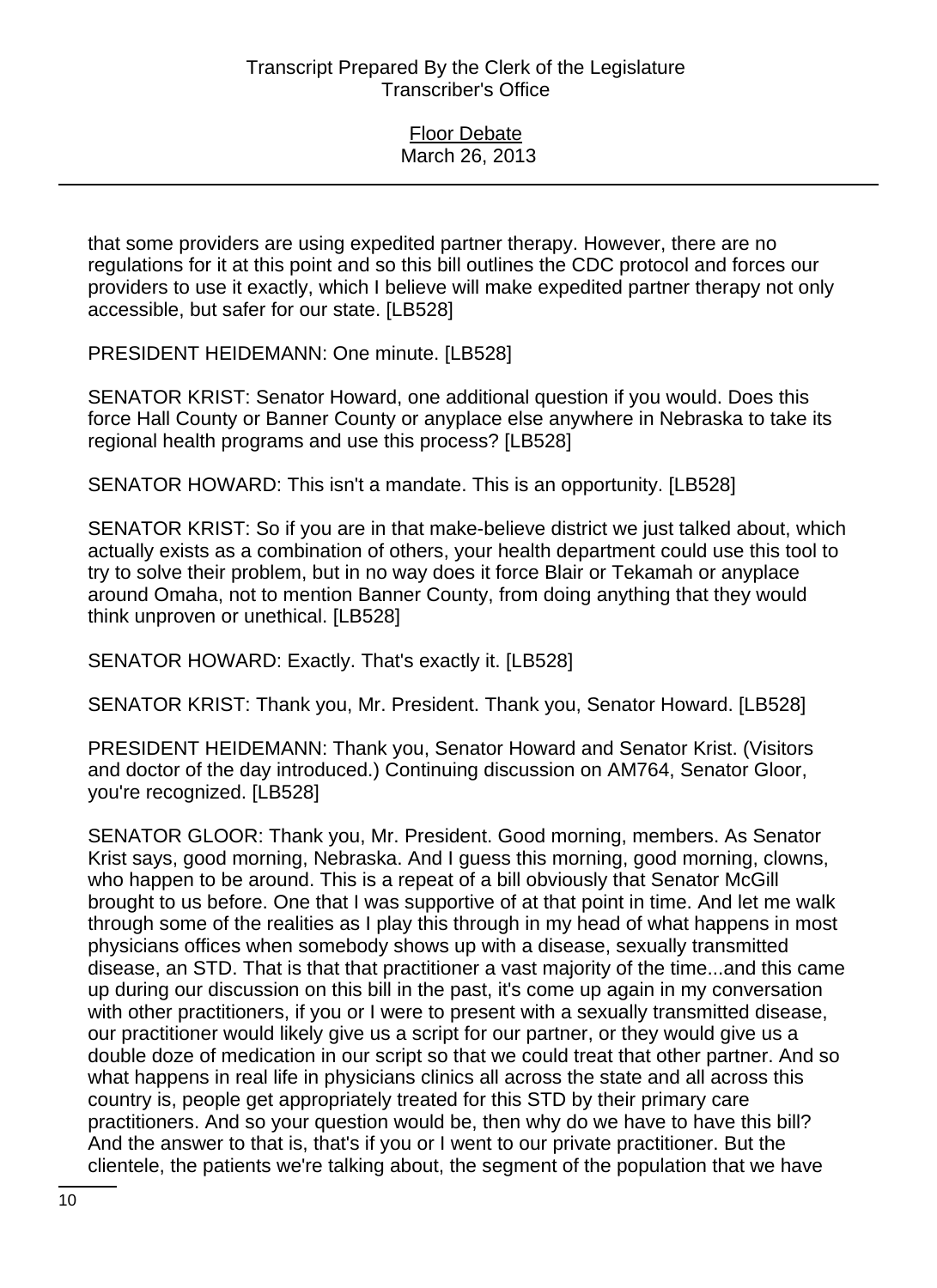that some providers are using expedited partner therapy. However, there are no regulations for it at this point and so this bill outlines the CDC protocol and forces our providers to use it exactly, which I believe will make expedited partner therapy not only accessible, but safer for our state. [LB528]

PRESIDENT HEIDEMANN: One minute. [LB528]

SENATOR KRIST: Senator Howard, one additional question if you would. Does this force Hall County or Banner County or anyplace else anywhere in Nebraska to take its regional health programs and use this process? [LB528]

SENATOR HOWARD: This isn't a mandate. This is an opportunity. [LB528]

SENATOR KRIST: So if you are in that make-believe district we just talked about, which actually exists as a combination of others, your health department could use this tool to try to solve their problem, but in no way does it force Blair or Tekamah or anyplace around Omaha, not to mention Banner County, from doing anything that they would think unproven or unethical. [LB528]

SENATOR HOWARD: Exactly. That's exactly it. [LB528]

SENATOR KRIST: Thank you, Mr. President. Thank you, Senator Howard. [LB528]

PRESIDENT HEIDEMANN: Thank you, Senator Howard and Senator Krist. (Visitors and doctor of the day introduced.) Continuing discussion on AM764, Senator Gloor, you're recognized. [LB528]

SENATOR GLOOR: Thank you, Mr. President. Good morning, members. As Senator Krist says, good morning, Nebraska. And I guess this morning, good morning, clowns, who happen to be around. This is a repeat of a bill obviously that Senator McGill brought to us before. One that I was supportive of at that point in time. And let me walk through some of the realities as I play this through in my head of what happens in most physicians offices when somebody shows up with a disease, sexually transmitted disease, an STD. That is that that practitioner a vast majority of the time...and this came up during our discussion on this bill in the past, it's come up again in my conversation with other practitioners, if you or I were to present with a sexually transmitted disease, our practitioner would likely give us a script for our partner, or they would give us a double doze of medication in our script so that we could treat that other partner. And so what happens in real life in physicians clinics all across the state and all across this country is, people get appropriately treated for this STD by their primary care practitioners. And so your question would be, then why do we have to have this bill? And the answer to that is, that's if you or I went to our private practitioner. But the clientele, the patients we're talking about, the segment of the population that we have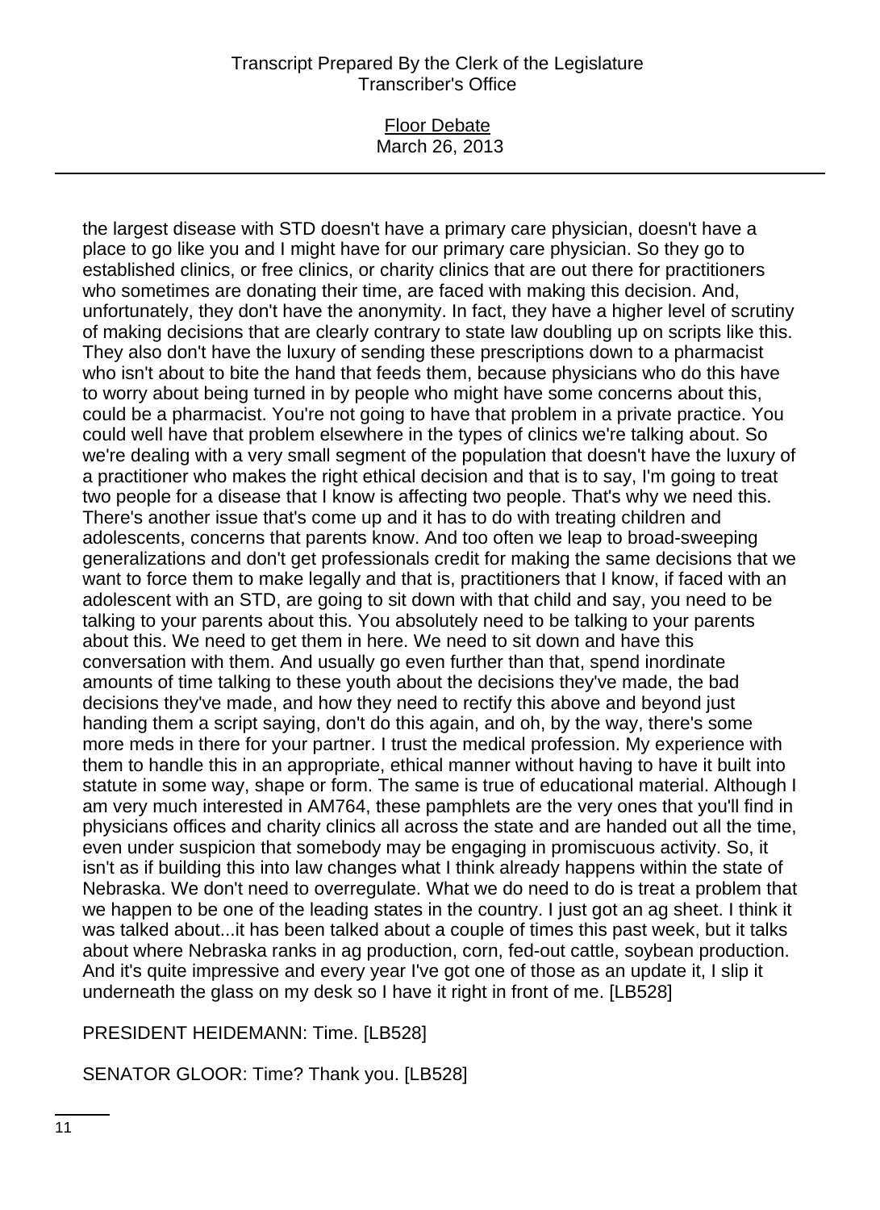the largest disease with STD doesn't have a primary care physician, doesn't have a place to go like you and I might have for our primary care physician. So they go to established clinics, or free clinics, or charity clinics that are out there for practitioners who sometimes are donating their time, are faced with making this decision. And, unfortunately, they don't have the anonymity. In fact, they have a higher level of scrutiny of making decisions that are clearly contrary to state law doubling up on scripts like this. They also don't have the luxury of sending these prescriptions down to a pharmacist who isn't about to bite the hand that feeds them, because physicians who do this have to worry about being turned in by people who might have some concerns about this, could be a pharmacist. You're not going to have that problem in a private practice. You could well have that problem elsewhere in the types of clinics we're talking about. So we're dealing with a very small segment of the population that doesn't have the luxury of a practitioner who makes the right ethical decision and that is to say, I'm going to treat two people for a disease that I know is affecting two people. That's why we need this. There's another issue that's come up and it has to do with treating children and adolescents, concerns that parents know. And too often we leap to broad-sweeping generalizations and don't get professionals credit for making the same decisions that we want to force them to make legally and that is, practitioners that I know, if faced with an adolescent with an STD, are going to sit down with that child and say, you need to be talking to your parents about this. You absolutely need to be talking to your parents about this. We need to get them in here. We need to sit down and have this conversation with them. And usually go even further than that, spend inordinate amounts of time talking to these youth about the decisions they've made, the bad decisions they've made, and how they need to rectify this above and beyond just handing them a script saying, don't do this again, and oh, by the way, there's some more meds in there for your partner. I trust the medical profession. My experience with them to handle this in an appropriate, ethical manner without having to have it built into statute in some way, shape or form. The same is true of educational material. Although I am very much interested in AM764, these pamphlets are the very ones that you'll find in physicians offices and charity clinics all across the state and are handed out all the time, even under suspicion that somebody may be engaging in promiscuous activity. So, it isn't as if building this into law changes what I think already happens within the state of Nebraska. We don't need to overregulate. What we do need to do is treat a problem that we happen to be one of the leading states in the country. I just got an ag sheet. I think it was talked about...it has been talked about a couple of times this past week, but it talks about where Nebraska ranks in ag production, corn, fed-out cattle, soybean production. And it's quite impressive and every year I've got one of those as an update it, I slip it underneath the glass on my desk so I have it right in front of me. [LB528]

PRESIDENT HEIDEMANN: Time. [LB528]

SENATOR GLOOR: Time? Thank you. [LB528]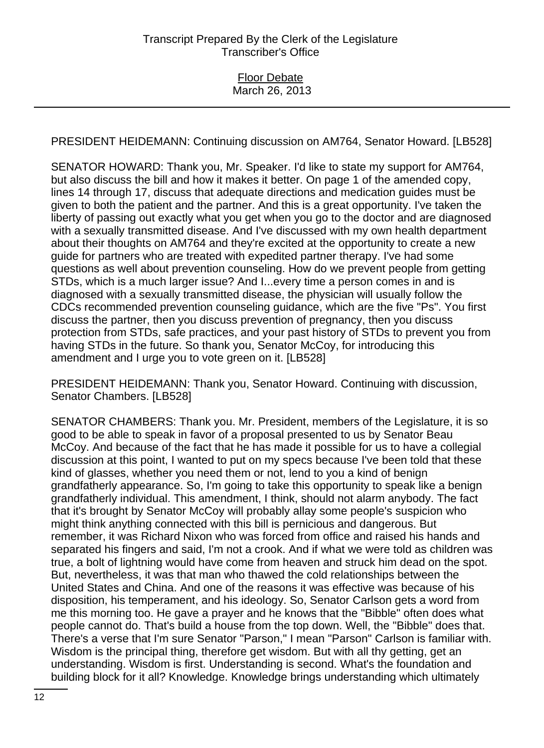PRESIDENT HEIDEMANN: Continuing discussion on AM764, Senator Howard. [LB528]

SENATOR HOWARD: Thank you, Mr. Speaker. I'd like to state my support for AM764, but also discuss the bill and how it makes it better. On page 1 of the amended copy, lines 14 through 17, discuss that adequate directions and medication guides must be given to both the patient and the partner. And this is a great opportunity. I've taken the liberty of passing out exactly what you get when you go to the doctor and are diagnosed with a sexually transmitted disease. And I've discussed with my own health department about their thoughts on AM764 and they're excited at the opportunity to create a new guide for partners who are treated with expedited partner therapy. I've had some questions as well about prevention counseling. How do we prevent people from getting STDs, which is a much larger issue? And I...every time a person comes in and is diagnosed with a sexually transmitted disease, the physician will usually follow the CDCs recommended prevention counseling guidance, which are the five "Ps". You first discuss the partner, then you discuss prevention of pregnancy, then you discuss protection from STDs, safe practices, and your past history of STDs to prevent you from having STDs in the future. So thank you, Senator McCoy, for introducing this amendment and I urge you to vote green on it. [LB528]

PRESIDENT HEIDEMANN: Thank you, Senator Howard. Continuing with discussion, Senator Chambers. [LB528]

SENATOR CHAMBERS: Thank you. Mr. President, members of the Legislature, it is so good to be able to speak in favor of a proposal presented to us by Senator Beau McCoy. And because of the fact that he has made it possible for us to have a collegial discussion at this point, I wanted to put on my specs because I've been told that these kind of glasses, whether you need them or not, lend to you a kind of benign grandfatherly appearance. So, I'm going to take this opportunity to speak like a benign grandfatherly individual. This amendment, I think, should not alarm anybody. The fact that it's brought by Senator McCoy will probably allay some people's suspicion who might think anything connected with this bill is pernicious and dangerous. But remember, it was Richard Nixon who was forced from office and raised his hands and separated his fingers and said, I'm not a crook. And if what we were told as children was true, a bolt of lightning would have come from heaven and struck him dead on the spot. But, nevertheless, it was that man who thawed the cold relationships between the United States and China. And one of the reasons it was effective was because of his disposition, his temperament, and his ideology. So, Senator Carlson gets a word from me this morning too. He gave a prayer and he knows that the "Bibble" often does what people cannot do. That's build a house from the top down. Well, the "Bibble" does that. There's a verse that I'm sure Senator "Parson," I mean "Parson" Carlson is familiar with. Wisdom is the principal thing, therefore get wisdom. But with all thy getting, get an understanding. Wisdom is first. Understanding is second. What's the foundation and building block for it all? Knowledge. Knowledge brings understanding which ultimately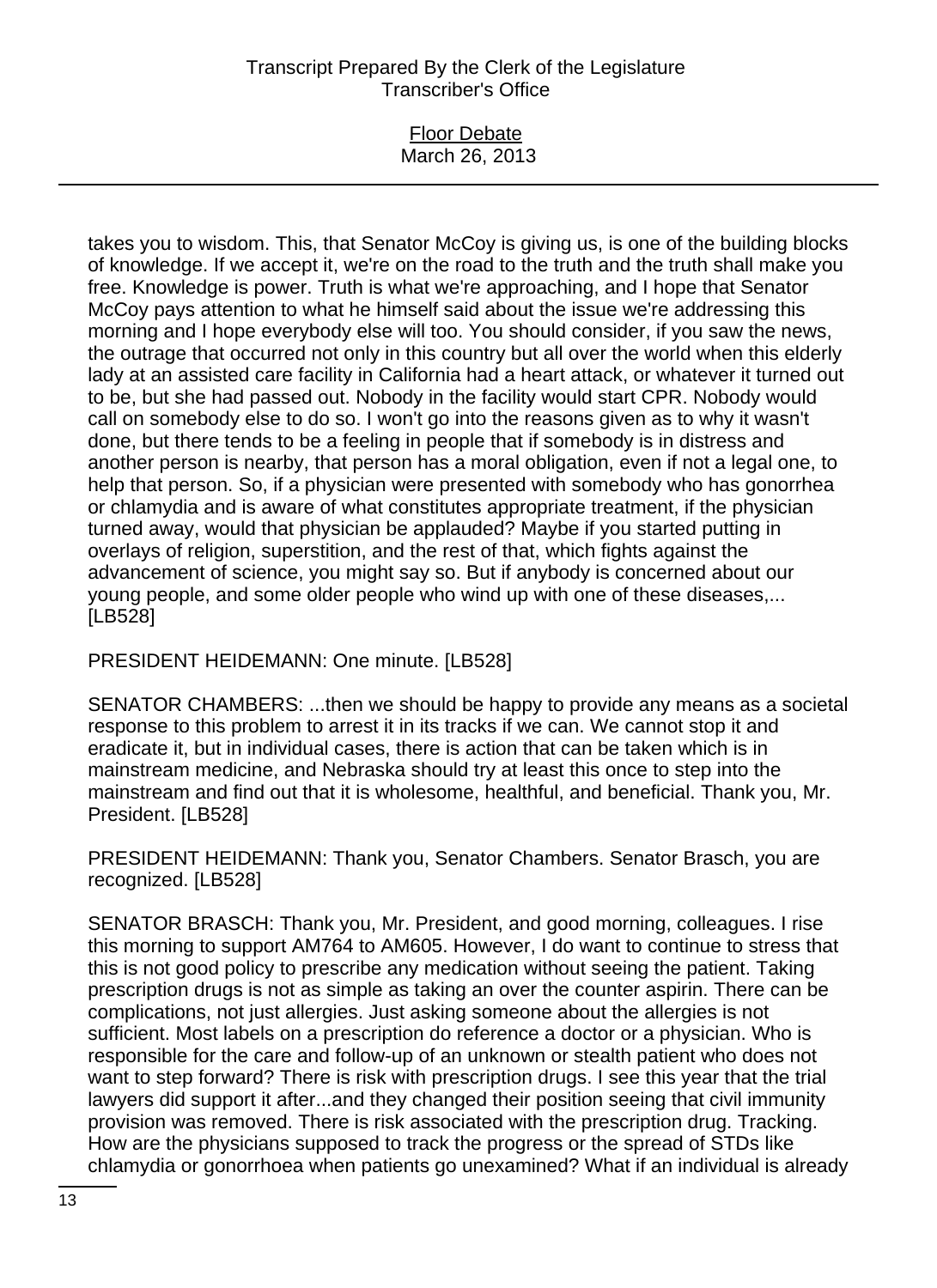takes you to wisdom. This, that Senator McCoy is giving us, is one of the building blocks of knowledge. If we accept it, we're on the road to the truth and the truth shall make you free. Knowledge is power. Truth is what we're approaching, and I hope that Senator McCoy pays attention to what he himself said about the issue we're addressing this morning and I hope everybody else will too. You should consider, if you saw the news, the outrage that occurred not only in this country but all over the world when this elderly lady at an assisted care facility in California had a heart attack, or whatever it turned out to be, but she had passed out. Nobody in the facility would start CPR. Nobody would call on somebody else to do so. I won't go into the reasons given as to why it wasn't done, but there tends to be a feeling in people that if somebody is in distress and another person is nearby, that person has a moral obligation, even if not a legal one, to help that person. So, if a physician were presented with somebody who has gonorrhea or chlamydia and is aware of what constitutes appropriate treatment, if the physician turned away, would that physician be applauded? Maybe if you started putting in overlays of religion, superstition, and the rest of that, which fights against the advancement of science, you might say so. But if anybody is concerned about our young people, and some older people who wind up with one of these diseases,... [LB528]

PRESIDENT HEIDEMANN: One minute. [LB528]

SENATOR CHAMBERS: ...then we should be happy to provide any means as a societal response to this problem to arrest it in its tracks if we can. We cannot stop it and eradicate it, but in individual cases, there is action that can be taken which is in mainstream medicine, and Nebraska should try at least this once to step into the mainstream and find out that it is wholesome, healthful, and beneficial. Thank you, Mr. President. [LB528]

PRESIDENT HEIDEMANN: Thank you, Senator Chambers. Senator Brasch, you are recognized. [LB528]

SENATOR BRASCH: Thank you, Mr. President, and good morning, colleagues. I rise this morning to support AM764 to AM605. However, I do want to continue to stress that this is not good policy to prescribe any medication without seeing the patient. Taking prescription drugs is not as simple as taking an over the counter aspirin. There can be complications, not just allergies. Just asking someone about the allergies is not sufficient. Most labels on a prescription do reference a doctor or a physician. Who is responsible for the care and follow-up of an unknown or stealth patient who does not want to step forward? There is risk with prescription drugs. I see this year that the trial lawyers did support it after...and they changed their position seeing that civil immunity provision was removed. There is risk associated with the prescription drug. Tracking. How are the physicians supposed to track the progress or the spread of STDs like chlamydia or gonorrhoea when patients go unexamined? What if an individual is already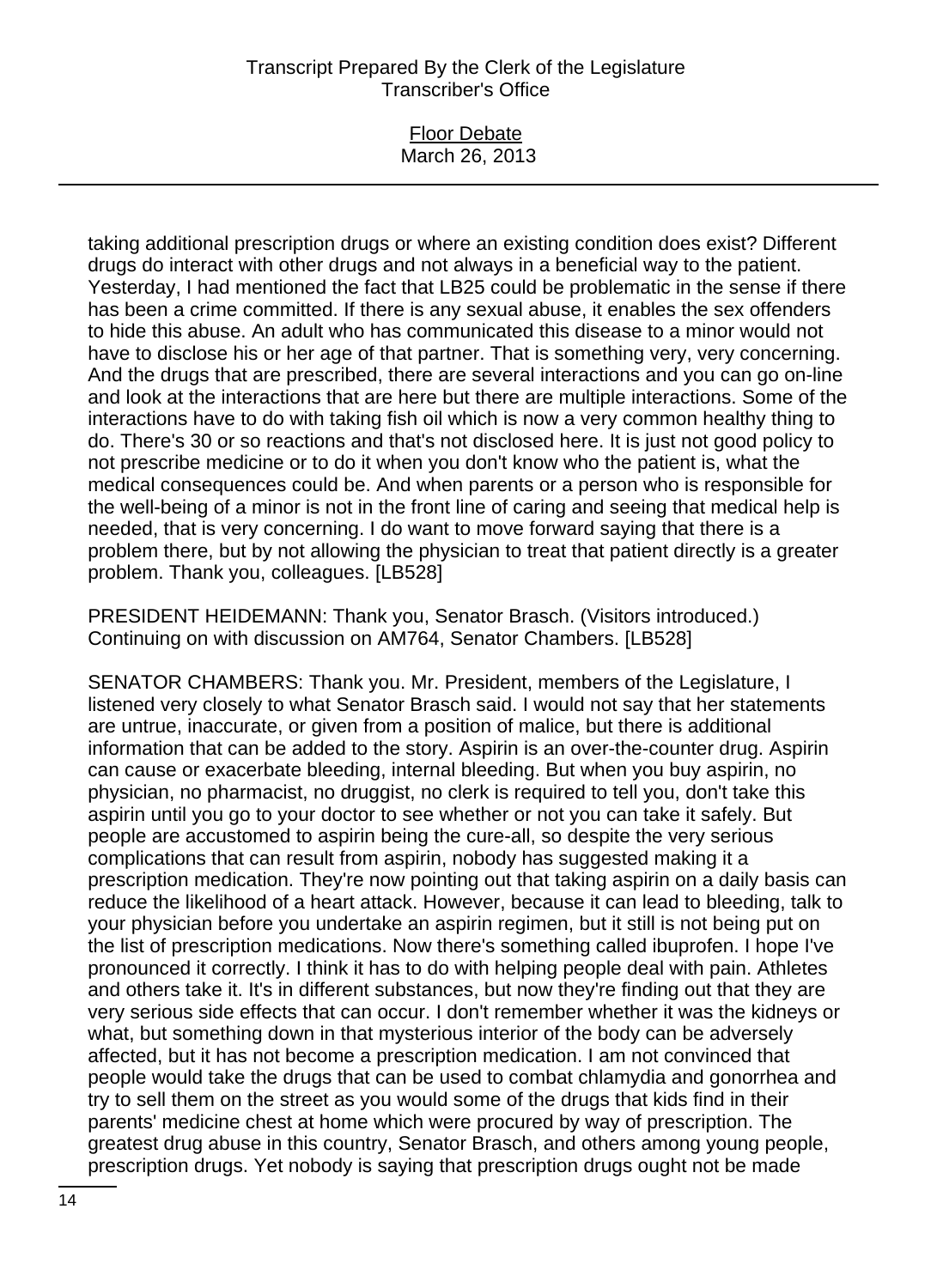taking additional prescription drugs or where an existing condition does exist? Different drugs do interact with other drugs and not always in a beneficial way to the patient. Yesterday, I had mentioned the fact that LB25 could be problematic in the sense if there has been a crime committed. If there is any sexual abuse, it enables the sex offenders to hide this abuse. An adult who has communicated this disease to a minor would not have to disclose his or her age of that partner. That is something very, very concerning. And the drugs that are prescribed, there are several interactions and you can go on-line and look at the interactions that are here but there are multiple interactions. Some of the interactions have to do with taking fish oil which is now a very common healthy thing to do. There's 30 or so reactions and that's not disclosed here. It is just not good policy to not prescribe medicine or to do it when you don't know who the patient is, what the medical consequences could be. And when parents or a person who is responsible for the well-being of a minor is not in the front line of caring and seeing that medical help is needed, that is very concerning. I do want to move forward saying that there is a problem there, but by not allowing the physician to treat that patient directly is a greater problem. Thank you, colleagues. [LB528]

PRESIDENT HEIDEMANN: Thank you, Senator Brasch. (Visitors introduced.) Continuing on with discussion on AM764, Senator Chambers. [LB528]

SENATOR CHAMBERS: Thank you. Mr. President, members of the Legislature, I listened very closely to what Senator Brasch said. I would not say that her statements are untrue, inaccurate, or given from a position of malice, but there is additional information that can be added to the story. Aspirin is an over-the-counter drug. Aspirin can cause or exacerbate bleeding, internal bleeding. But when you buy aspirin, no physician, no pharmacist, no druggist, no clerk is required to tell you, don't take this aspirin until you go to your doctor to see whether or not you can take it safely. But people are accustomed to aspirin being the cure-all, so despite the very serious complications that can result from aspirin, nobody has suggested making it a prescription medication. They're now pointing out that taking aspirin on a daily basis can reduce the likelihood of a heart attack. However, because it can lead to bleeding, talk to your physician before you undertake an aspirin regimen, but it still is not being put on the list of prescription medications. Now there's something called ibuprofen. I hope I've pronounced it correctly. I think it has to do with helping people deal with pain. Athletes and others take it. It's in different substances, but now they're finding out that they are very serious side effects that can occur. I don't remember whether it was the kidneys or what, but something down in that mysterious interior of the body can be adversely affected, but it has not become a prescription medication. I am not convinced that people would take the drugs that can be used to combat chlamydia and gonorrhea and try to sell them on the street as you would some of the drugs that kids find in their parents' medicine chest at home which were procured by way of prescription. The greatest drug abuse in this country, Senator Brasch, and others among young people, prescription drugs. Yet nobody is saying that prescription drugs ought not be made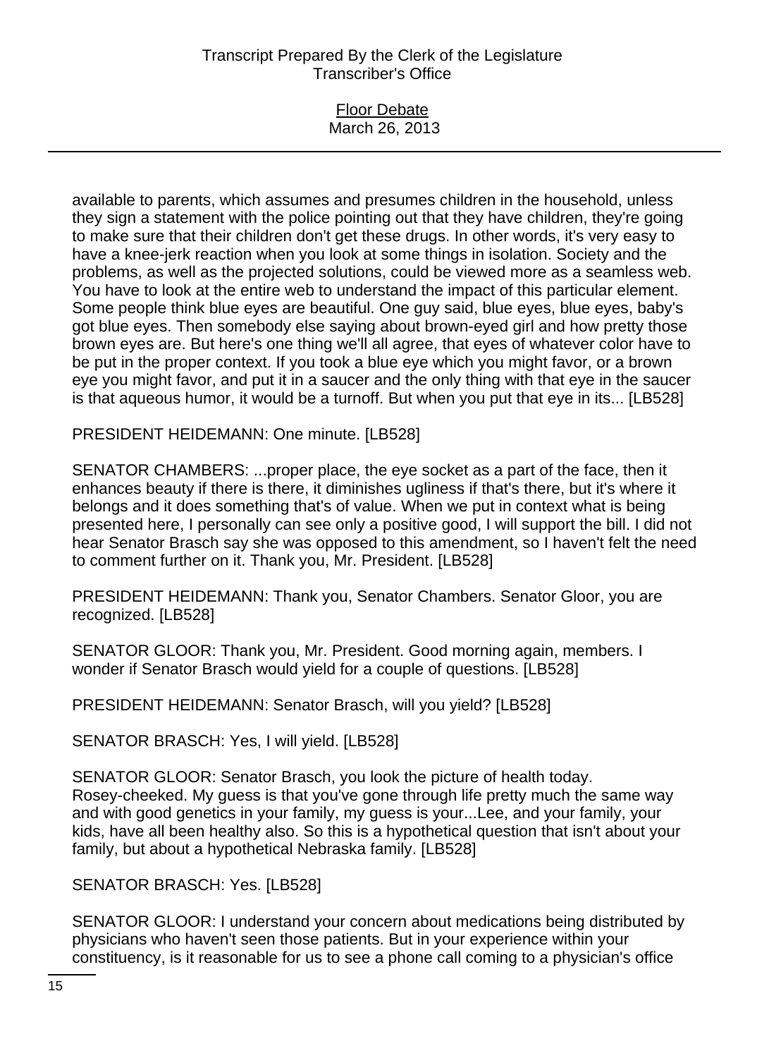available to parents, which assumes and presumes children in the household, unless they sign a statement with the police pointing out that they have children, they're going to make sure that their children don't get these drugs. In other words, it's very easy to have a knee-jerk reaction when you look at some things in isolation. Society and the problems, as well as the projected solutions, could be viewed more as a seamless web. You have to look at the entire web to understand the impact of this particular element. Some people think blue eyes are beautiful. One guy said, blue eyes, blue eyes, baby's got blue eyes. Then somebody else saying about brown-eyed girl and how pretty those brown eyes are. But here's one thing we'll all agree, that eyes of whatever color have to be put in the proper context. If you took a blue eye which you might favor, or a brown eye you might favor, and put it in a saucer and the only thing with that eye in the saucer is that aqueous humor, it would be a turnoff. But when you put that eye in its... [LB528]

PRESIDENT HEIDEMANN: One minute. [LB528]

SENATOR CHAMBERS: ...proper place, the eye socket as a part of the face, then it enhances beauty if there is there, it diminishes ugliness if that's there, but it's where it belongs and it does something that's of value. When we put in context what is being presented here, I personally can see only a positive good, I will support the bill. I did not hear Senator Brasch say she was opposed to this amendment, so I haven't felt the need to comment further on it. Thank you, Mr. President. [LB528]

PRESIDENT HEIDEMANN: Thank you, Senator Chambers. Senator Gloor, you are recognized. [LB528]

SENATOR GLOOR: Thank you, Mr. President. Good morning again, members. I wonder if Senator Brasch would yield for a couple of questions. [LB528]

PRESIDENT HEIDEMANN: Senator Brasch, will you yield? [LB528]

SENATOR BRASCH: Yes, I will yield. [LB528]

SENATOR GLOOR: Senator Brasch, you look the picture of health today. Rosey-cheeked. My guess is that you've gone through life pretty much the same way and with good genetics in your family, my guess is your...Lee, and your family, your kids, have all been healthy also. So this is a hypothetical question that isn't about your family, but about a hypothetical Nebraska family. [LB528]

SENATOR BRASCH: Yes. [LB528]

SENATOR GLOOR: I understand your concern about medications being distributed by physicians who haven't seen those patients. But in your experience within your constituency, is it reasonable for us to see a phone call coming to a physician's office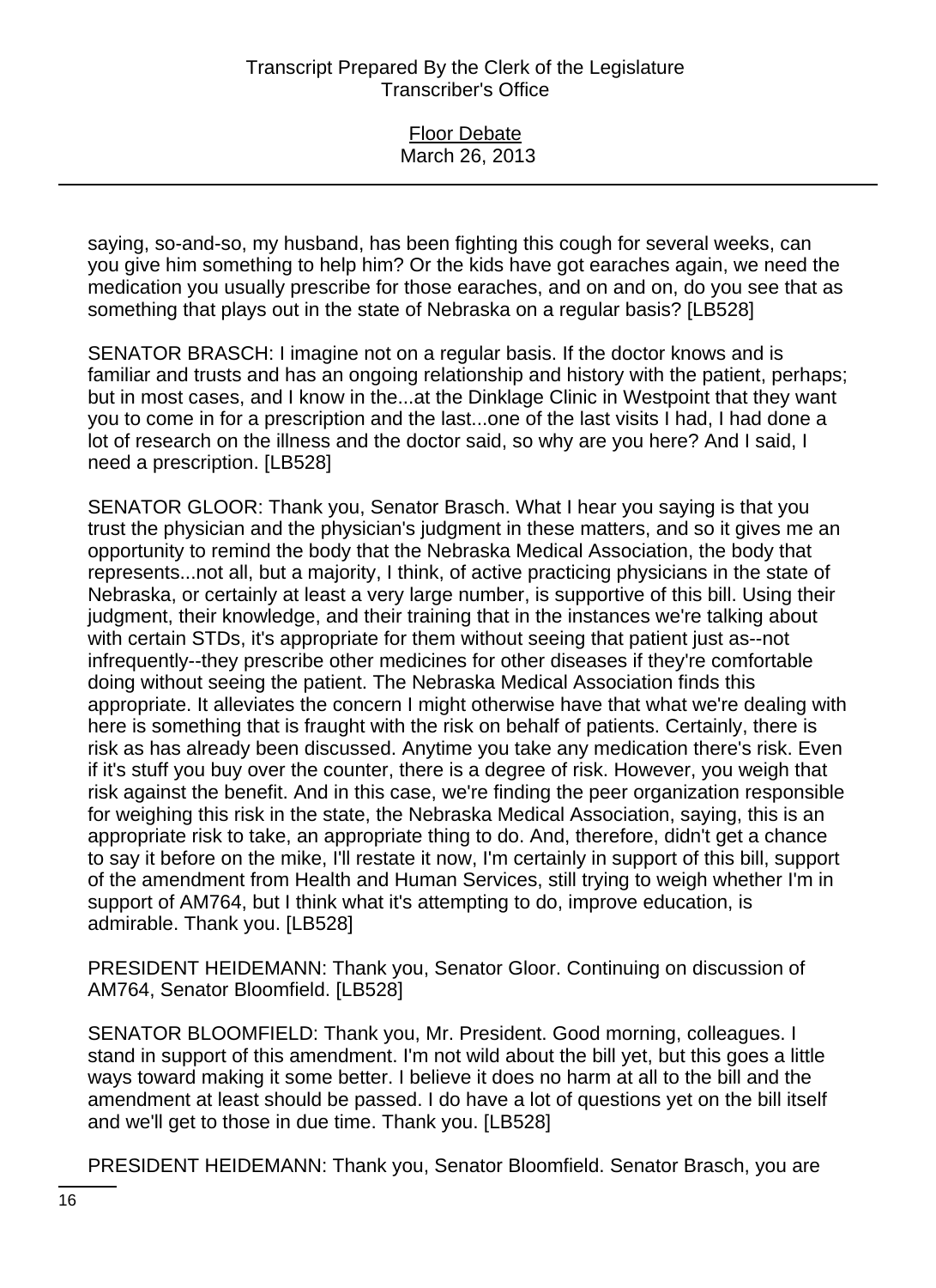saying, so-and-so, my husband, has been fighting this cough for several weeks, can you give him something to help him? Or the kids have got earaches again, we need the medication you usually prescribe for those earaches, and on and on, do you see that as something that plays out in the state of Nebraska on a regular basis? [LB528]

SENATOR BRASCH: I imagine not on a regular basis. If the doctor knows and is familiar and trusts and has an ongoing relationship and history with the patient, perhaps; but in most cases, and I know in the...at the Dinklage Clinic in Westpoint that they want you to come in for a prescription and the last...one of the last visits I had, I had done a lot of research on the illness and the doctor said, so why are you here? And I said, I need a prescription. [LB528]

SENATOR GLOOR: Thank you, Senator Brasch. What I hear you saying is that you trust the physician and the physician's judgment in these matters, and so it gives me an opportunity to remind the body that the Nebraska Medical Association, the body that represents...not all, but a majority, I think, of active practicing physicians in the state of Nebraska, or certainly at least a very large number, is supportive of this bill. Using their judgment, their knowledge, and their training that in the instances we're talking about with certain STDs, it's appropriate for them without seeing that patient just as--not infrequently--they prescribe other medicines for other diseases if they're comfortable doing without seeing the patient. The Nebraska Medical Association finds this appropriate. It alleviates the concern I might otherwise have that what we're dealing with here is something that is fraught with the risk on behalf of patients. Certainly, there is risk as has already been discussed. Anytime you take any medication there's risk. Even if it's stuff you buy over the counter, there is a degree of risk. However, you weigh that risk against the benefit. And in this case, we're finding the peer organization responsible for weighing this risk in the state, the Nebraska Medical Association, saying, this is an appropriate risk to take, an appropriate thing to do. And, therefore, didn't get a chance to say it before on the mike, I'll restate it now, I'm certainly in support of this bill, support of the amendment from Health and Human Services, still trying to weigh whether I'm in support of AM764, but I think what it's attempting to do, improve education, is admirable. Thank you. [LB528]

PRESIDENT HEIDEMANN: Thank you, Senator Gloor. Continuing on discussion of AM764, Senator Bloomfield. [LB528]

SENATOR BLOOMFIELD: Thank you, Mr. President. Good morning, colleagues. I stand in support of this amendment. I'm not wild about the bill yet, but this goes a little ways toward making it some better. I believe it does no harm at all to the bill and the amendment at least should be passed. I do have a lot of questions yet on the bill itself and we'll get to those in due time. Thank you. [LB528]

PRESIDENT HEIDEMANN: Thank you, Senator Bloomfield. Senator Brasch, you are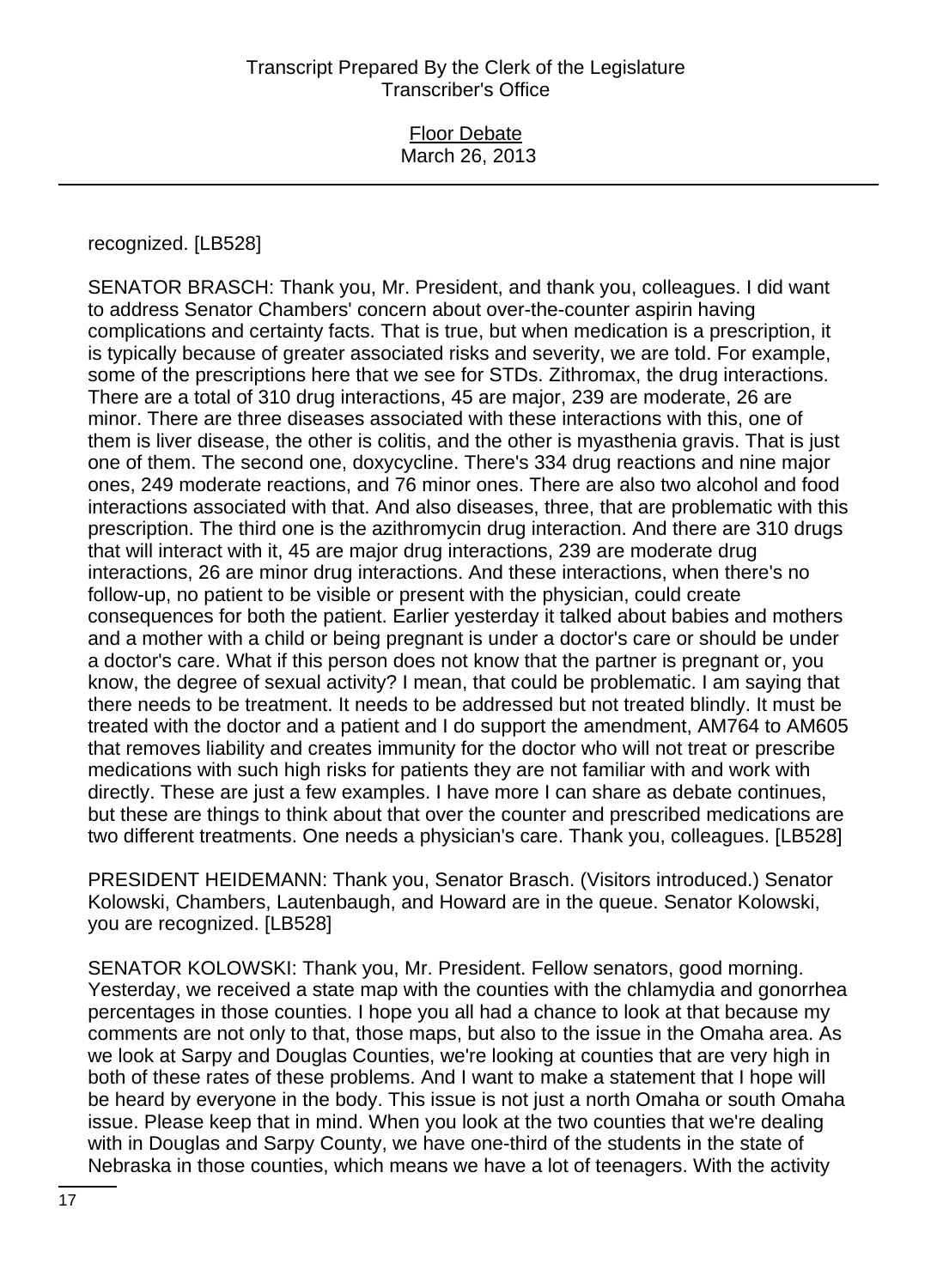recognized. [LB528]

SENATOR BRASCH: Thank you, Mr. President, and thank you, colleagues. I did want to address Senator Chambers' concern about over-the-counter aspirin having complications and certainty facts. That is true, but when medication is a prescription, it is typically because of greater associated risks and severity, we are told. For example, some of the prescriptions here that we see for STDs. Zithromax, the drug interactions. There are a total of 310 drug interactions, 45 are major, 239 are moderate, 26 are minor. There are three diseases associated with these interactions with this, one of them is liver disease, the other is colitis, and the other is myasthenia gravis. That is just one of them. The second one, doxycycline. There's 334 drug reactions and nine major ones, 249 moderate reactions, and 76 minor ones. There are also two alcohol and food interactions associated with that. And also diseases, three, that are problematic with this prescription. The third one is the azithromycin drug interaction. And there are 310 drugs that will interact with it, 45 are major drug interactions, 239 are moderate drug interactions, 26 are minor drug interactions. And these interactions, when there's no follow-up, no patient to be visible or present with the physician, could create consequences for both the patient. Earlier yesterday it talked about babies and mothers and a mother with a child or being pregnant is under a doctor's care or should be under a doctor's care. What if this person does not know that the partner is pregnant or, you know, the degree of sexual activity? I mean, that could be problematic. I am saying that there needs to be treatment. It needs to be addressed but not treated blindly. It must be treated with the doctor and a patient and I do support the amendment, AM764 to AM605 that removes liability and creates immunity for the doctor who will not treat or prescribe medications with such high risks for patients they are not familiar with and work with directly. These are just a few examples. I have more I can share as debate continues, but these are things to think about that over the counter and prescribed medications are two different treatments. One needs a physician's care. Thank you, colleagues. [LB528]

PRESIDENT HEIDEMANN: Thank you, Senator Brasch. (Visitors introduced.) Senator Kolowski, Chambers, Lautenbaugh, and Howard are in the queue. Senator Kolowski, you are recognized. [LB528]

SENATOR KOLOWSKI: Thank you, Mr. President. Fellow senators, good morning. Yesterday, we received a state map with the counties with the chlamydia and gonorrhea percentages in those counties. I hope you all had a chance to look at that because my comments are not only to that, those maps, but also to the issue in the Omaha area. As we look at Sarpy and Douglas Counties, we're looking at counties that are very high in both of these rates of these problems. And I want to make a statement that I hope will be heard by everyone in the body. This issue is not just a north Omaha or south Omaha issue. Please keep that in mind. When you look at the two counties that we're dealing with in Douglas and Sarpy County, we have one-third of the students in the state of Nebraska in those counties, which means we have a lot of teenagers. With the activity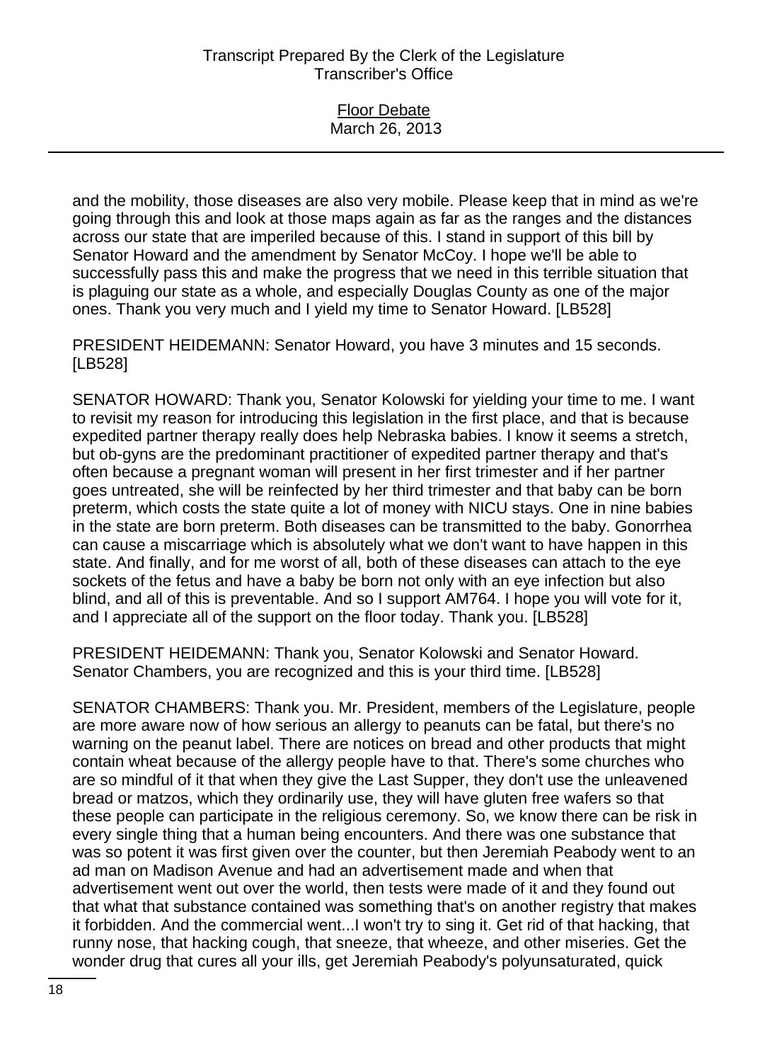and the mobility, those diseases are also very mobile. Please keep that in mind as we're going through this and look at those maps again as far as the ranges and the distances across our state that are imperiled because of this. I stand in support of this bill by Senator Howard and the amendment by Senator McCoy. I hope we'll be able to successfully pass this and make the progress that we need in this terrible situation that is plaguing our state as a whole, and especially Douglas County as one of the major ones. Thank you very much and I yield my time to Senator Howard. [LB528]

PRESIDENT HEIDEMANN: Senator Howard, you have 3 minutes and 15 seconds. [LB528]

SENATOR HOWARD: Thank you, Senator Kolowski for yielding your time to me. I want to revisit my reason for introducing this legislation in the first place, and that is because expedited partner therapy really does help Nebraska babies. I know it seems a stretch, but ob-gyns are the predominant practitioner of expedited partner therapy and that's often because a pregnant woman will present in her first trimester and if her partner goes untreated, she will be reinfected by her third trimester and that baby can be born preterm, which costs the state quite a lot of money with NICU stays. One in nine babies in the state are born preterm. Both diseases can be transmitted to the baby. Gonorrhea can cause a miscarriage which is absolutely what we don't want to have happen in this state. And finally, and for me worst of all, both of these diseases can attach to the eye sockets of the fetus and have a baby be born not only with an eye infection but also blind, and all of this is preventable. And so I support AM764. I hope you will vote for it, and I appreciate all of the support on the floor today. Thank you. [LB528]

PRESIDENT HEIDEMANN: Thank you, Senator Kolowski and Senator Howard. Senator Chambers, you are recognized and this is your third time. [LB528]

SENATOR CHAMBERS: Thank you. Mr. President, members of the Legislature, people are more aware now of how serious an allergy to peanuts can be fatal, but there's no warning on the peanut label. There are notices on bread and other products that might contain wheat because of the allergy people have to that. There's some churches who are so mindful of it that when they give the Last Supper, they don't use the unleavened bread or matzos, which they ordinarily use, they will have gluten free wafers so that these people can participate in the religious ceremony. So, we know there can be risk in every single thing that a human being encounters. And there was one substance that was so potent it was first given over the counter, but then Jeremiah Peabody went to an ad man on Madison Avenue and had an advertisement made and when that advertisement went out over the world, then tests were made of it and they found out that what that substance contained was something that's on another registry that makes it forbidden. And the commercial went...I won't try to sing it. Get rid of that hacking, that runny nose, that hacking cough, that sneeze, that wheeze, and other miseries. Get the wonder drug that cures all your ills, get Jeremiah Peabody's polyunsaturated, quick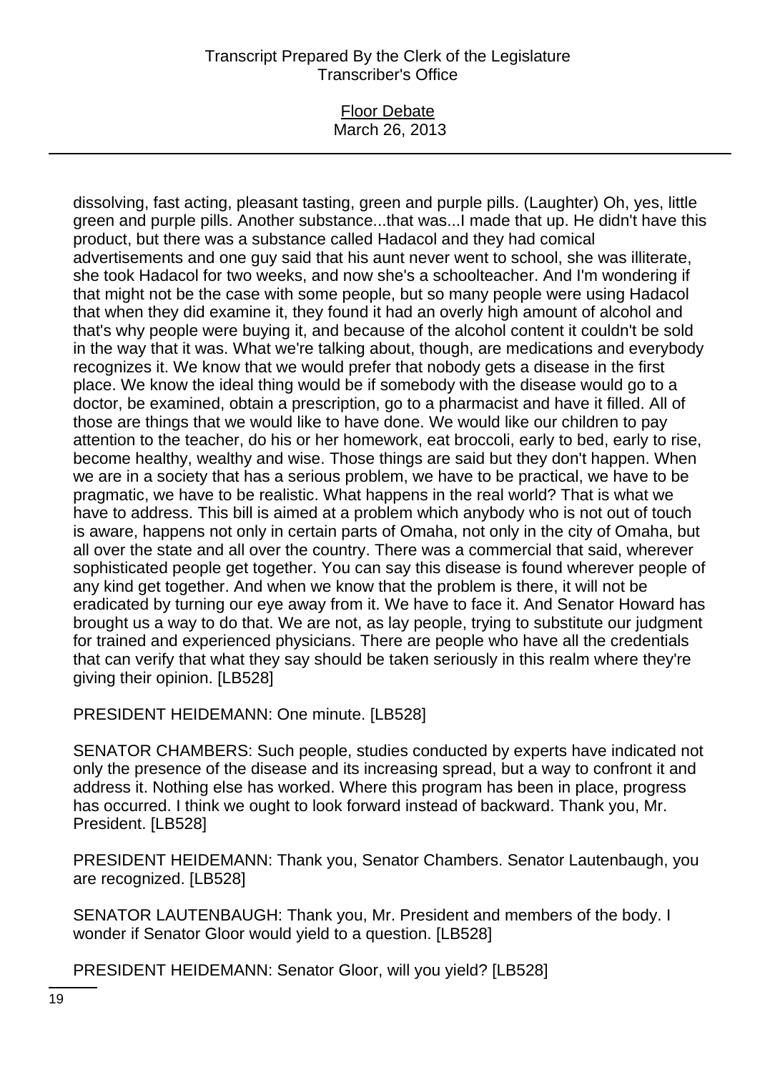dissolving, fast acting, pleasant tasting, green and purple pills. (Laughter) Oh, yes, little green and purple pills. Another substance...that was...I made that up. He didn't have this product, but there was a substance called Hadacol and they had comical advertisements and one guy said that his aunt never went to school, she was illiterate, she took Hadacol for two weeks, and now she's a schoolteacher. And I'm wondering if that might not be the case with some people, but so many people were using Hadacol that when they did examine it, they found it had an overly high amount of alcohol and that's why people were buying it, and because of the alcohol content it couldn't be sold in the way that it was. What we're talking about, though, are medications and everybody recognizes it. We know that we would prefer that nobody gets a disease in the first place. We know the ideal thing would be if somebody with the disease would go to a doctor, be examined, obtain a prescription, go to a pharmacist and have it filled. All of those are things that we would like to have done. We would like our children to pay attention to the teacher, do his or her homework, eat broccoli, early to bed, early to rise, become healthy, wealthy and wise. Those things are said but they don't happen. When we are in a society that has a serious problem, we have to be practical, we have to be pragmatic, we have to be realistic. What happens in the real world? That is what we have to address. This bill is aimed at a problem which anybody who is not out of touch is aware, happens not only in certain parts of Omaha, not only in the city of Omaha, but all over the state and all over the country. There was a commercial that said, wherever sophisticated people get together. You can say this disease is found wherever people of any kind get together. And when we know that the problem is there, it will not be eradicated by turning our eye away from it. We have to face it. And Senator Howard has brought us a way to do that. We are not, as lay people, trying to substitute our judgment for trained and experienced physicians. There are people who have all the credentials that can verify that what they say should be taken seriously in this realm where they're giving their opinion. [LB528]

PRESIDENT HEIDEMANN: One minute. [LB528]

SENATOR CHAMBERS: Such people, studies conducted by experts have indicated not only the presence of the disease and its increasing spread, but a way to confront it and address it. Nothing else has worked. Where this program has been in place, progress has occurred. I think we ought to look forward instead of backward. Thank you, Mr. President. [LB528]

PRESIDENT HEIDEMANN: Thank you, Senator Chambers. Senator Lautenbaugh, you are recognized. [LB528]

SENATOR LAUTENBAUGH: Thank you, Mr. President and members of the body. I wonder if Senator Gloor would yield to a question. [LB528]

PRESIDENT HEIDEMANN: Senator Gloor, will you yield? [LB528]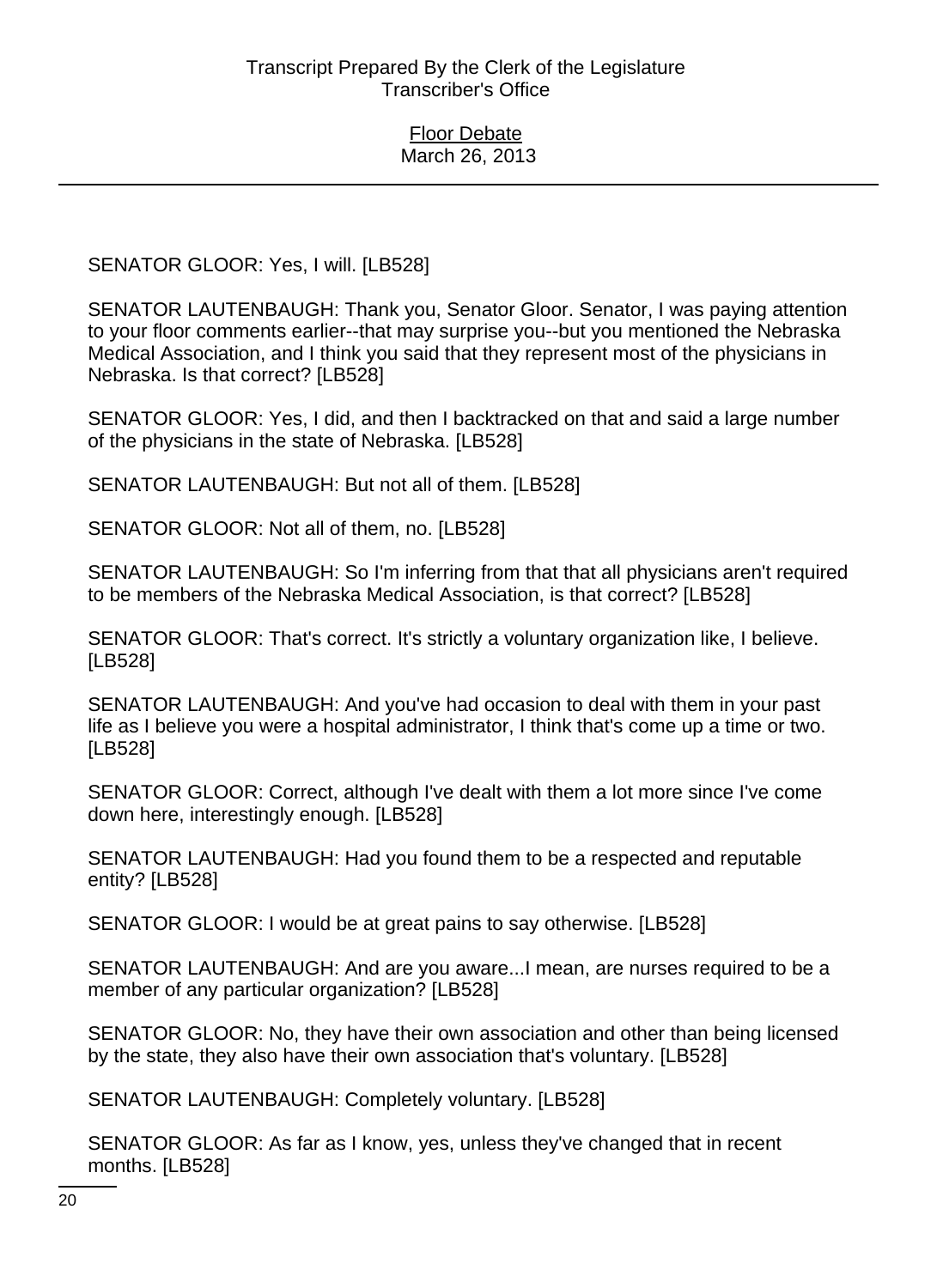SENATOR GLOOR: Yes, I will. [LB528]

SENATOR LAUTENBAUGH: Thank you, Senator Gloor. Senator, I was paying attention to your floor comments earlier--that may surprise you--but you mentioned the Nebraska Medical Association, and I think you said that they represent most of the physicians in Nebraska. Is that correct? [LB528]

SENATOR GLOOR: Yes, I did, and then I backtracked on that and said a large number of the physicians in the state of Nebraska. [LB528]

SENATOR LAUTENBAUGH: But not all of them. [LB528]

SENATOR GLOOR: Not all of them, no. [LB528]

SENATOR LAUTENBAUGH: So I'm inferring from that that all physicians aren't required to be members of the Nebraska Medical Association, is that correct? [LB528]

SENATOR GLOOR: That's correct. It's strictly a voluntary organization like, I believe. [LB528]

SENATOR LAUTENBAUGH: And you've had occasion to deal with them in your past life as I believe you were a hospital administrator, I think that's come up a time or two. [LB528]

SENATOR GLOOR: Correct, although I've dealt with them a lot more since I've come down here, interestingly enough. [LB528]

SENATOR LAUTENBAUGH: Had you found them to be a respected and reputable entity? [LB528]

SENATOR GLOOR: I would be at great pains to say otherwise. [LB528]

SENATOR LAUTENBAUGH: And are you aware...I mean, are nurses required to be a member of any particular organization? [LB528]

SENATOR GLOOR: No, they have their own association and other than being licensed by the state, they also have their own association that's voluntary. [LB528]

SENATOR LAUTENBAUGH: Completely voluntary. [LB528]

SENATOR GLOOR: As far as I know, yes, unless they've changed that in recent months. [LB528]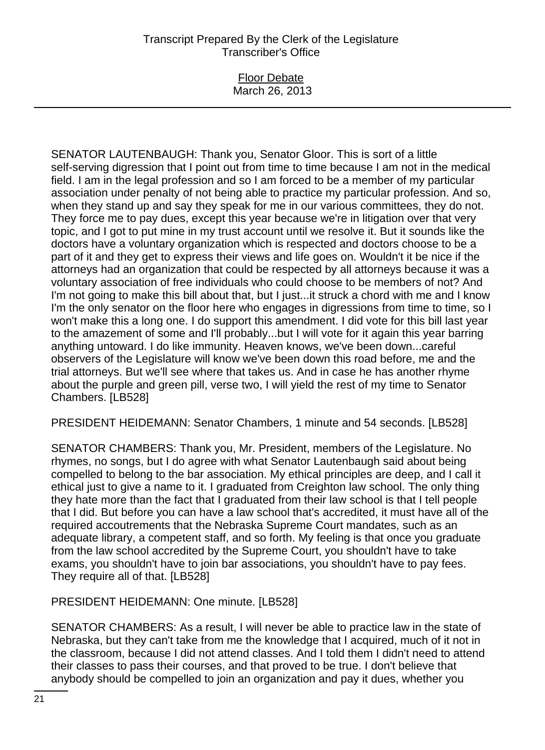SENATOR LAUTENBAUGH: Thank you, Senator Gloor. This is sort of a little self-serving digression that I point out from time to time because I am not in the medical field. I am in the legal profession and so I am forced to be a member of my particular association under penalty of not being able to practice my particular profession. And so, when they stand up and say they speak for me in our various committees, they do not. They force me to pay dues, except this year because we're in litigation over that very topic, and I got to put mine in my trust account until we resolve it. But it sounds like the doctors have a voluntary organization which is respected and doctors choose to be a part of it and they get to express their views and life goes on. Wouldn't it be nice if the attorneys had an organization that could be respected by all attorneys because it was a voluntary association of free individuals who could choose to be members of not? And I'm not going to make this bill about that, but I just...it struck a chord with me and I know I'm the only senator on the floor here who engages in digressions from time to time, so I won't make this a long one. I do support this amendment. I did vote for this bill last year to the amazement of some and I'll probably...but I will vote for it again this year barring anything untoward. I do like immunity. Heaven knows, we've been down...careful observers of the Legislature will know we've been down this road before, me and the trial attorneys. But we'll see where that takes us. And in case he has another rhyme about the purple and green pill, verse two, I will yield the rest of my time to Senator Chambers. [LB528]

PRESIDENT HEIDEMANN: Senator Chambers, 1 minute and 54 seconds. [LB528]

SENATOR CHAMBERS: Thank you, Mr. President, members of the Legislature. No rhymes, no songs, but I do agree with what Senator Lautenbaugh said about being compelled to belong to the bar association. My ethical principles are deep, and I call it ethical just to give a name to it. I graduated from Creighton law school. The only thing they hate more than the fact that I graduated from their law school is that I tell people that I did. But before you can have a law school that's accredited, it must have all of the required accoutrements that the Nebraska Supreme Court mandates, such as an adequate library, a competent staff, and so forth. My feeling is that once you graduate from the law school accredited by the Supreme Court, you shouldn't have to take exams, you shouldn't have to join bar associations, you shouldn't have to pay fees. They require all of that. [LB528]

PRESIDENT HEIDEMANN: One minute. [LB528]

SENATOR CHAMBERS: As a result, I will never be able to practice law in the state of Nebraska, but they can't take from me the knowledge that I acquired, much of it not in the classroom, because I did not attend classes. And I told them I didn't need to attend their classes to pass their courses, and that proved to be true. I don't believe that anybody should be compelled to join an organization and pay it dues, whether you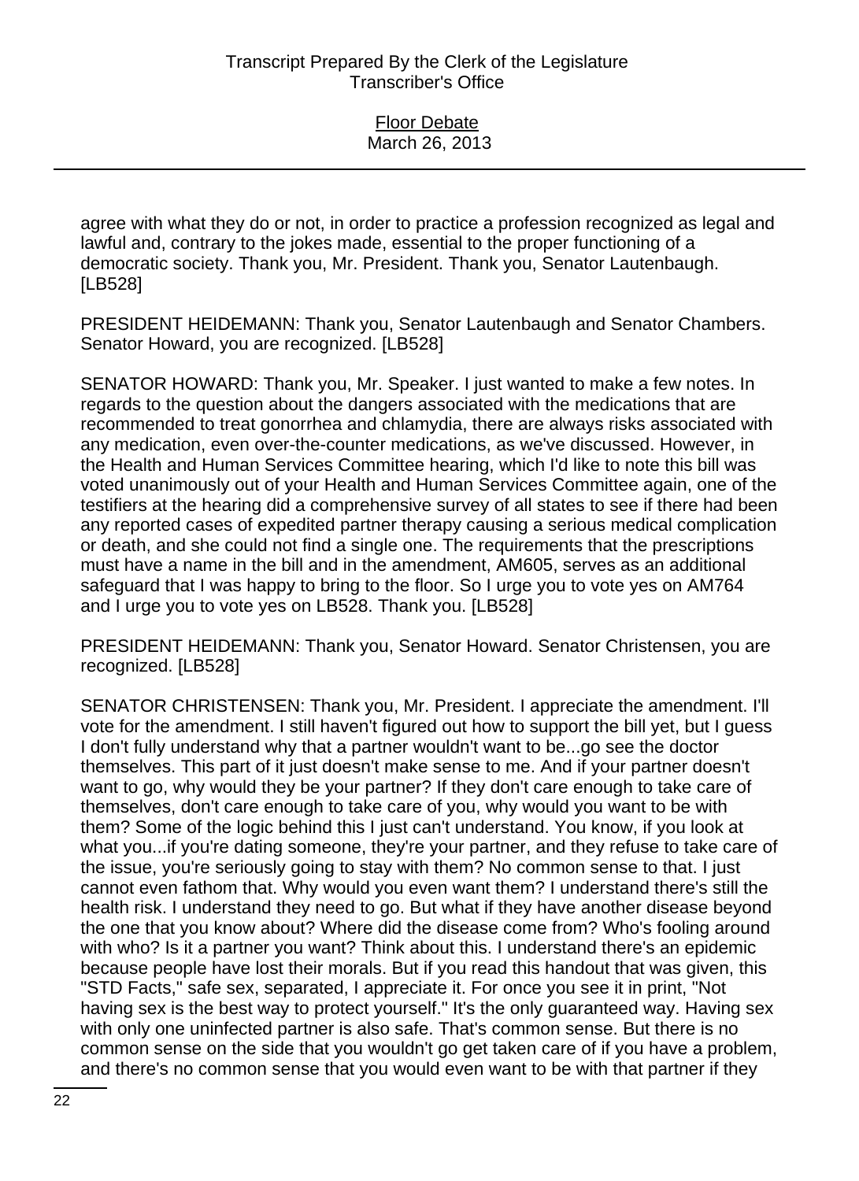agree with what they do or not, in order to practice a profession recognized as legal and lawful and, contrary to the jokes made, essential to the proper functioning of a democratic society. Thank you, Mr. President. Thank you, Senator Lautenbaugh. [LB528]

PRESIDENT HEIDEMANN: Thank you, Senator Lautenbaugh and Senator Chambers. Senator Howard, you are recognized. [LB528]

SENATOR HOWARD: Thank you, Mr. Speaker. I just wanted to make a few notes. In regards to the question about the dangers associated with the medications that are recommended to treat gonorrhea and chlamydia, there are always risks associated with any medication, even over-the-counter medications, as we've discussed. However, in the Health and Human Services Committee hearing, which I'd like to note this bill was voted unanimously out of your Health and Human Services Committee again, one of the testifiers at the hearing did a comprehensive survey of all states to see if there had been any reported cases of expedited partner therapy causing a serious medical complication or death, and she could not find a single one. The requirements that the prescriptions must have a name in the bill and in the amendment, AM605, serves as an additional safeguard that I was happy to bring to the floor. So I urge you to vote yes on AM764 and I urge you to vote yes on LB528. Thank you. [LB528]

PRESIDENT HEIDEMANN: Thank you, Senator Howard. Senator Christensen, you are recognized. [LB528]

SENATOR CHRISTENSEN: Thank you, Mr. President. I appreciate the amendment. I'll vote for the amendment. I still haven't figured out how to support the bill yet, but I guess I don't fully understand why that a partner wouldn't want to be...go see the doctor themselves. This part of it just doesn't make sense to me. And if your partner doesn't want to go, why would they be your partner? If they don't care enough to take care of themselves, don't care enough to take care of you, why would you want to be with them? Some of the logic behind this I just can't understand. You know, if you look at what you...if you're dating someone, they're your partner, and they refuse to take care of the issue, you're seriously going to stay with them? No common sense to that. I just cannot even fathom that. Why would you even want them? I understand there's still the health risk. I understand they need to go. But what if they have another disease beyond the one that you know about? Where did the disease come from? Who's fooling around with who? Is it a partner you want? Think about this. I understand there's an epidemic because people have lost their morals. But if you read this handout that was given, this "STD Facts," safe sex, separated, I appreciate it. For once you see it in print, "Not having sex is the best way to protect yourself." It's the only guaranteed way. Having sex with only one uninfected partner is also safe. That's common sense. But there is no common sense on the side that you wouldn't go get taken care of if you have a problem, and there's no common sense that you would even want to be with that partner if they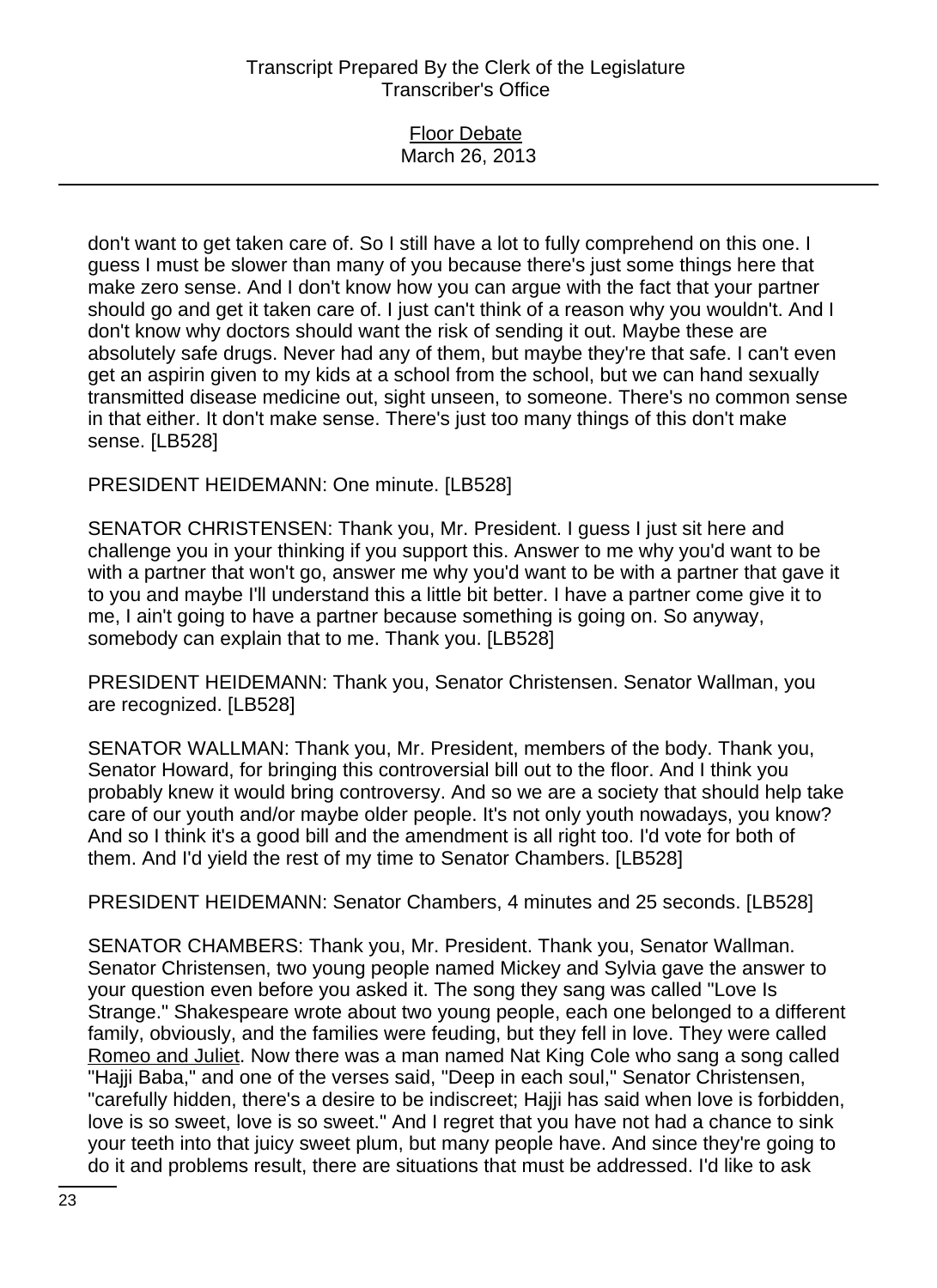don't want to get taken care of. So I still have a lot to fully comprehend on this one. I guess I must be slower than many of you because there's just some things here that make zero sense. And I don't know how you can argue with the fact that your partner should go and get it taken care of. I just can't think of a reason why you wouldn't. And I don't know why doctors should want the risk of sending it out. Maybe these are absolutely safe drugs. Never had any of them, but maybe they're that safe. I can't even get an aspirin given to my kids at a school from the school, but we can hand sexually transmitted disease medicine out, sight unseen, to someone. There's no common sense in that either. It don't make sense. There's just too many things of this don't make sense. [LB528]

PRESIDENT HEIDEMANN: One minute. [LB528]

SENATOR CHRISTENSEN: Thank you, Mr. President. I guess I just sit here and challenge you in your thinking if you support this. Answer to me why you'd want to be with a partner that won't go, answer me why you'd want to be with a partner that gave it to you and maybe I'll understand this a little bit better. I have a partner come give it to me, I ain't going to have a partner because something is going on. So anyway, somebody can explain that to me. Thank you. [LB528]

PRESIDENT HEIDEMANN: Thank you, Senator Christensen. Senator Wallman, you are recognized. [LB528]

SENATOR WALLMAN: Thank you, Mr. President, members of the body. Thank you, Senator Howard, for bringing this controversial bill out to the floor. And I think you probably knew it would bring controversy. And so we are a society that should help take care of our youth and/or maybe older people. It's not only youth nowadays, you know? And so I think it's a good bill and the amendment is all right too. I'd vote for both of them. And I'd yield the rest of my time to Senator Chambers. [LB528]

PRESIDENT HEIDEMANN: Senator Chambers, 4 minutes and 25 seconds. [LB528]

SENATOR CHAMBERS: Thank you, Mr. President. Thank you, Senator Wallman. Senator Christensen, two young people named Mickey and Sylvia gave the answer to your question even before you asked it. The song they sang was called "Love Is Strange." Shakespeare wrote about two young people, each one belonged to a different family, obviously, and the families were feuding, but they fell in love. They were called Romeo and Juliet. Now there was a man named Nat King Cole who sang a song called "Hajji Baba," and one of the verses said, "Deep in each soul," Senator Christensen, "carefully hidden, there's a desire to be indiscreet; Hajji has said when love is forbidden, love is so sweet, love is so sweet." And I regret that you have not had a chance to sink your teeth into that juicy sweet plum, but many people have. And since they're going to do it and problems result, there are situations that must be addressed. I'd like to ask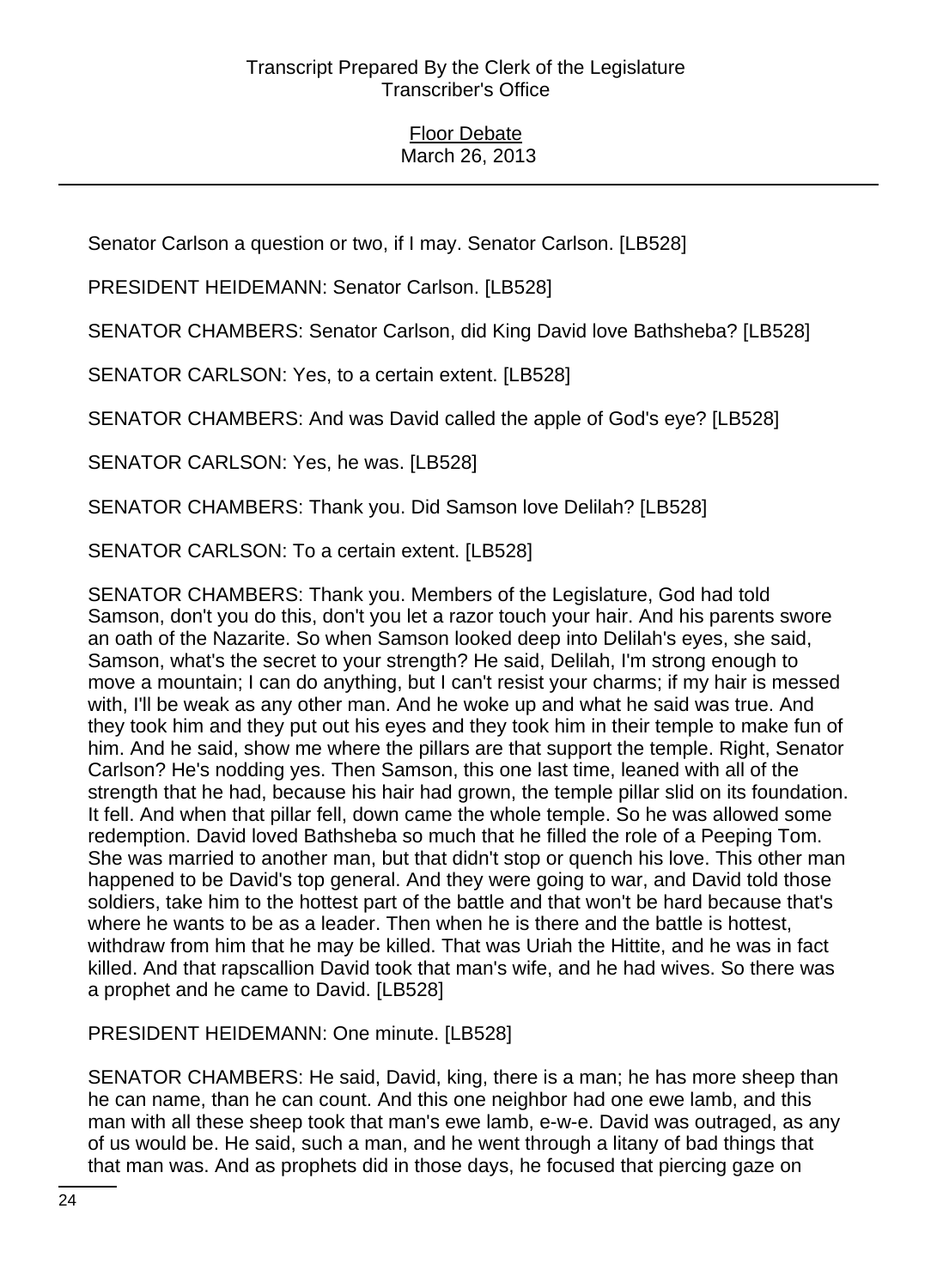Senator Carlson a question or two, if I may. Senator Carlson. [LB528]

PRESIDENT HEIDEMANN: Senator Carlson. [LB528]

SENATOR CHAMBERS: Senator Carlson, did King David love Bathsheba? [LB528]

SENATOR CARLSON: Yes, to a certain extent. [LB528]

SENATOR CHAMBERS: And was David called the apple of God's eye? [LB528]

SENATOR CARLSON: Yes, he was. [LB528]

SENATOR CHAMBERS: Thank you. Did Samson love Delilah? [LB528]

SENATOR CARLSON: To a certain extent. [LB528]

SENATOR CHAMBERS: Thank you. Members of the Legislature, God had told Samson, don't you do this, don't you let a razor touch your hair. And his parents swore an oath of the Nazarite. So when Samson looked deep into Delilah's eyes, she said, Samson, what's the secret to your strength? He said, Delilah, I'm strong enough to move a mountain; I can do anything, but I can't resist your charms; if my hair is messed with, I'll be weak as any other man. And he woke up and what he said was true. And they took him and they put out his eyes and they took him in their temple to make fun of him. And he said, show me where the pillars are that support the temple. Right, Senator Carlson? He's nodding yes. Then Samson, this one last time, leaned with all of the strength that he had, because his hair had grown, the temple pillar slid on its foundation. It fell. And when that pillar fell, down came the whole temple. So he was allowed some redemption. David loved Bathsheba so much that he filled the role of a Peeping Tom. She was married to another man, but that didn't stop or quench his love. This other man happened to be David's top general. And they were going to war, and David told those soldiers, take him to the hottest part of the battle and that won't be hard because that's where he wants to be as a leader. Then when he is there and the battle is hottest, withdraw from him that he may be killed. That was Uriah the Hittite, and he was in fact killed. And that rapscallion David took that man's wife, and he had wives. So there was a prophet and he came to David. [LB528]

PRESIDENT HEIDEMANN: One minute. [LB528]

SENATOR CHAMBERS: He said, David, king, there is a man; he has more sheep than he can name, than he can count. And this one neighbor had one ewe lamb, and this man with all these sheep took that man's ewe lamb, e-w-e. David was outraged, as any of us would be. He said, such a man, and he went through a litany of bad things that that man was. And as prophets did in those days, he focused that piercing gaze on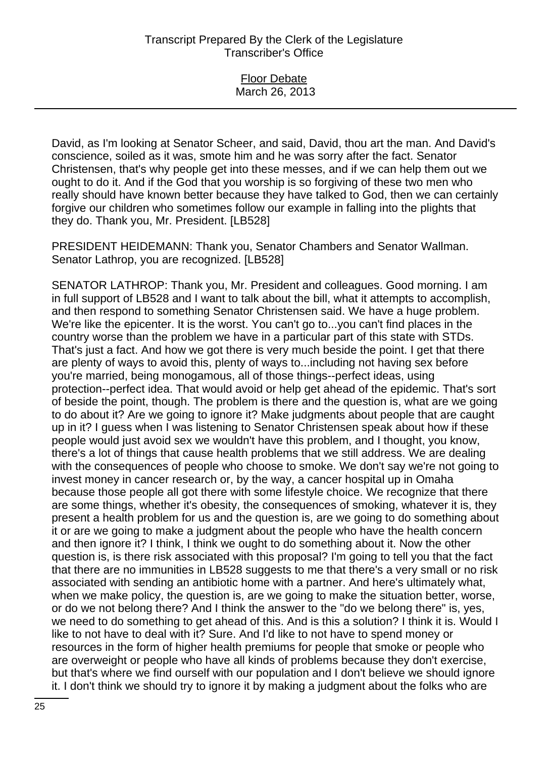David, as I'm looking at Senator Scheer, and said, David, thou art the man. And David's conscience, soiled as it was, smote him and he was sorry after the fact. Senator Christensen, that's why people get into these messes, and if we can help them out we ought to do it. And if the God that you worship is so forgiving of these two men who really should have known better because they have talked to God, then we can certainly forgive our children who sometimes follow our example in falling into the plights that they do. Thank you, Mr. President. [LB528]

PRESIDENT HEIDEMANN: Thank you, Senator Chambers and Senator Wallman. Senator Lathrop, you are recognized. [LB528]

SENATOR LATHROP: Thank you, Mr. President and colleagues. Good morning. I am in full support of LB528 and I want to talk about the bill, what it attempts to accomplish, and then respond to something Senator Christensen said. We have a huge problem. We're like the epicenter. It is the worst. You can't go to...you can't find places in the country worse than the problem we have in a particular part of this state with STDs. That's just a fact. And how we got there is very much beside the point. I get that there are plenty of ways to avoid this, plenty of ways to...including not having sex before you're married, being monogamous, all of those things--perfect ideas, using protection--perfect idea. That would avoid or help get ahead of the epidemic. That's sort of beside the point, though. The problem is there and the question is, what are we going to do about it? Are we going to ignore it? Make judgments about people that are caught up in it? I guess when I was listening to Senator Christensen speak about how if these people would just avoid sex we wouldn't have this problem, and I thought, you know, there's a lot of things that cause health problems that we still address. We are dealing with the consequences of people who choose to smoke. We don't say we're not going to invest money in cancer research or, by the way, a cancer hospital up in Omaha because those people all got there with some lifestyle choice. We recognize that there are some things, whether it's obesity, the consequences of smoking, whatever it is, they present a health problem for us and the question is, are we going to do something about it or are we going to make a judgment about the people who have the health concern and then ignore it? I think, I think we ought to do something about it. Now the other question is, is there risk associated with this proposal? I'm going to tell you that the fact that there are no immunities in LB528 suggests to me that there's a very small or no risk associated with sending an antibiotic home with a partner. And here's ultimately what, when we make policy, the question is, are we going to make the situation better, worse, or do we not belong there? And I think the answer to the "do we belong there" is, yes, we need to do something to get ahead of this. And is this a solution? I think it is. Would I like to not have to deal with it? Sure. And I'd like to not have to spend money or resources in the form of higher health premiums for people that smoke or people who are overweight or people who have all kinds of problems because they don't exercise, but that's where we find ourself with our population and I don't believe we should ignore it. I don't think we should try to ignore it by making a judgment about the folks who are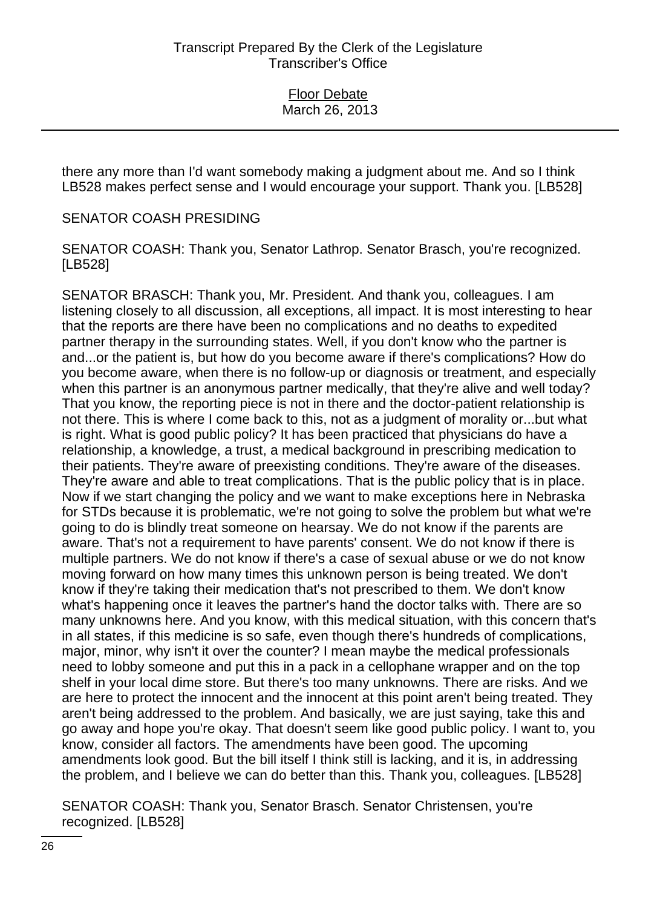there any more than I'd want somebody making a judgment about me. And so I think LB528 makes perfect sense and I would encourage your support. Thank you. [LB528]

SENATOR COASH PRESIDING

SENATOR COASH: Thank you, Senator Lathrop. Senator Brasch, you're recognized. [LB528]

SENATOR BRASCH: Thank you, Mr. President. And thank you, colleagues. I am listening closely to all discussion, all exceptions, all impact. It is most interesting to hear that the reports are there have been no complications and no deaths to expedited partner therapy in the surrounding states. Well, if you don't know who the partner is and...or the patient is, but how do you become aware if there's complications? How do you become aware, when there is no follow-up or diagnosis or treatment, and especially when this partner is an anonymous partner medically, that they're alive and well today? That you know, the reporting piece is not in there and the doctor-patient relationship is not there. This is where I come back to this, not as a judgment of morality or...but what is right. What is good public policy? It has been practiced that physicians do have a relationship, a knowledge, a trust, a medical background in prescribing medication to their patients. They're aware of preexisting conditions. They're aware of the diseases. They're aware and able to treat complications. That is the public policy that is in place. Now if we start changing the policy and we want to make exceptions here in Nebraska for STDs because it is problematic, we're not going to solve the problem but what we're going to do is blindly treat someone on hearsay. We do not know if the parents are aware. That's not a requirement to have parents' consent. We do not know if there is multiple partners. We do not know if there's a case of sexual abuse or we do not know moving forward on how many times this unknown person is being treated. We don't know if they're taking their medication that's not prescribed to them. We don't know what's happening once it leaves the partner's hand the doctor talks with. There are so many unknowns here. And you know, with this medical situation, with this concern that's in all states, if this medicine is so safe, even though there's hundreds of complications, major, minor, why isn't it over the counter? I mean maybe the medical professionals need to lobby someone and put this in a pack in a cellophane wrapper and on the top shelf in your local dime store. But there's too many unknowns. There are risks. And we are here to protect the innocent and the innocent at this point aren't being treated. They aren't being addressed to the problem. And basically, we are just saying, take this and go away and hope you're okay. That doesn't seem like good public policy. I want to, you know, consider all factors. The amendments have been good. The upcoming amendments look good. But the bill itself I think still is lacking, and it is, in addressing the problem, and I believe we can do better than this. Thank you, colleagues. [LB528]

SENATOR COASH: Thank you, Senator Brasch. Senator Christensen, you're recognized. [LB528]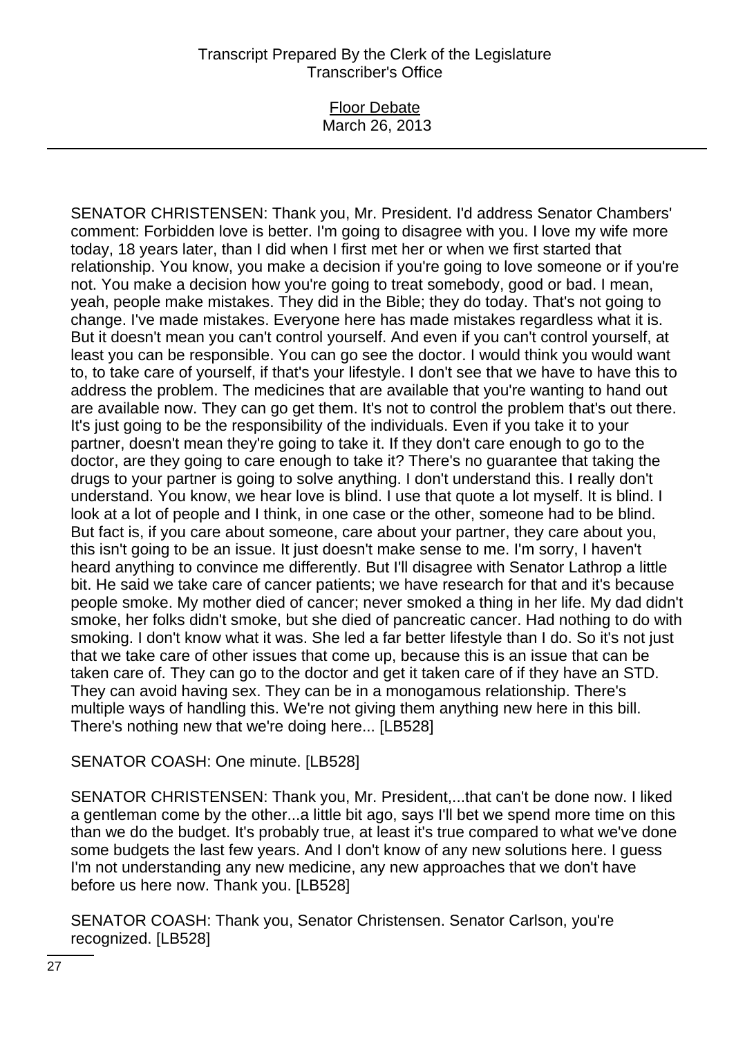SENATOR CHRISTENSEN: Thank you, Mr. President. I'd address Senator Chambers' comment: Forbidden love is better. I'm going to disagree with you. I love my wife more today, 18 years later, than I did when I first met her or when we first started that relationship. You know, you make a decision if you're going to love someone or if you're not. You make a decision how you're going to treat somebody, good or bad. I mean, yeah, people make mistakes. They did in the Bible; they do today. That's not going to change. I've made mistakes. Everyone here has made mistakes regardless what it is. But it doesn't mean you can't control yourself. And even if you can't control yourself, at least you can be responsible. You can go see the doctor. I would think you would want to, to take care of yourself, if that's your lifestyle. I don't see that we have to have this to address the problem. The medicines that are available that you're wanting to hand out are available now. They can go get them. It's not to control the problem that's out there. It's just going to be the responsibility of the individuals. Even if you take it to your partner, doesn't mean they're going to take it. If they don't care enough to go to the doctor, are they going to care enough to take it? There's no guarantee that taking the drugs to your partner is going to solve anything. I don't understand this. I really don't understand. You know, we hear love is blind. I use that quote a lot myself. It is blind. I look at a lot of people and I think, in one case or the other, someone had to be blind. But fact is, if you care about someone, care about your partner, they care about you, this isn't going to be an issue. It just doesn't make sense to me. I'm sorry, I haven't heard anything to convince me differently. But I'll disagree with Senator Lathrop a little bit. He said we take care of cancer patients; we have research for that and it's because people smoke. My mother died of cancer; never smoked a thing in her life. My dad didn't smoke, her folks didn't smoke, but she died of pancreatic cancer. Had nothing to do with smoking. I don't know what it was. She led a far better lifestyle than I do. So it's not just that we take care of other issues that come up, because this is an issue that can be taken care of. They can go to the doctor and get it taken care of if they have an STD. They can avoid having sex. They can be in a monogamous relationship. There's multiple ways of handling this. We're not giving them anything new here in this bill. There's nothing new that we're doing here... [LB528]

SENATOR COASH: One minute. [LB528]

SENATOR CHRISTENSEN: Thank you, Mr. President,...that can't be done now. I liked a gentleman come by the other...a little bit ago, says I'll bet we spend more time on this than we do the budget. It's probably true, at least it's true compared to what we've done some budgets the last few years. And I don't know of any new solutions here. I guess I'm not understanding any new medicine, any new approaches that we don't have before us here now. Thank you. [LB528]

SENATOR COASH: Thank you, Senator Christensen. Senator Carlson, you're recognized. [LB528]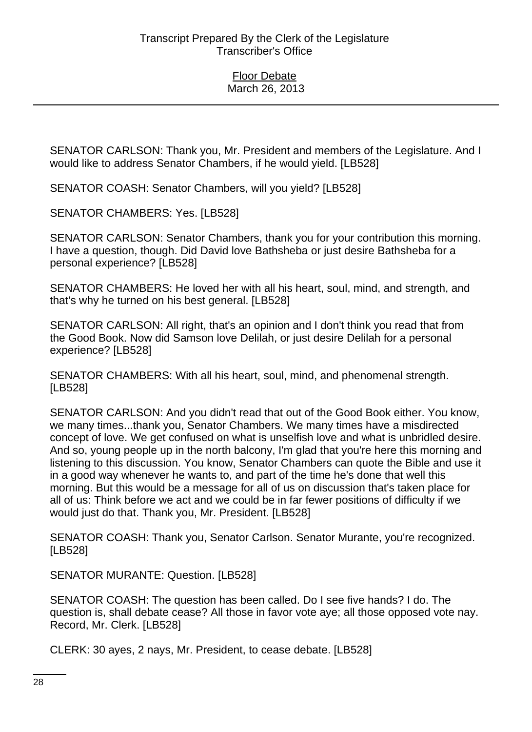SENATOR CARLSON: Thank you, Mr. President and members of the Legislature. And I would like to address Senator Chambers, if he would yield. [LB528]

SENATOR COASH: Senator Chambers, will you yield? [LB528]

SENATOR CHAMBERS: Yes. [LB528]

SENATOR CARLSON: Senator Chambers, thank you for your contribution this morning. I have a question, though. Did David love Bathsheba or just desire Bathsheba for a personal experience? [LB528]

SENATOR CHAMBERS: He loved her with all his heart, soul, mind, and strength, and that's why he turned on his best general. [LB528]

SENATOR CARLSON: All right, that's an opinion and I don't think you read that from the Good Book. Now did Samson love Delilah, or just desire Delilah for a personal experience? [LB528]

SENATOR CHAMBERS: With all his heart, soul, mind, and phenomenal strength. [LB528]

SENATOR CARLSON: And you didn't read that out of the Good Book either. You know, we many times...thank you, Senator Chambers. We many times have a misdirected concept of love. We get confused on what is unselfish love and what is unbridled desire. And so, young people up in the north balcony, I'm glad that you're here this morning and listening to this discussion. You know, Senator Chambers can quote the Bible and use it in a good way whenever he wants to, and part of the time he's done that well this morning. But this would be a message for all of us on discussion that's taken place for all of us: Think before we act and we could be in far fewer positions of difficulty if we would just do that. Thank you, Mr. President. [LB528]

SENATOR COASH: Thank you, Senator Carlson. Senator Murante, you're recognized. [LB528]

SENATOR MURANTE: Question. [LB528]

SENATOR COASH: The question has been called. Do I see five hands? I do. The question is, shall debate cease? All those in favor vote aye; all those opposed vote nay. Record, Mr. Clerk. [LB528]

CLERK: 30 ayes, 2 nays, Mr. President, to cease debate. [LB528]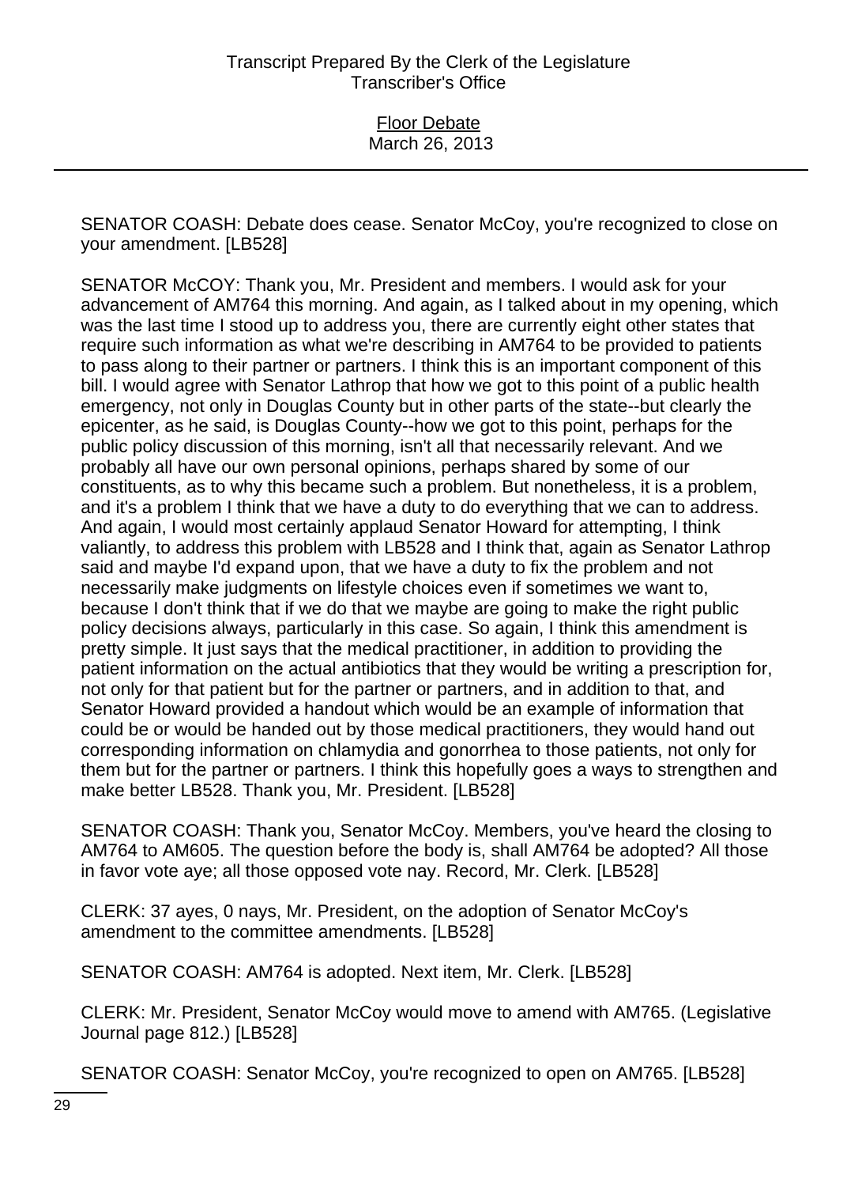SENATOR COASH: Debate does cease. Senator McCoy, you're recognized to close on your amendment. [LB528]

SENATOR McCOY: Thank you, Mr. President and members. I would ask for your advancement of AM764 this morning. And again, as I talked about in my opening, which was the last time I stood up to address you, there are currently eight other states that require such information as what we're describing in AM764 to be provided to patients to pass along to their partner or partners. I think this is an important component of this bill. I would agree with Senator Lathrop that how we got to this point of a public health emergency, not only in Douglas County but in other parts of the state--but clearly the epicenter, as he said, is Douglas County--how we got to this point, perhaps for the public policy discussion of this morning, isn't all that necessarily relevant. And we probably all have our own personal opinions, perhaps shared by some of our constituents, as to why this became such a problem. But nonetheless, it is a problem, and it's a problem I think that we have a duty to do everything that we can to address. And again, I would most certainly applaud Senator Howard for attempting, I think valiantly, to address this problem with LB528 and I think that, again as Senator Lathrop said and maybe I'd expand upon, that we have a duty to fix the problem and not necessarily make judgments on lifestyle choices even if sometimes we want to, because I don't think that if we do that we maybe are going to make the right public policy decisions always, particularly in this case. So again, I think this amendment is pretty simple. It just says that the medical practitioner, in addition to providing the patient information on the actual antibiotics that they would be writing a prescription for, not only for that patient but for the partner or partners, and in addition to that, and Senator Howard provided a handout which would be an example of information that could be or would be handed out by those medical practitioners, they would hand out corresponding information on chlamydia and gonorrhea to those patients, not only for them but for the partner or partners. I think this hopefully goes a ways to strengthen and make better LB528. Thank you, Mr. President. [LB528]

SENATOR COASH: Thank you, Senator McCoy. Members, you've heard the closing to AM764 to AM605. The question before the body is, shall AM764 be adopted? All those in favor vote aye; all those opposed vote nay. Record, Mr. Clerk. [LB528]

CLERK: 37 ayes, 0 nays, Mr. President, on the adoption of Senator McCoy's amendment to the committee amendments. [LB528]

SENATOR COASH: AM764 is adopted. Next item, Mr. Clerk. [LB528]

CLERK: Mr. President, Senator McCoy would move to amend with AM765. (Legislative Journal page 812.) [LB528]

SENATOR COASH: Senator McCoy, you're recognized to open on AM765. [LB528]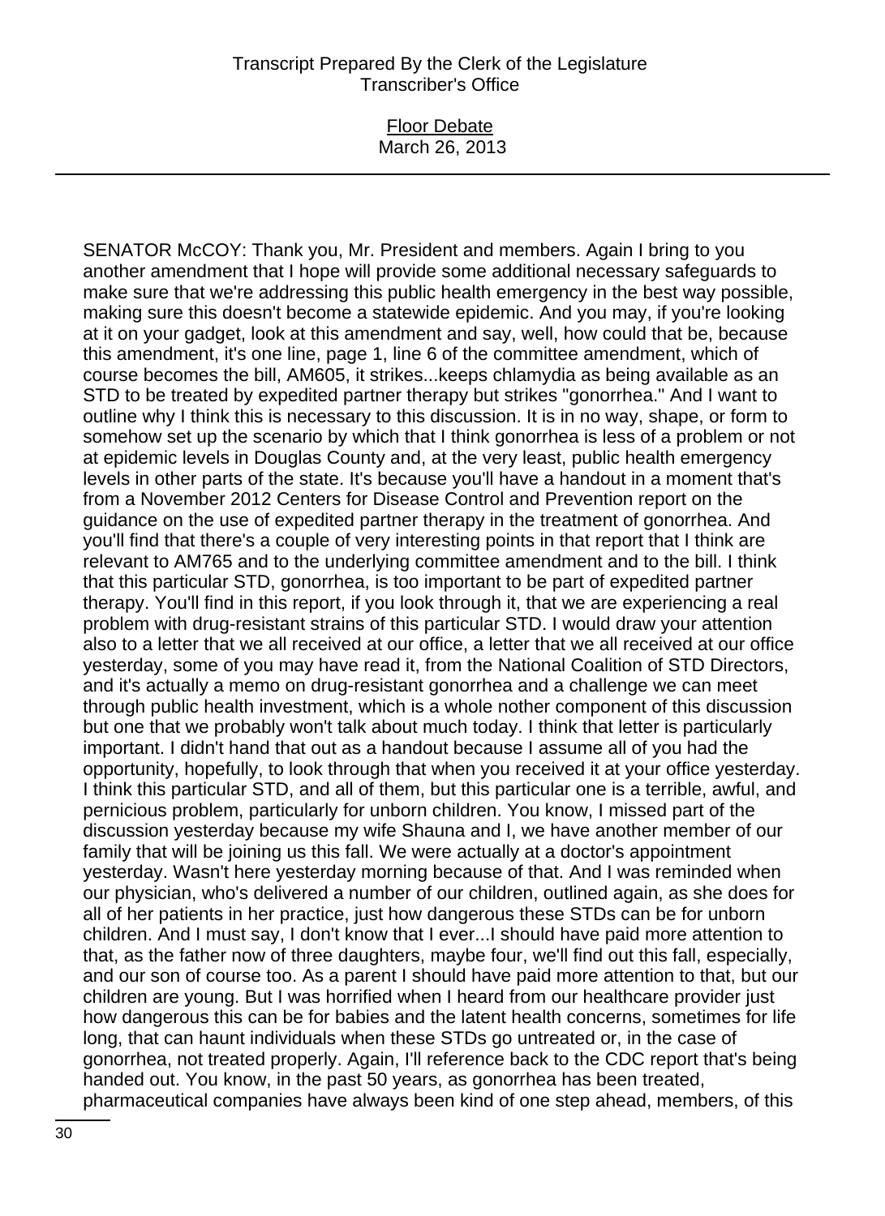SENATOR McCOY: Thank you, Mr. President and members. Again I bring to you another amendment that I hope will provide some additional necessary safeguards to make sure that we're addressing this public health emergency in the best way possible, making sure this doesn't become a statewide epidemic. And you may, if you're looking at it on your gadget, look at this amendment and say, well, how could that be, because this amendment, it's one line, page 1, line 6 of the committee amendment, which of course becomes the bill, AM605, it strikes...keeps chlamydia as being available as an STD to be treated by expedited partner therapy but strikes "gonorrhea." And I want to outline why I think this is necessary to this discussion. It is in no way, shape, or form to somehow set up the scenario by which that I think gonorrhea is less of a problem or not at epidemic levels in Douglas County and, at the very least, public health emergency levels in other parts of the state. It's because you'll have a handout in a moment that's from a November 2012 Centers for Disease Control and Prevention report on the guidance on the use of expedited partner therapy in the treatment of gonorrhea. And you'll find that there's a couple of very interesting points in that report that I think are relevant to AM765 and to the underlying committee amendment and to the bill. I think that this particular STD, gonorrhea, is too important to be part of expedited partner therapy. You'll find in this report, if you look through it, that we are experiencing a real problem with drug-resistant strains of this particular STD. I would draw your attention also to a letter that we all received at our office, a letter that we all received at our office yesterday, some of you may have read it, from the National Coalition of STD Directors, and it's actually a memo on drug-resistant gonorrhea and a challenge we can meet through public health investment, which is a whole nother component of this discussion but one that we probably won't talk about much today. I think that letter is particularly important. I didn't hand that out as a handout because I assume all of you had the opportunity, hopefully, to look through that when you received it at your office yesterday. I think this particular STD, and all of them, but this particular one is a terrible, awful, and pernicious problem, particularly for unborn children. You know, I missed part of the discussion yesterday because my wife Shauna and I, we have another member of our family that will be joining us this fall. We were actually at a doctor's appointment yesterday. Wasn't here yesterday morning because of that. And I was reminded when our physician, who's delivered a number of our children, outlined again, as she does for all of her patients in her practice, just how dangerous these STDs can be for unborn children. And I must say, I don't know that I ever...I should have paid more attention to that, as the father now of three daughters, maybe four, we'll find out this fall, especially, and our son of course too. As a parent I should have paid more attention to that, but our children are young. But I was horrified when I heard from our healthcare provider just how dangerous this can be for babies and the latent health concerns, sometimes for life long, that can haunt individuals when these STDs go untreated or, in the case of gonorrhea, not treated properly. Again, I'll reference back to the CDC report that's being handed out. You know, in the past 50 years, as gonorrhea has been treated, pharmaceutical companies have always been kind of one step ahead, members, of this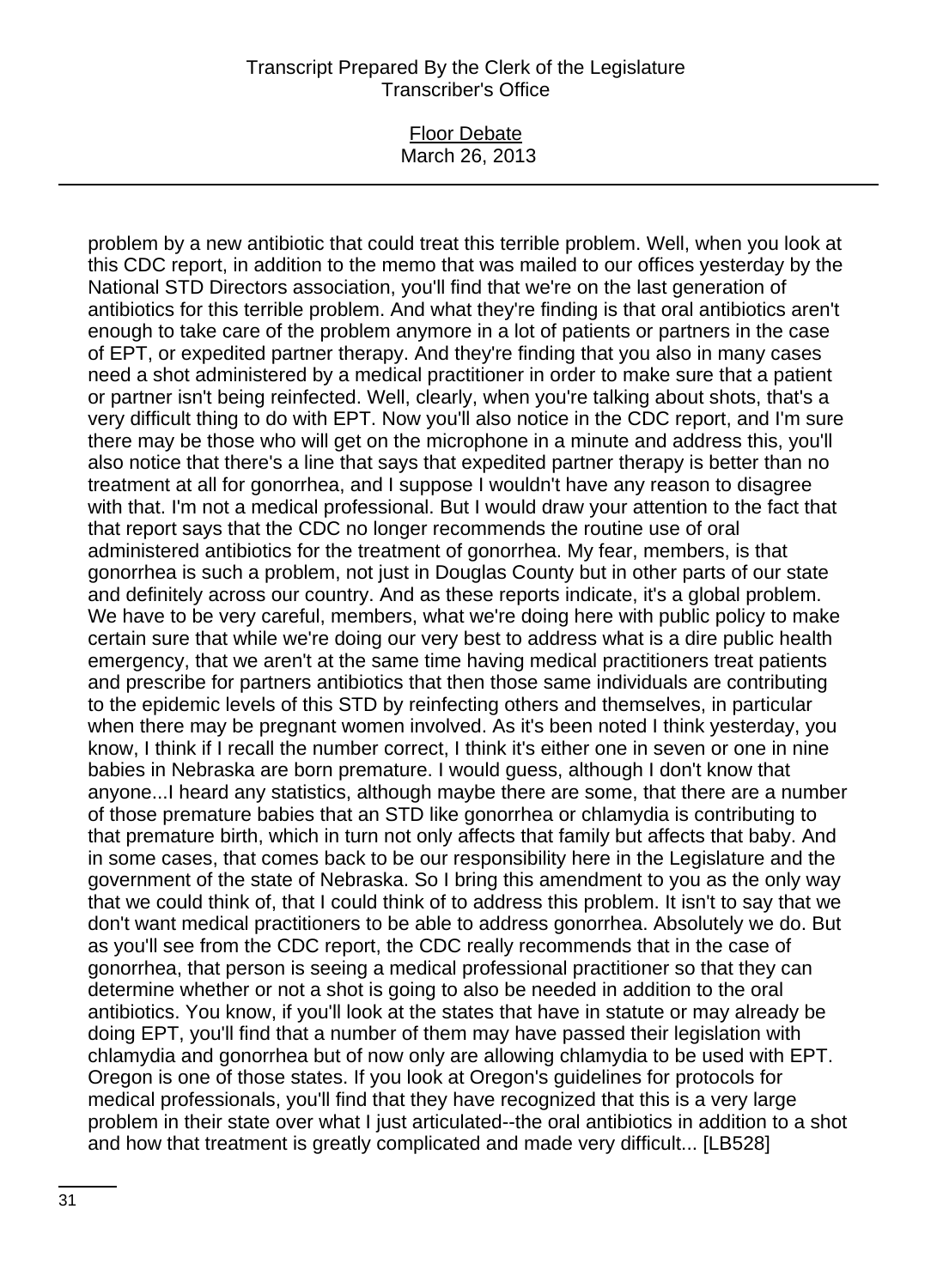problem by a new antibiotic that could treat this terrible problem. Well, when you look at this CDC report, in addition to the memo that was mailed to our offices yesterday by the National STD Directors association, you'll find that we're on the last generation of antibiotics for this terrible problem. And what they're finding is that oral antibiotics aren't enough to take care of the problem anymore in a lot of patients or partners in the case of EPT, or expedited partner therapy. And they're finding that you also in many cases need a shot administered by a medical practitioner in order to make sure that a patient or partner isn't being reinfected. Well, clearly, when you're talking about shots, that's a very difficult thing to do with EPT. Now you'll also notice in the CDC report, and I'm sure there may be those who will get on the microphone in a minute and address this, you'll also notice that there's a line that says that expedited partner therapy is better than no treatment at all for gonorrhea, and I suppose I wouldn't have any reason to disagree with that. I'm not a medical professional. But I would draw your attention to the fact that that report says that the CDC no longer recommends the routine use of oral administered antibiotics for the treatment of gonorrhea. My fear, members, is that gonorrhea is such a problem, not just in Douglas County but in other parts of our state and definitely across our country. And as these reports indicate, it's a global problem. We have to be very careful, members, what we're doing here with public policy to make certain sure that while we're doing our very best to address what is a dire public health emergency, that we aren't at the same time having medical practitioners treat patients and prescribe for partners antibiotics that then those same individuals are contributing to the epidemic levels of this STD by reinfecting others and themselves, in particular when there may be pregnant women involved. As it's been noted I think yesterday, you know, I think if I recall the number correct, I think it's either one in seven or one in nine babies in Nebraska are born premature. I would guess, although I don't know that anyone...I heard any statistics, although maybe there are some, that there are a number of those premature babies that an STD like gonorrhea or chlamydia is contributing to that premature birth, which in turn not only affects that family but affects that baby. And in some cases, that comes back to be our responsibility here in the Legislature and the government of the state of Nebraska. So I bring this amendment to you as the only way that we could think of, that I could think of to address this problem. It isn't to say that we don't want medical practitioners to be able to address gonorrhea. Absolutely we do. But as you'll see from the CDC report, the CDC really recommends that in the case of gonorrhea, that person is seeing a medical professional practitioner so that they can determine whether or not a shot is going to also be needed in addition to the oral antibiotics. You know, if you'll look at the states that have in statute or may already be doing EPT, you'll find that a number of them may have passed their legislation with chlamydia and gonorrhea but of now only are allowing chlamydia to be used with EPT. Oregon is one of those states. If you look at Oregon's guidelines for protocols for medical professionals, you'll find that they have recognized that this is a very large problem in their state over what I just articulated--the oral antibiotics in addition to a shot and how that treatment is greatly complicated and made very difficult... [LB528]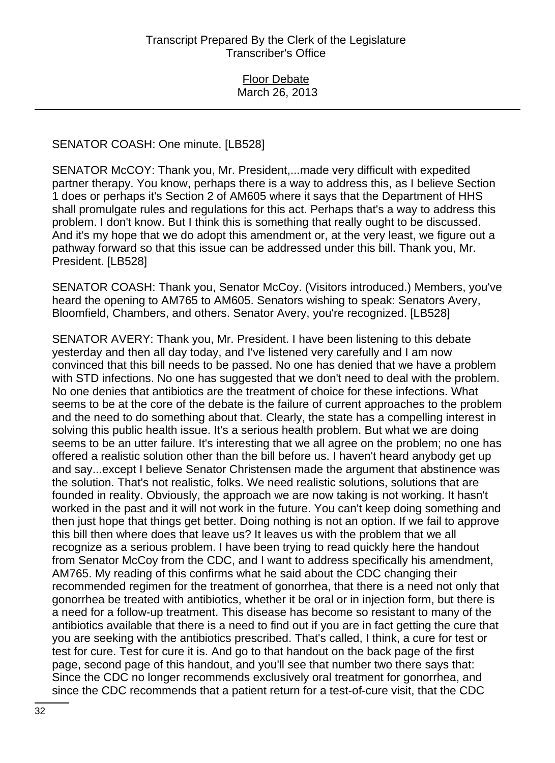SENATOR COASH: One minute. [LB528]

SENATOR McCOY: Thank you, Mr. President,...made very difficult with expedited partner therapy. You know, perhaps there is a way to address this, as I believe Section 1 does or perhaps it's Section 2 of AM605 where it says that the Department of HHS shall promulgate rules and regulations for this act. Perhaps that's a way to address this problem. I don't know. But I think this is something that really ought to be discussed. And it's my hope that we do adopt this amendment or, at the very least, we figure out a pathway forward so that this issue can be addressed under this bill. Thank you, Mr. President. [LB528]

SENATOR COASH: Thank you, Senator McCoy. (Visitors introduced.) Members, you've heard the opening to AM765 to AM605. Senators wishing to speak: Senators Avery, Bloomfield, Chambers, and others. Senator Avery, you're recognized. [LB528]

SENATOR AVERY: Thank you, Mr. President. I have been listening to this debate yesterday and then all day today, and I've listened very carefully and I am now convinced that this bill needs to be passed. No one has denied that we have a problem with STD infections. No one has suggested that we don't need to deal with the problem. No one denies that antibiotics are the treatment of choice for these infections. What seems to be at the core of the debate is the failure of current approaches to the problem and the need to do something about that. Clearly, the state has a compelling interest in solving this public health issue. It's a serious health problem. But what we are doing seems to be an utter failure. It's interesting that we all agree on the problem; no one has offered a realistic solution other than the bill before us. I haven't heard anybody get up and say...except I believe Senator Christensen made the argument that abstinence was the solution. That's not realistic, folks. We need realistic solutions, solutions that are founded in reality. Obviously, the approach we are now taking is not working. It hasn't worked in the past and it will not work in the future. You can't keep doing something and then just hope that things get better. Doing nothing is not an option. If we fail to approve this bill then where does that leave us? It leaves us with the problem that we all recognize as a serious problem. I have been trying to read quickly here the handout from Senator McCoy from the CDC, and I want to address specifically his amendment, AM765. My reading of this confirms what he said about the CDC changing their recommended regimen for the treatment of gonorrhea, that there is a need not only that gonorrhea be treated with antibiotics, whether it be oral or in injection form, but there is a need for a follow-up treatment. This disease has become so resistant to many of the antibiotics available that there is a need to find out if you are in fact getting the cure that you are seeking with the antibiotics prescribed. That's called, I think, a cure for test or test for cure. Test for cure it is. And go to that handout on the back page of the first page, second page of this handout, and you'll see that number two there says that: Since the CDC no longer recommends exclusively oral treatment for gonorrhea, and since the CDC recommends that a patient return for a test-of-cure visit, that the CDC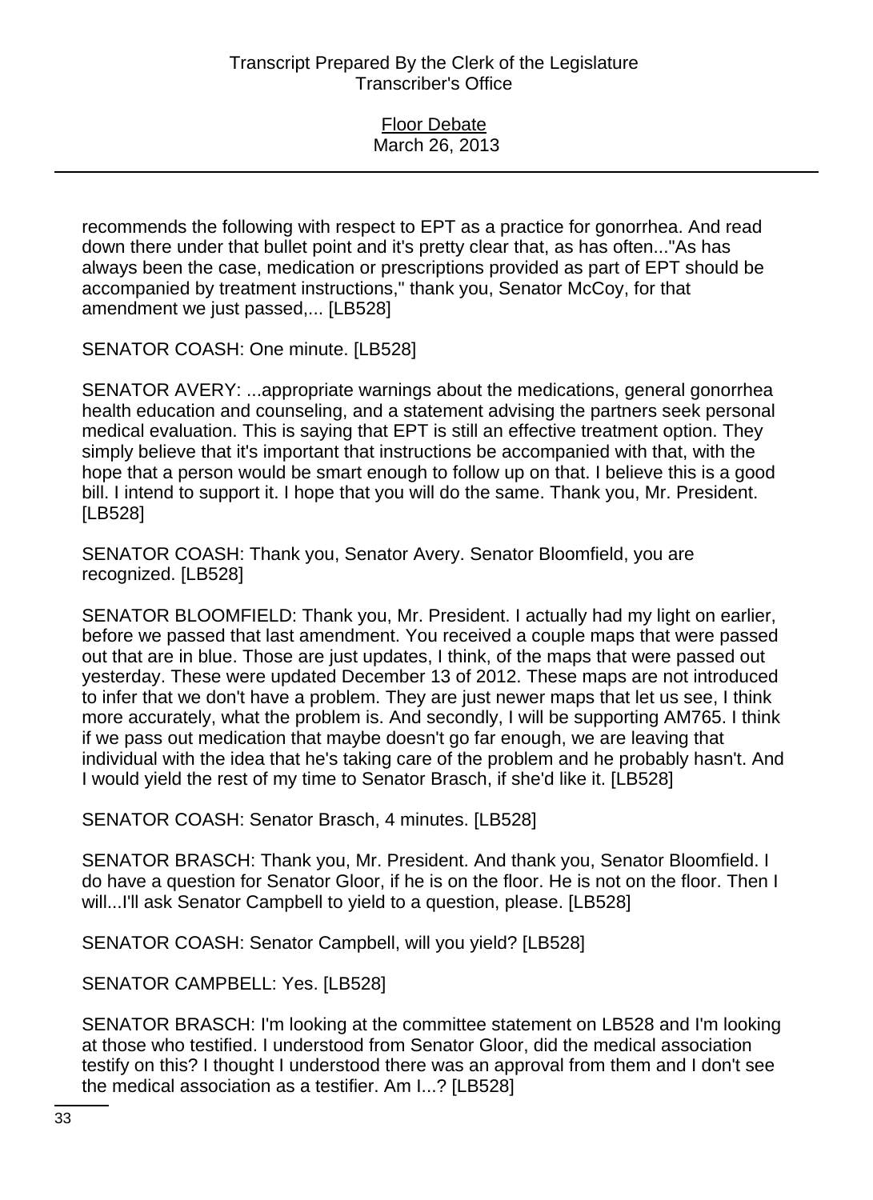recommends the following with respect to EPT as a practice for gonorrhea. And read down there under that bullet point and it's pretty clear that, as has often..."As has always been the case, medication or prescriptions provided as part of EPT should be accompanied by treatment instructions," thank you, Senator McCoy, for that amendment we just passed,... [LB528]

SENATOR COASH: One minute. [LB528]

SENATOR AVERY: ...appropriate warnings about the medications, general gonorrhea health education and counseling, and a statement advising the partners seek personal medical evaluation. This is saying that EPT is still an effective treatment option. They simply believe that it's important that instructions be accompanied with that, with the hope that a person would be smart enough to follow up on that. I believe this is a good bill. I intend to support it. I hope that you will do the same. Thank you, Mr. President. [LB528]

SENATOR COASH: Thank you, Senator Avery. Senator Bloomfield, you are recognized. [LB528]

SENATOR BLOOMFIELD: Thank you, Mr. President. I actually had my light on earlier, before we passed that last amendment. You received a couple maps that were passed out that are in blue. Those are just updates, I think, of the maps that were passed out yesterday. These were updated December 13 of 2012. These maps are not introduced to infer that we don't have a problem. They are just newer maps that let us see, I think more accurately, what the problem is. And secondly, I will be supporting AM765. I think if we pass out medication that maybe doesn't go far enough, we are leaving that individual with the idea that he's taking care of the problem and he probably hasn't. And I would yield the rest of my time to Senator Brasch, if she'd like it. [LB528]

SENATOR COASH: Senator Brasch, 4 minutes. [LB528]

SENATOR BRASCH: Thank you, Mr. President. And thank you, Senator Bloomfield. I do have a question for Senator Gloor, if he is on the floor. He is not on the floor. Then I will...I'll ask Senator Campbell to yield to a question, please. [LB528]

SENATOR COASH: Senator Campbell, will you yield? [LB528]

SENATOR CAMPBELL: Yes. [LB528]

SENATOR BRASCH: I'm looking at the committee statement on LB528 and I'm looking at those who testified. I understood from Senator Gloor, did the medical association testify on this? I thought I understood there was an approval from them and I don't see the medical association as a testifier. Am I...? [LB528]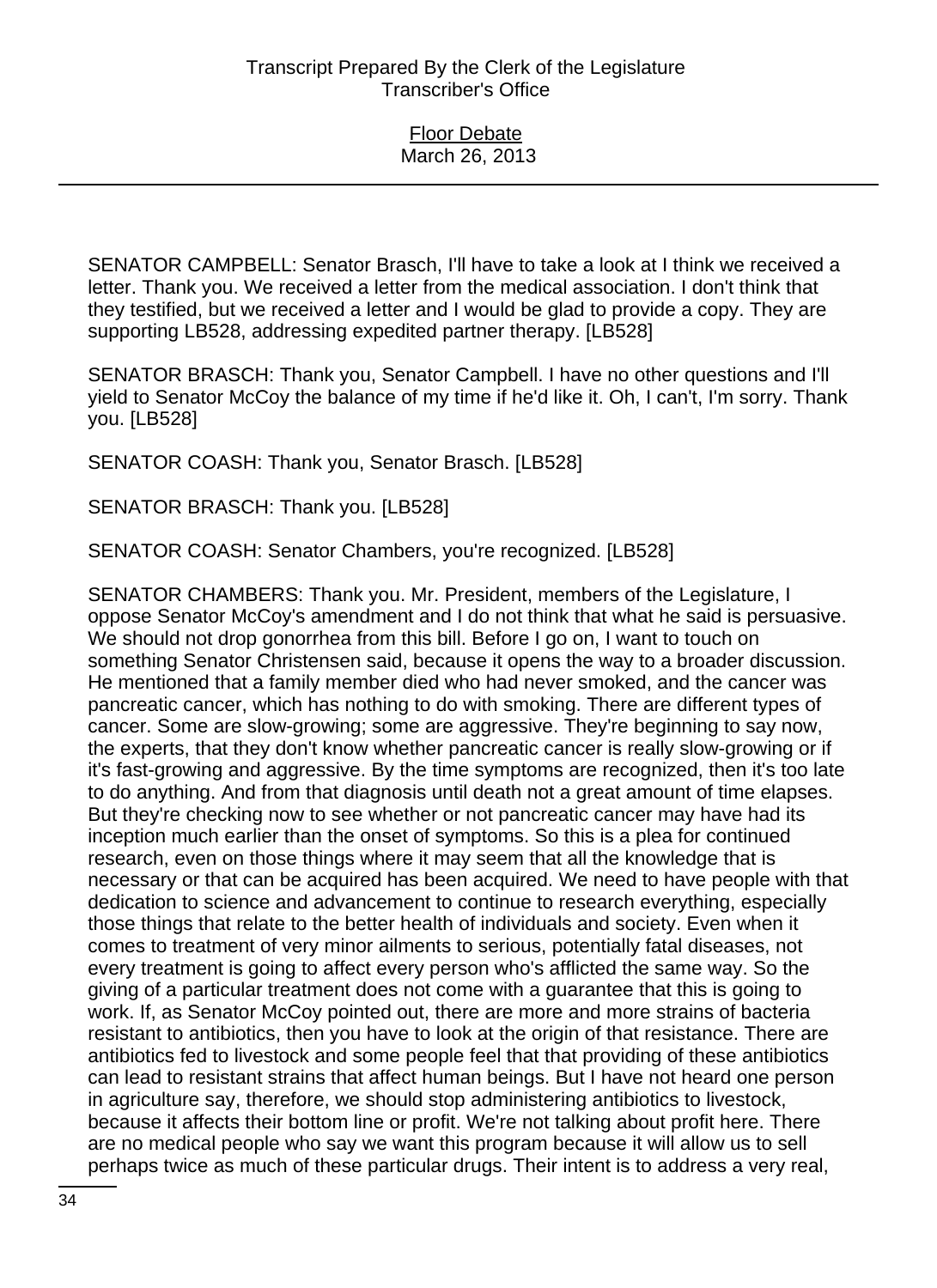SENATOR CAMPBELL: Senator Brasch, I'll have to take a look at I think we received a letter. Thank you. We received a letter from the medical association. I don't think that they testified, but we received a letter and I would be glad to provide a copy. They are supporting LB528, addressing expedited partner therapy. [LB528]

SENATOR BRASCH: Thank you, Senator Campbell. I have no other questions and I'll yield to Senator McCoy the balance of my time if he'd like it. Oh, I can't, I'm sorry. Thank you. [LB528]

SENATOR COASH: Thank you, Senator Brasch. [LB528]

SENATOR BRASCH: Thank you. [LB528]

SENATOR COASH: Senator Chambers, you're recognized. [LB528]

SENATOR CHAMBERS: Thank you. Mr. President, members of the Legislature, I oppose Senator McCoy's amendment and I do not think that what he said is persuasive. We should not drop gonorrhea from this bill. Before I go on, I want to touch on something Senator Christensen said, because it opens the way to a broader discussion. He mentioned that a family member died who had never smoked, and the cancer was pancreatic cancer, which has nothing to do with smoking. There are different types of cancer. Some are slow-growing; some are aggressive. They're beginning to say now, the experts, that they don't know whether pancreatic cancer is really slow-growing or if it's fast-growing and aggressive. By the time symptoms are recognized, then it's too late to do anything. And from that diagnosis until death not a great amount of time elapses. But they're checking now to see whether or not pancreatic cancer may have had its inception much earlier than the onset of symptoms. So this is a plea for continued research, even on those things where it may seem that all the knowledge that is necessary or that can be acquired has been acquired. We need to have people with that dedication to science and advancement to continue to research everything, especially those things that relate to the better health of individuals and society. Even when it comes to treatment of very minor ailments to serious, potentially fatal diseases, not every treatment is going to affect every person who's afflicted the same way. So the giving of a particular treatment does not come with a guarantee that this is going to work. If, as Senator McCoy pointed out, there are more and more strains of bacteria resistant to antibiotics, then you have to look at the origin of that resistance. There are antibiotics fed to livestock and some people feel that that providing of these antibiotics can lead to resistant strains that affect human beings. But I have not heard one person in agriculture say, therefore, we should stop administering antibiotics to livestock, because it affects their bottom line or profit. We're not talking about profit here. There are no medical people who say we want this program because it will allow us to sell perhaps twice as much of these particular drugs. Their intent is to address a very real,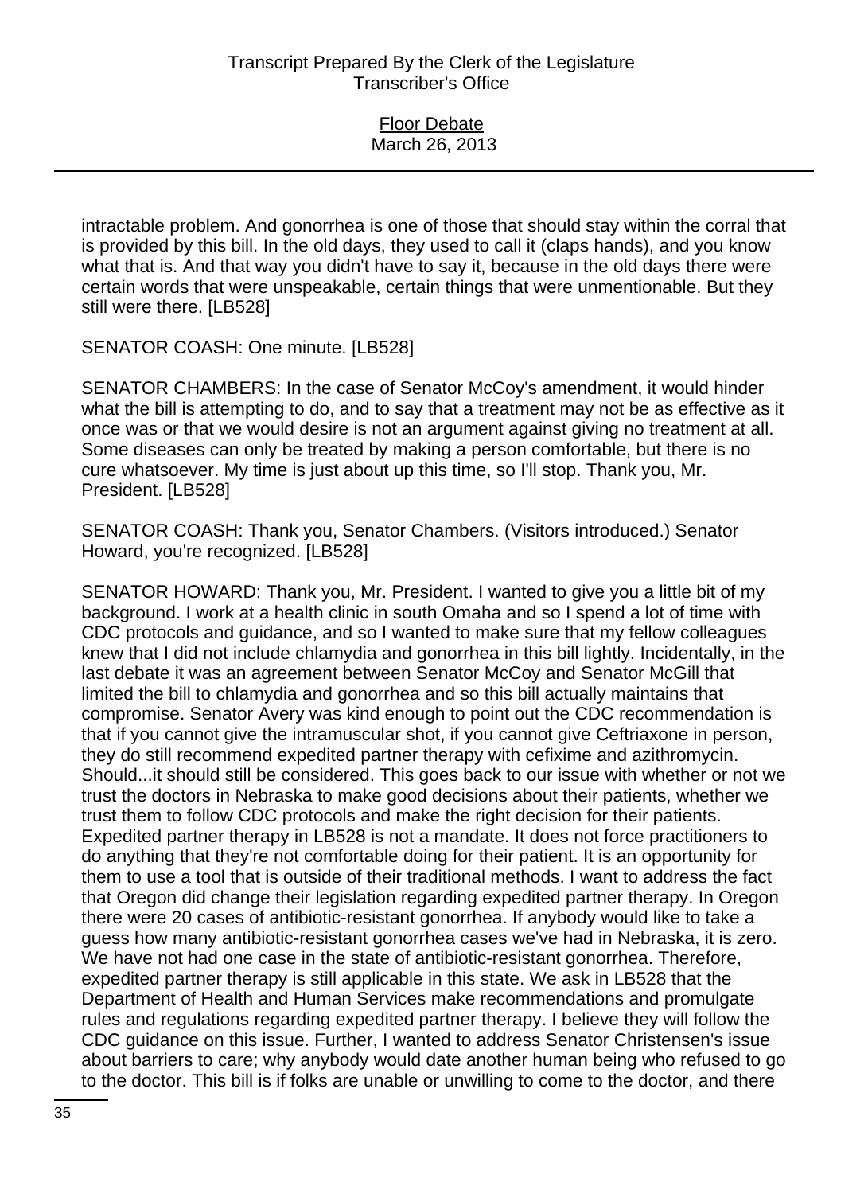intractable problem. And gonorrhea is one of those that should stay within the corral that is provided by this bill. In the old days, they used to call it (claps hands), and you know what that is. And that way you didn't have to say it, because in the old days there were certain words that were unspeakable, certain things that were unmentionable. But they still were there. [LB528]

SENATOR COASH: One minute. [LB528]

SENATOR CHAMBERS: In the case of Senator McCoy's amendment, it would hinder what the bill is attempting to do, and to say that a treatment may not be as effective as it once was or that we would desire is not an argument against giving no treatment at all. Some diseases can only be treated by making a person comfortable, but there is no cure whatsoever. My time is just about up this time, so I'll stop. Thank you, Mr. President. [LB528]

SENATOR COASH: Thank you, Senator Chambers. (Visitors introduced.) Senator Howard, you're recognized. [LB528]

SENATOR HOWARD: Thank you, Mr. President. I wanted to give you a little bit of my background. I work at a health clinic in south Omaha and so I spend a lot of time with CDC protocols and guidance, and so I wanted to make sure that my fellow colleagues knew that I did not include chlamydia and gonorrhea in this bill lightly. Incidentally, in the last debate it was an agreement between Senator McCoy and Senator McGill that limited the bill to chlamydia and gonorrhea and so this bill actually maintains that compromise. Senator Avery was kind enough to point out the CDC recommendation is that if you cannot give the intramuscular shot, if you cannot give Ceftriaxone in person, they do still recommend expedited partner therapy with cefixime and azithromycin. Should...it should still be considered. This goes back to our issue with whether or not we trust the doctors in Nebraska to make good decisions about their patients, whether we trust them to follow CDC protocols and make the right decision for their patients. Expedited partner therapy in LB528 is not a mandate. It does not force practitioners to do anything that they're not comfortable doing for their patient. It is an opportunity for them to use a tool that is outside of their traditional methods. I want to address the fact that Oregon did change their legislation regarding expedited partner therapy. In Oregon there were 20 cases of antibiotic-resistant gonorrhea. If anybody would like to take a guess how many antibiotic-resistant gonorrhea cases we've had in Nebraska, it is zero. We have not had one case in the state of antibiotic-resistant gonorrhea. Therefore, expedited partner therapy is still applicable in this state. We ask in LB528 that the Department of Health and Human Services make recommendations and promulgate rules and regulations regarding expedited partner therapy. I believe they will follow the CDC guidance on this issue. Further, I wanted to address Senator Christensen's issue about barriers to care; why anybody would date another human being who refused to go to the doctor. This bill is if folks are unable or unwilling to come to the doctor, and there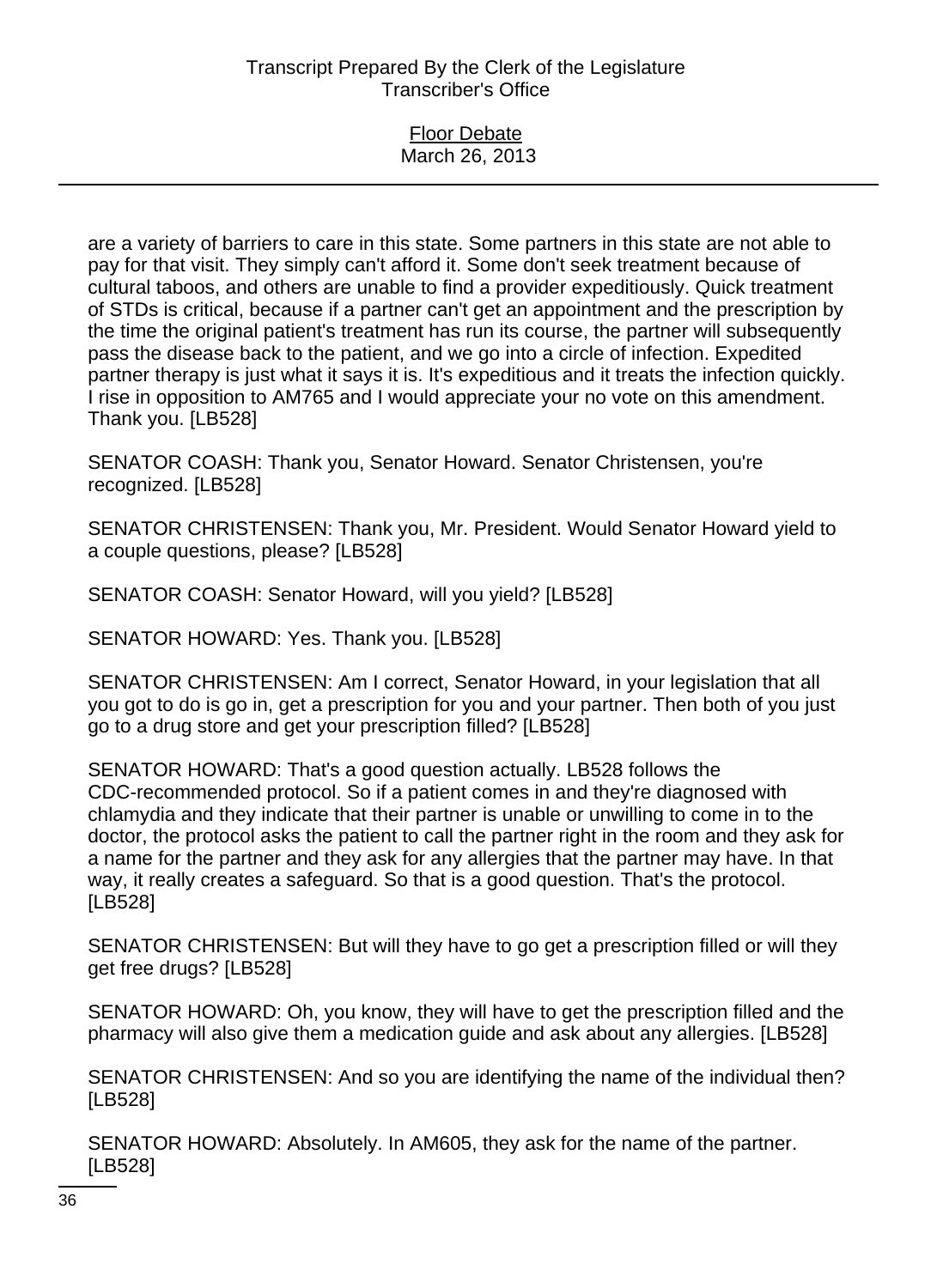are a variety of barriers to care in this state. Some partners in this state are not able to pay for that visit. They simply can't afford it. Some don't seek treatment because of cultural taboos, and others are unable to find a provider expeditiously. Quick treatment of STDs is critical, because if a partner can't get an appointment and the prescription by the time the original patient's treatment has run its course, the partner will subsequently pass the disease back to the patient, and we go into a circle of infection. Expedited partner therapy is just what it says it is. It's expeditious and it treats the infection quickly. I rise in opposition to AM765 and I would appreciate your no vote on this amendment. Thank you. [LB528]

SENATOR COASH: Thank you, Senator Howard. Senator Christensen, you're recognized. [LB528]

SENATOR CHRISTENSEN: Thank you, Mr. President. Would Senator Howard yield to a couple questions, please? [LB528]

SENATOR COASH: Senator Howard, will you yield? [LB528]

SENATOR HOWARD: Yes. Thank you. [LB528]

SENATOR CHRISTENSEN: Am I correct, Senator Howard, in your legislation that all you got to do is go in, get a prescription for you and your partner. Then both of you just go to a drug store and get your prescription filled? [LB528]

SENATOR HOWARD: That's a good question actually. LB528 follows the CDC-recommended protocol. So if a patient comes in and they're diagnosed with chlamydia and they indicate that their partner is unable or unwilling to come in to the doctor, the protocol asks the patient to call the partner right in the room and they ask for a name for the partner and they ask for any allergies that the partner may have. In that way, it really creates a safeguard. So that is a good question. That's the protocol. [LB528]

SENATOR CHRISTENSEN: But will they have to go get a prescription filled or will they get free drugs? [LB528]

SENATOR HOWARD: Oh, you know, they will have to get the prescription filled and the pharmacy will also give them a medication guide and ask about any allergies. [LB528]

SENATOR CHRISTENSEN: And so you are identifying the name of the individual then? [LB528]

SENATOR HOWARD: Absolutely. In AM605, they ask for the name of the partner. [LB528]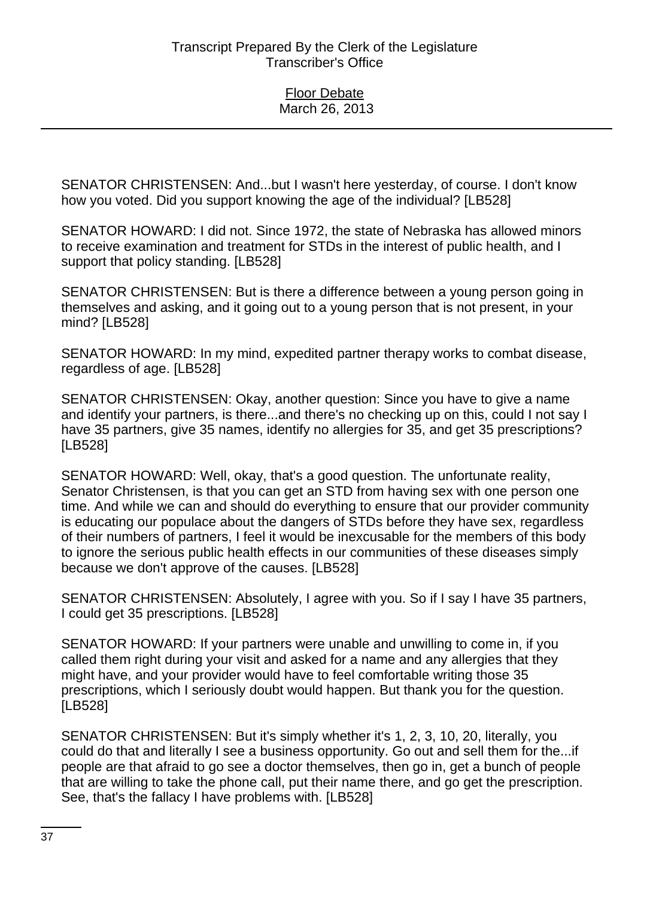SENATOR CHRISTENSEN: And...but I wasn't here yesterday, of course. I don't know how you voted. Did you support knowing the age of the individual? [LB528]

SENATOR HOWARD: I did not. Since 1972, the state of Nebraska has allowed minors to receive examination and treatment for STDs in the interest of public health, and I support that policy standing. [LB528]

SENATOR CHRISTENSEN: But is there a difference between a young person going in themselves and asking, and it going out to a young person that is not present, in your mind? [LB528]

SENATOR HOWARD: In my mind, expedited partner therapy works to combat disease, regardless of age. [LB528]

SENATOR CHRISTENSEN: Okay, another question: Since you have to give a name and identify your partners, is there...and there's no checking up on this, could I not say I have 35 partners, give 35 names, identify no allergies for 35, and get 35 prescriptions? [LB528]

SENATOR HOWARD: Well, okay, that's a good question. The unfortunate reality, Senator Christensen, is that you can get an STD from having sex with one person one time. And while we can and should do everything to ensure that our provider community is educating our populace about the dangers of STDs before they have sex, regardless of their numbers of partners, I feel it would be inexcusable for the members of this body to ignore the serious public health effects in our communities of these diseases simply because we don't approve of the causes. [LB528]

SENATOR CHRISTENSEN: Absolutely, I agree with you. So if I say I have 35 partners, I could get 35 prescriptions. [LB528]

SENATOR HOWARD: If your partners were unable and unwilling to come in, if you called them right during your visit and asked for a name and any allergies that they might have, and your provider would have to feel comfortable writing those 35 prescriptions, which I seriously doubt would happen. But thank you for the question. [LB528]

SENATOR CHRISTENSEN: But it's simply whether it's 1, 2, 3, 10, 20, literally, you could do that and literally I see a business opportunity. Go out and sell them for the...if people are that afraid to go see a doctor themselves, then go in, get a bunch of people that are willing to take the phone call, put their name there, and go get the prescription. See, that's the fallacy I have problems with. [LB528]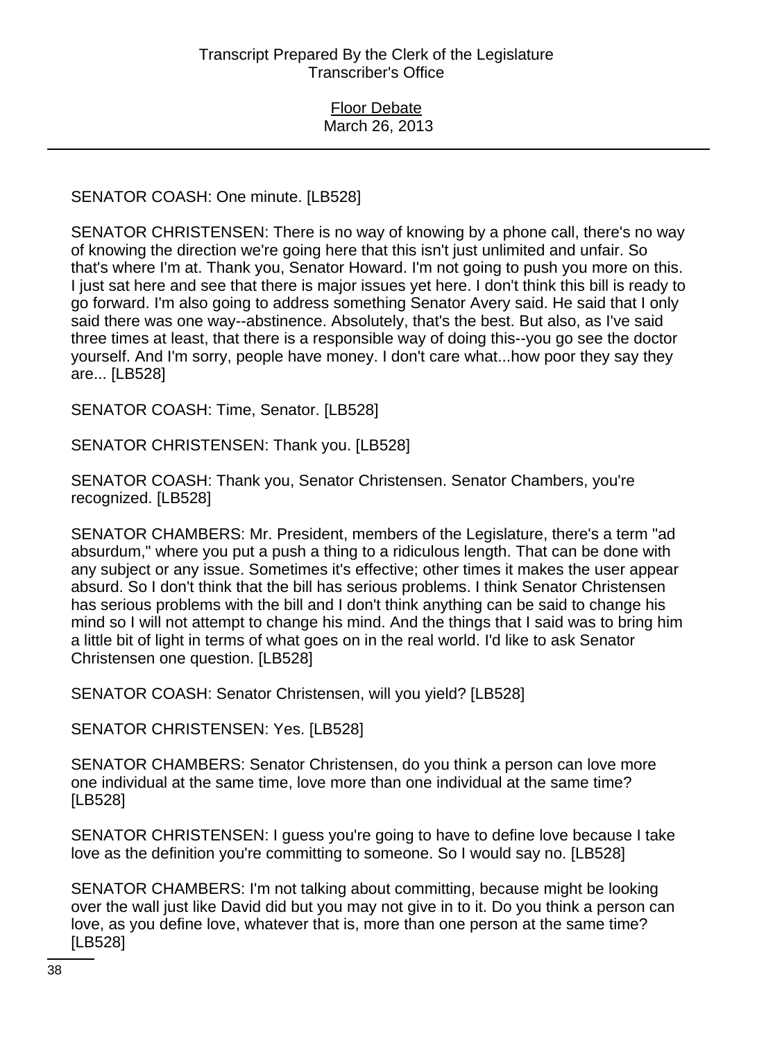SENATOR COASH: One minute. [LB528]

SENATOR CHRISTENSEN: There is no way of knowing by a phone call, there's no way of knowing the direction we're going here that this isn't just unlimited and unfair. So that's where I'm at. Thank you, Senator Howard. I'm not going to push you more on this. I just sat here and see that there is major issues yet here. I don't think this bill is ready to go forward. I'm also going to address something Senator Avery said. He said that I only said there was one way--abstinence. Absolutely, that's the best. But also, as I've said three times at least, that there is a responsible way of doing this--you go see the doctor yourself. And I'm sorry, people have money. I don't care what...how poor they say they are... [LB528]

SENATOR COASH: Time, Senator. [LB528]

SENATOR CHRISTENSEN: Thank you. [LB528]

SENATOR COASH: Thank you, Senator Christensen. Senator Chambers, you're recognized. [LB528]

SENATOR CHAMBERS: Mr. President, members of the Legislature, there's a term "ad absurdum," where you put a push a thing to a ridiculous length. That can be done with any subject or any issue. Sometimes it's effective; other times it makes the user appear absurd. So I don't think that the bill has serious problems. I think Senator Christensen has serious problems with the bill and I don't think anything can be said to change his mind so I will not attempt to change his mind. And the things that I said was to bring him a little bit of light in terms of what goes on in the real world. I'd like to ask Senator Christensen one question. [LB528]

SENATOR COASH: Senator Christensen, will you yield? [LB528]

SENATOR CHRISTENSEN: Yes. [LB528]

SENATOR CHAMBERS: Senator Christensen, do you think a person can love more one individual at the same time, love more than one individual at the same time? [LB528]

SENATOR CHRISTENSEN: I guess you're going to have to define love because I take love as the definition you're committing to someone. So I would say no. [LB528]

SENATOR CHAMBERS: I'm not talking about committing, because might be looking over the wall just like David did but you may not give in to it. Do you think a person can love, as you define love, whatever that is, more than one person at the same time? [LB528]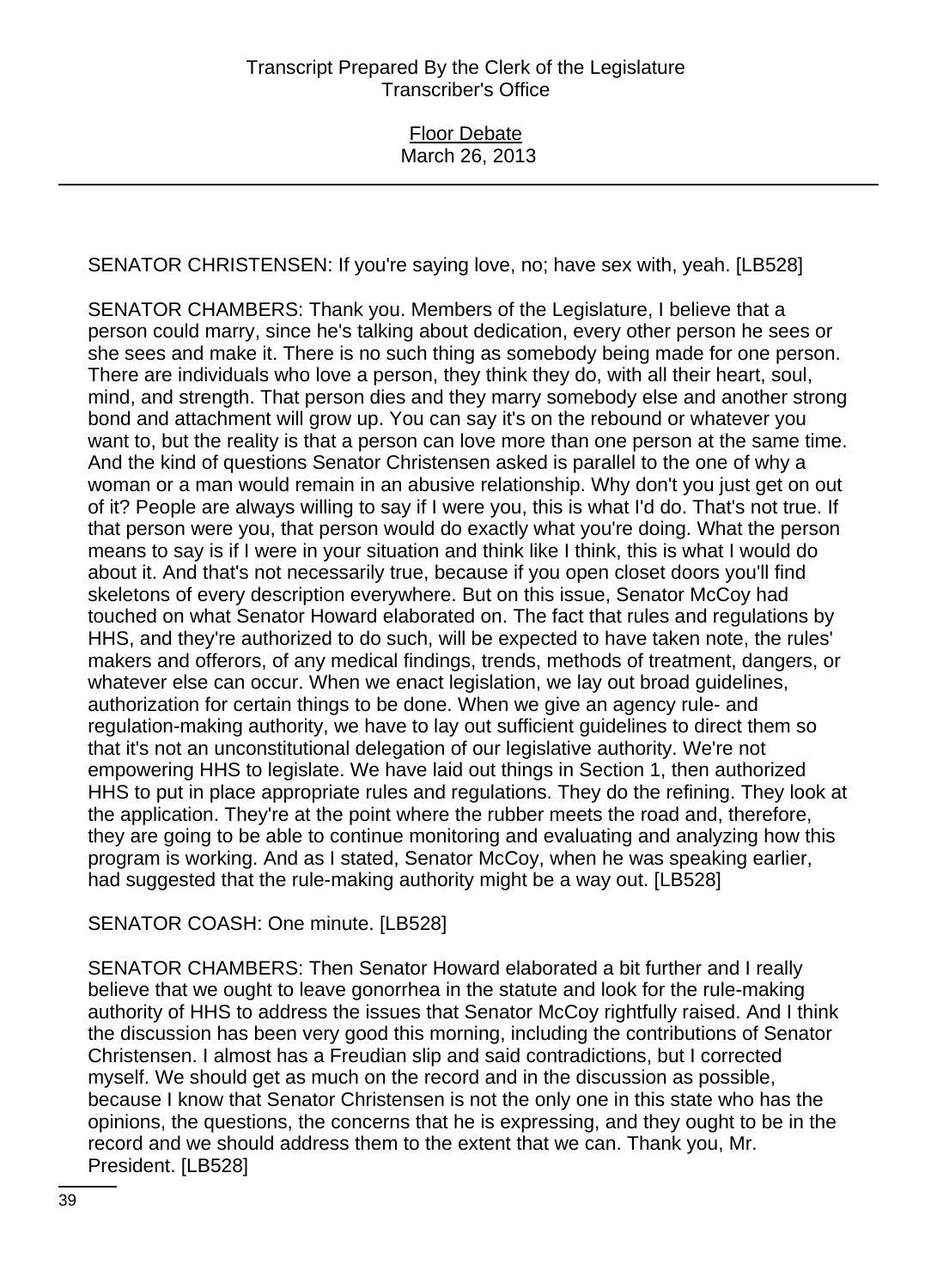SENATOR CHRISTENSEN: If you're saying love, no; have sex with, yeah. [LB528]

SENATOR CHAMBERS: Thank you. Members of the Legislature, I believe that a person could marry, since he's talking about dedication, every other person he sees or she sees and make it. There is no such thing as somebody being made for one person. There are individuals who love a person, they think they do, with all their heart, soul, mind, and strength. That person dies and they marry somebody else and another strong bond and attachment will grow up. You can say it's on the rebound or whatever you want to, but the reality is that a person can love more than one person at the same time. And the kind of questions Senator Christensen asked is parallel to the one of why a woman or a man would remain in an abusive relationship. Why don't you just get on out of it? People are always willing to say if I were you, this is what I'd do. That's not true. If that person were you, that person would do exactly what you're doing. What the person means to say is if I were in your situation and think like I think, this is what I would do about it. And that's not necessarily true, because if you open closet doors you'll find skeletons of every description everywhere. But on this issue, Senator McCoy had touched on what Senator Howard elaborated on. The fact that rules and regulations by HHS, and they're authorized to do such, will be expected to have taken note, the rules' makers and offerors, of any medical findings, trends, methods of treatment, dangers, or whatever else can occur. When we enact legislation, we lay out broad guidelines, authorization for certain things to be done. When we give an agency rule- and regulation-making authority, we have to lay out sufficient guidelines to direct them so that it's not an unconstitutional delegation of our legislative authority. We're not empowering HHS to legislate. We have laid out things in Section 1, then authorized HHS to put in place appropriate rules and regulations. They do the refining. They look at the application. They're at the point where the rubber meets the road and, therefore, they are going to be able to continue monitoring and evaluating and analyzing how this program is working. And as I stated, Senator McCoy, when he was speaking earlier, had suggested that the rule-making authority might be a way out. [LB528]

SENATOR COASH: One minute. [LB528]

SENATOR CHAMBERS: Then Senator Howard elaborated a bit further and I really believe that we ought to leave gonorrhea in the statute and look for the rule-making authority of HHS to address the issues that Senator McCoy rightfully raised. And I think the discussion has been very good this morning, including the contributions of Senator Christensen. I almost has a Freudian slip and said contradictions, but I corrected myself. We should get as much on the record and in the discussion as possible, because I know that Senator Christensen is not the only one in this state who has the opinions, the questions, the concerns that he is expressing, and they ought to be in the record and we should address them to the extent that we can. Thank you, Mr. President. [LB528]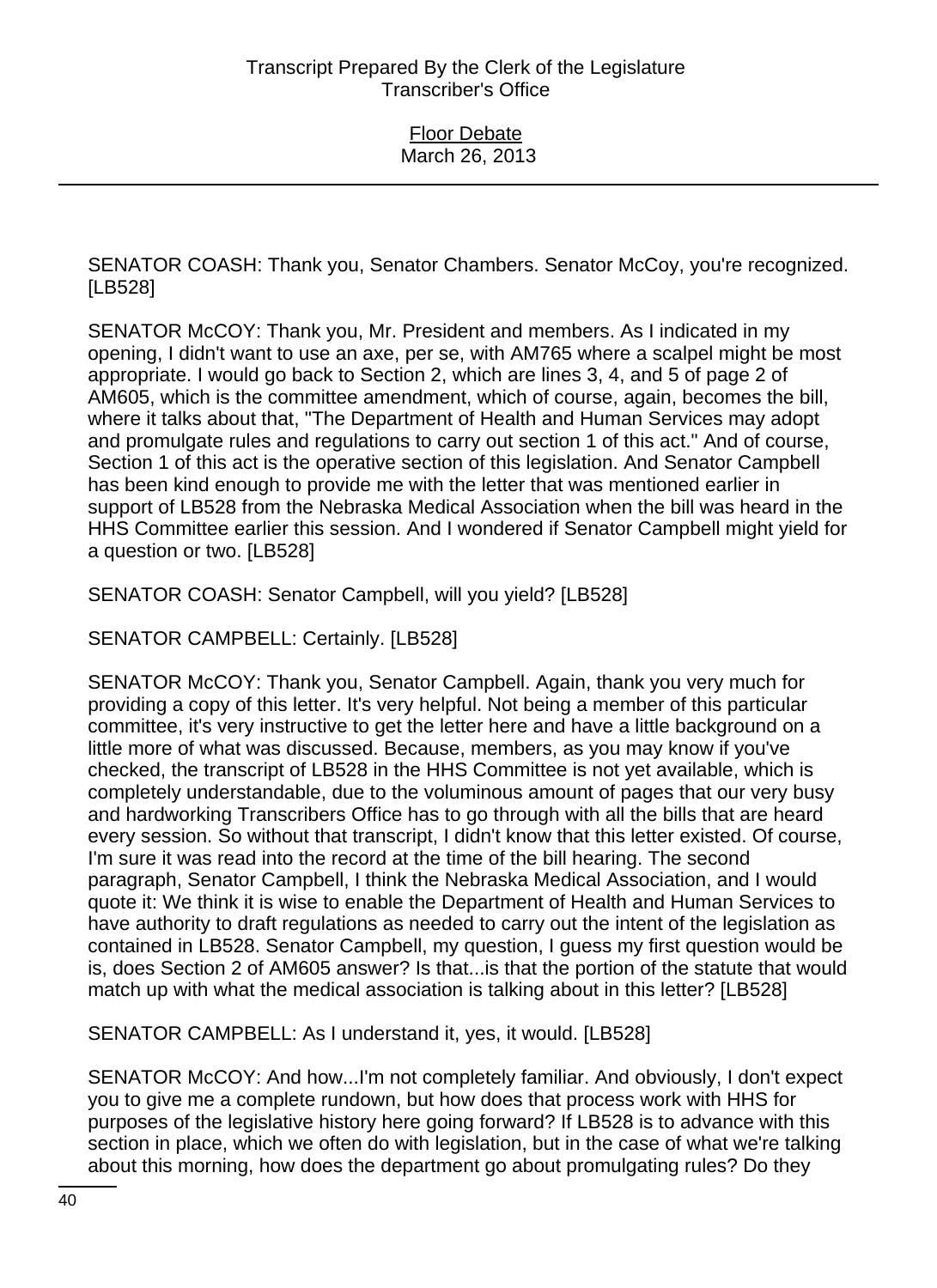SENATOR COASH: Thank you, Senator Chambers. Senator McCoy, you're recognized. [LB528]

SENATOR McCOY: Thank you, Mr. President and members. As I indicated in my opening, I didn't want to use an axe, per se, with AM765 where a scalpel might be most appropriate. I would go back to Section 2, which are lines 3, 4, and 5 of page 2 of AM605, which is the committee amendment, which of course, again, becomes the bill, where it talks about that, "The Department of Health and Human Services may adopt and promulgate rules and regulations to carry out section 1 of this act." And of course, Section 1 of this act is the operative section of this legislation. And Senator Campbell has been kind enough to provide me with the letter that was mentioned earlier in support of LB528 from the Nebraska Medical Association when the bill was heard in the HHS Committee earlier this session. And I wondered if Senator Campbell might yield for a question or two. [LB528]

SENATOR COASH: Senator Campbell, will you yield? [LB528]

SENATOR CAMPBELL: Certainly. [LB528]

SENATOR McCOY: Thank you, Senator Campbell. Again, thank you very much for providing a copy of this letter. It's very helpful. Not being a member of this particular committee, it's very instructive to get the letter here and have a little background on a little more of what was discussed. Because, members, as you may know if you've checked, the transcript of LB528 in the HHS Committee is not yet available, which is completely understandable, due to the voluminous amount of pages that our very busy and hardworking Transcribers Office has to go through with all the bills that are heard every session. So without that transcript, I didn't know that this letter existed. Of course, I'm sure it was read into the record at the time of the bill hearing. The second paragraph, Senator Campbell, I think the Nebraska Medical Association, and I would quote it: We think it is wise to enable the Department of Health and Human Services to have authority to draft regulations as needed to carry out the intent of the legislation as contained in LB528. Senator Campbell, my question, I guess my first question would be is, does Section 2 of AM605 answer? Is that...is that the portion of the statute that would match up with what the medical association is talking about in this letter? [LB528]

SENATOR CAMPBELL: As I understand it, yes, it would. [LB528]

SENATOR McCOY: And how...I'm not completely familiar. And obviously, I don't expect you to give me a complete rundown, but how does that process work with HHS for purposes of the legislative history here going forward? If LB528 is to advance with this section in place, which we often do with legislation, but in the case of what we're talking about this morning, how does the department go about promulgating rules? Do they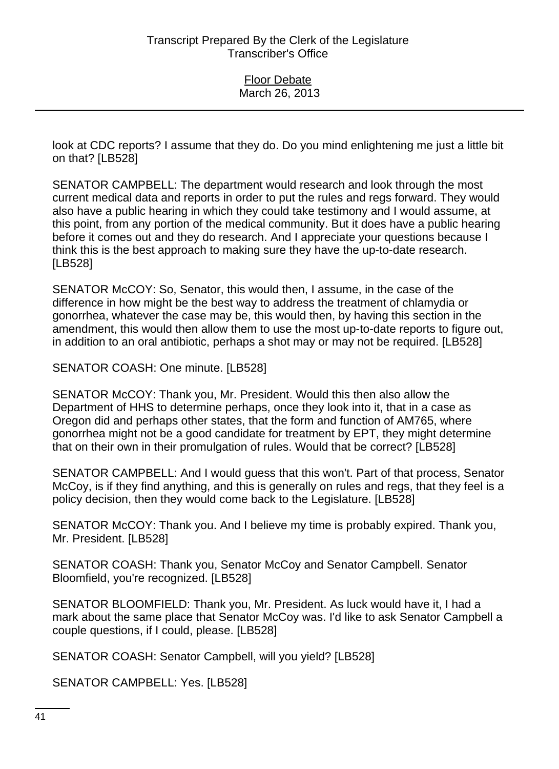look at CDC reports? I assume that they do. Do you mind enlightening me just a little bit on that? [LB528]

SENATOR CAMPBELL: The department would research and look through the most current medical data and reports in order to put the rules and regs forward. They would also have a public hearing in which they could take testimony and I would assume, at this point, from any portion of the medical community. But it does have a public hearing before it comes out and they do research. And I appreciate your questions because I think this is the best approach to making sure they have the up-to-date research. [LB528]

SENATOR McCOY: So, Senator, this would then, I assume, in the case of the difference in how might be the best way to address the treatment of chlamydia or gonorrhea, whatever the case may be, this would then, by having this section in the amendment, this would then allow them to use the most up-to-date reports to figure out, in addition to an oral antibiotic, perhaps a shot may or may not be required. [LB528]

SENATOR COASH: One minute. [LB528]

SENATOR McCOY: Thank you, Mr. President. Would this then also allow the Department of HHS to determine perhaps, once they look into it, that in a case as Oregon did and perhaps other states, that the form and function of AM765, where gonorrhea might not be a good candidate for treatment by EPT, they might determine that on their own in their promulgation of rules. Would that be correct? [LB528]

SENATOR CAMPBELL: And I would guess that this won't. Part of that process, Senator McCoy, is if they find anything, and this is generally on rules and regs, that they feel is a policy decision, then they would come back to the Legislature. [LB528]

SENATOR McCOY: Thank you. And I believe my time is probably expired. Thank you, Mr. President. [LB528]

SENATOR COASH: Thank you, Senator McCoy and Senator Campbell. Senator Bloomfield, you're recognized. [LB528]

SENATOR BLOOMFIELD: Thank you, Mr. President. As luck would have it, I had a mark about the same place that Senator McCoy was. I'd like to ask Senator Campbell a couple questions, if I could, please. [LB528]

SENATOR COASH: Senator Campbell, will you yield? [LB528]

SENATOR CAMPBELL: Yes. [LB528]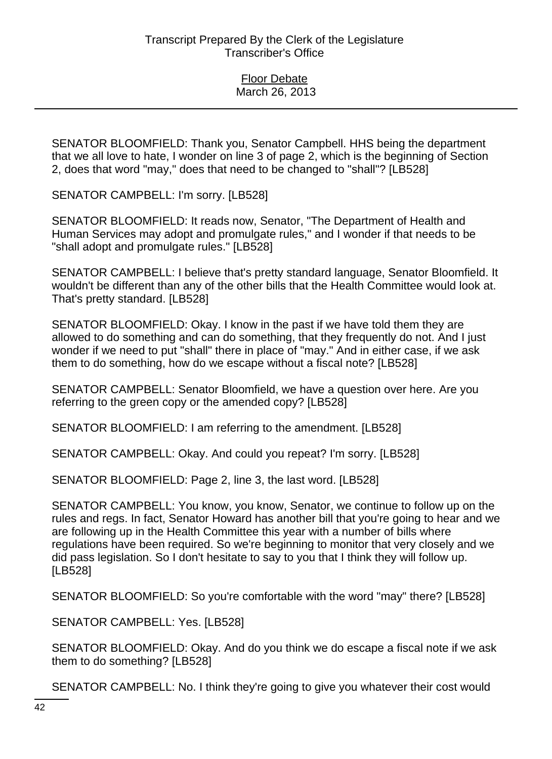SENATOR BLOOMFIELD: Thank you, Senator Campbell. HHS being the department that we all love to hate, I wonder on line 3 of page 2, which is the beginning of Section 2, does that word "may," does that need to be changed to "shall"? [LB528]

SENATOR CAMPBELL: I'm sorry. [LB528]

SENATOR BLOOMFIELD: It reads now, Senator, "The Department of Health and Human Services may adopt and promulgate rules," and I wonder if that needs to be "shall adopt and promulgate rules." [LB528]

SENATOR CAMPBELL: I believe that's pretty standard language, Senator Bloomfield. It wouldn't be different than any of the other bills that the Health Committee would look at. That's pretty standard. [LB528]

SENATOR BLOOMFIELD: Okay. I know in the past if we have told them they are allowed to do something and can do something, that they frequently do not. And I just wonder if we need to put "shall" there in place of "may." And in either case, if we ask them to do something, how do we escape without a fiscal note? [LB528]

SENATOR CAMPBELL: Senator Bloomfield, we have a question over here. Are you referring to the green copy or the amended copy? [LB528]

SENATOR BLOOMFIELD: I am referring to the amendment. [LB528]

SENATOR CAMPBELL: Okay. And could you repeat? I'm sorry. [LB528]

SENATOR BLOOMFIELD: Page 2, line 3, the last word. [LB528]

SENATOR CAMPBELL: You know, you know, Senator, we continue to follow up on the rules and regs. In fact, Senator Howard has another bill that you're going to hear and we are following up in the Health Committee this year with a number of bills where regulations have been required. So we're beginning to monitor that very closely and we did pass legislation. So I don't hesitate to say to you that I think they will follow up. [LB528]

SENATOR BLOOMFIELD: So you're comfortable with the word "may" there? [LB528]

SENATOR CAMPBELL: Yes. [LB528]

SENATOR BLOOMFIELD: Okay. And do you think we do escape a fiscal note if we ask them to do something? [LB528]

SENATOR CAMPBELL: No. I think they're going to give you whatever their cost would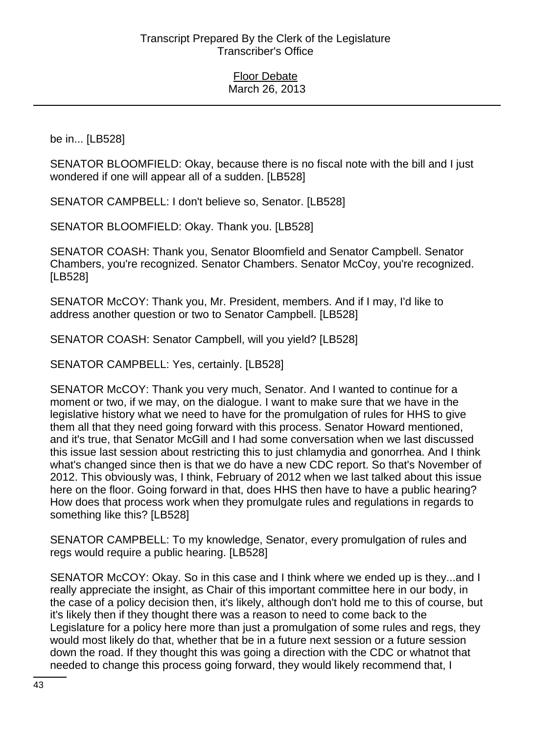be in... [LB528]

SENATOR BLOOMFIELD: Okay, because there is no fiscal note with the bill and I just wondered if one will appear all of a sudden. [LB528]

SENATOR CAMPBELL: I don't believe so, Senator. [LB528]

SENATOR BLOOMFIELD: Okay. Thank you. [LB528]

SENATOR COASH: Thank you, Senator Bloomfield and Senator Campbell. Senator Chambers, you're recognized. Senator Chambers. Senator McCoy, you're recognized. [LB528]

SENATOR McCOY: Thank you, Mr. President, members. And if I may, I'd like to address another question or two to Senator Campbell. [LB528]

SENATOR COASH: Senator Campbell, will you yield? [LB528]

SENATOR CAMPBELL: Yes, certainly. [LB528]

SENATOR McCOY: Thank you very much, Senator. And I wanted to continue for a moment or two, if we may, on the dialogue. I want to make sure that we have in the legislative history what we need to have for the promulgation of rules for HHS to give them all that they need going forward with this process. Senator Howard mentioned, and it's true, that Senator McGill and I had some conversation when we last discussed this issue last session about restricting this to just chlamydia and gonorrhea. And I think what's changed since then is that we do have a new CDC report. So that's November of 2012. This obviously was, I think, February of 2012 when we last talked about this issue here on the floor. Going forward in that, does HHS then have to have a public hearing? How does that process work when they promulgate rules and regulations in regards to something like this? [LB528]

SENATOR CAMPBELL: To my knowledge, Senator, every promulgation of rules and regs would require a public hearing. [LB528]

SENATOR McCOY: Okay. So in this case and I think where we ended up is they...and I really appreciate the insight, as Chair of this important committee here in our body, in the case of a policy decision then, it's likely, although don't hold me to this of course, but it's likely then if they thought there was a reason to need to come back to the Legislature for a policy here more than just a promulgation of some rules and regs, they would most likely do that, whether that be in a future next session or a future session down the road. If they thought this was going a direction with the CDC or whatnot that needed to change this process going forward, they would likely recommend that, I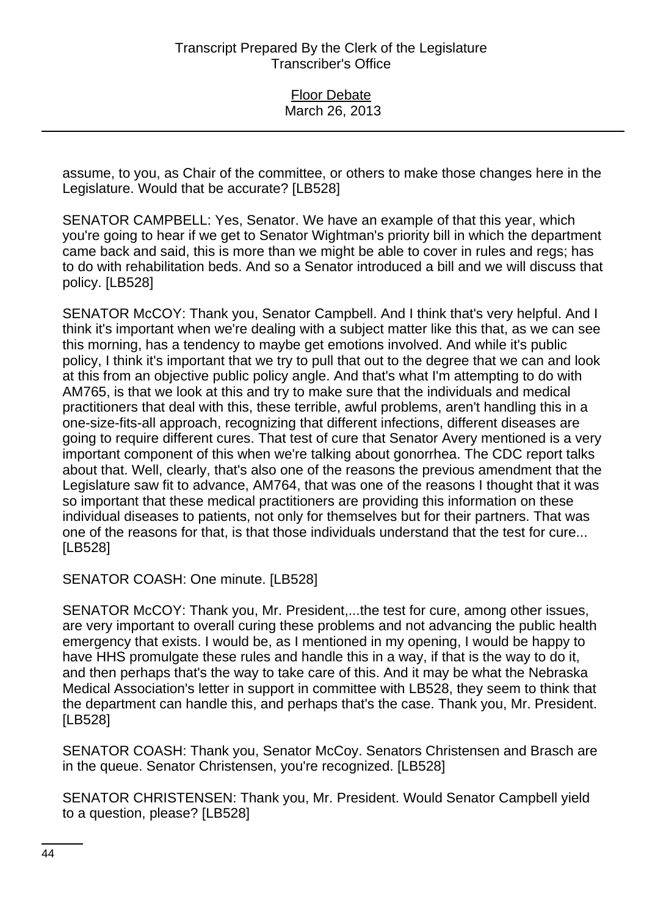assume, to you, as Chair of the committee, or others to make those changes here in the Legislature. Would that be accurate? [LB528]

SENATOR CAMPBELL: Yes, Senator. We have an example of that this year, which you're going to hear if we get to Senator Wightman's priority bill in which the department came back and said, this is more than we might be able to cover in rules and regs; has to do with rehabilitation beds. And so a Senator introduced a bill and we will discuss that policy. [LB528]

SENATOR McCOY: Thank you, Senator Campbell. And I think that's very helpful. And I think it's important when we're dealing with a subject matter like this that, as we can see this morning, has a tendency to maybe get emotions involved. And while it's public policy, I think it's important that we try to pull that out to the degree that we can and look at this from an objective public policy angle. And that's what I'm attempting to do with AM765, is that we look at this and try to make sure that the individuals and medical practitioners that deal with this, these terrible, awful problems, aren't handling this in a one-size-fits-all approach, recognizing that different infections, different diseases are going to require different cures. That test of cure that Senator Avery mentioned is a very important component of this when we're talking about gonorrhea. The CDC report talks about that. Well, clearly, that's also one of the reasons the previous amendment that the Legislature saw fit to advance, AM764, that was one of the reasons I thought that it was so important that these medical practitioners are providing this information on these individual diseases to patients, not only for themselves but for their partners. That was one of the reasons for that, is that those individuals understand that the test for cure... [LB528]

SENATOR COASH: One minute. [LB528]

SENATOR McCOY: Thank you, Mr. President,...the test for cure, among other issues, are very important to overall curing these problems and not advancing the public health emergency that exists. I would be, as I mentioned in my opening, I would be happy to have HHS promulgate these rules and handle this in a way, if that is the way to do it, and then perhaps that's the way to take care of this. And it may be what the Nebraska Medical Association's letter in support in committee with LB528, they seem to think that the department can handle this, and perhaps that's the case. Thank you, Mr. President. [LB528]

SENATOR COASH: Thank you, Senator McCoy. Senators Christensen and Brasch are in the queue. Senator Christensen, you're recognized. [LB528]

SENATOR CHRISTENSEN: Thank you, Mr. President. Would Senator Campbell yield to a question, please? [LB528]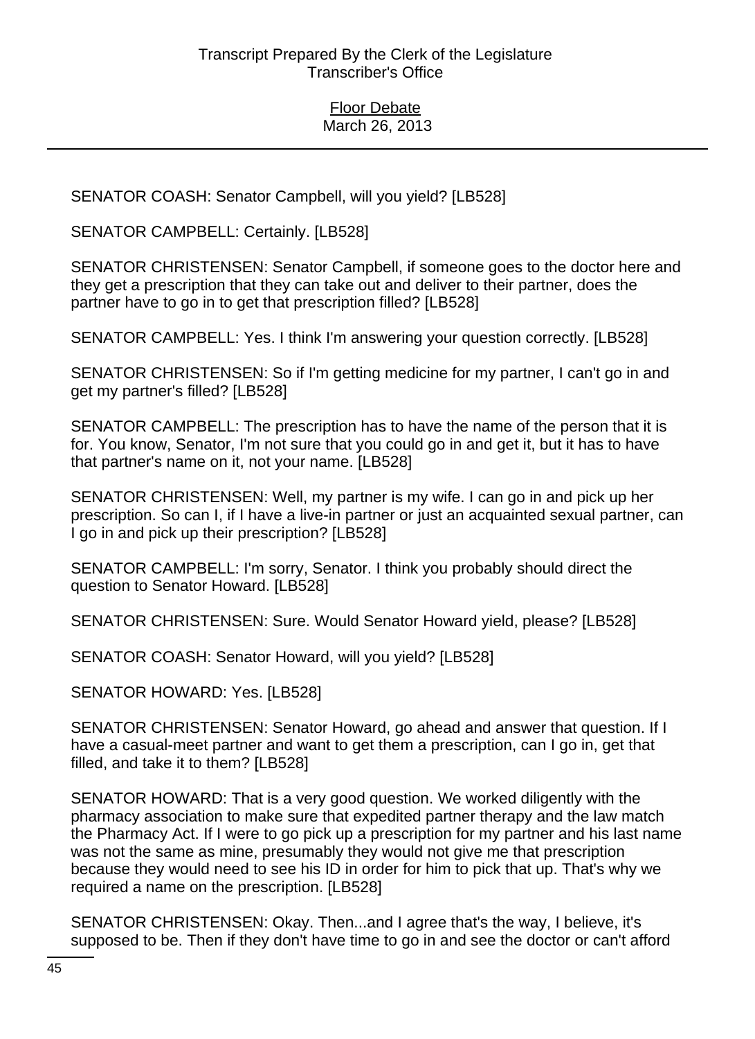SENATOR COASH: Senator Campbell, will you yield? [LB528]

SENATOR CAMPBELL: Certainly. [LB528]

SENATOR CHRISTENSEN: Senator Campbell, if someone goes to the doctor here and they get a prescription that they can take out and deliver to their partner, does the partner have to go in to get that prescription filled? [LB528]

SENATOR CAMPBELL: Yes. I think I'm answering your question correctly. [LB528]

SENATOR CHRISTENSEN: So if I'm getting medicine for my partner, I can't go in and get my partner's filled? [LB528]

SENATOR CAMPBELL: The prescription has to have the name of the person that it is for. You know, Senator, I'm not sure that you could go in and get it, but it has to have that partner's name on it, not your name. [LB528]

SENATOR CHRISTENSEN: Well, my partner is my wife. I can go in and pick up her prescription. So can I, if I have a live-in partner or just an acquainted sexual partner, can I go in and pick up their prescription? [LB528]

SENATOR CAMPBELL: I'm sorry, Senator. I think you probably should direct the question to Senator Howard. [LB528]

SENATOR CHRISTENSEN: Sure. Would Senator Howard yield, please? [LB528]

SENATOR COASH: Senator Howard, will you yield? [LB528]

SENATOR HOWARD: Yes. [LB528]

SENATOR CHRISTENSEN: Senator Howard, go ahead and answer that question. If I have a casual-meet partner and want to get them a prescription, can I go in, get that filled, and take it to them? [LB528]

SENATOR HOWARD: That is a very good question. We worked diligently with the pharmacy association to make sure that expedited partner therapy and the law match the Pharmacy Act. If I were to go pick up a prescription for my partner and his last name was not the same as mine, presumably they would not give me that prescription because they would need to see his ID in order for him to pick that up. That's why we required a name on the prescription. [LB528]

SENATOR CHRISTENSEN: Okay. Then...and I agree that's the way, I believe, it's supposed to be. Then if they don't have time to go in and see the doctor or can't afford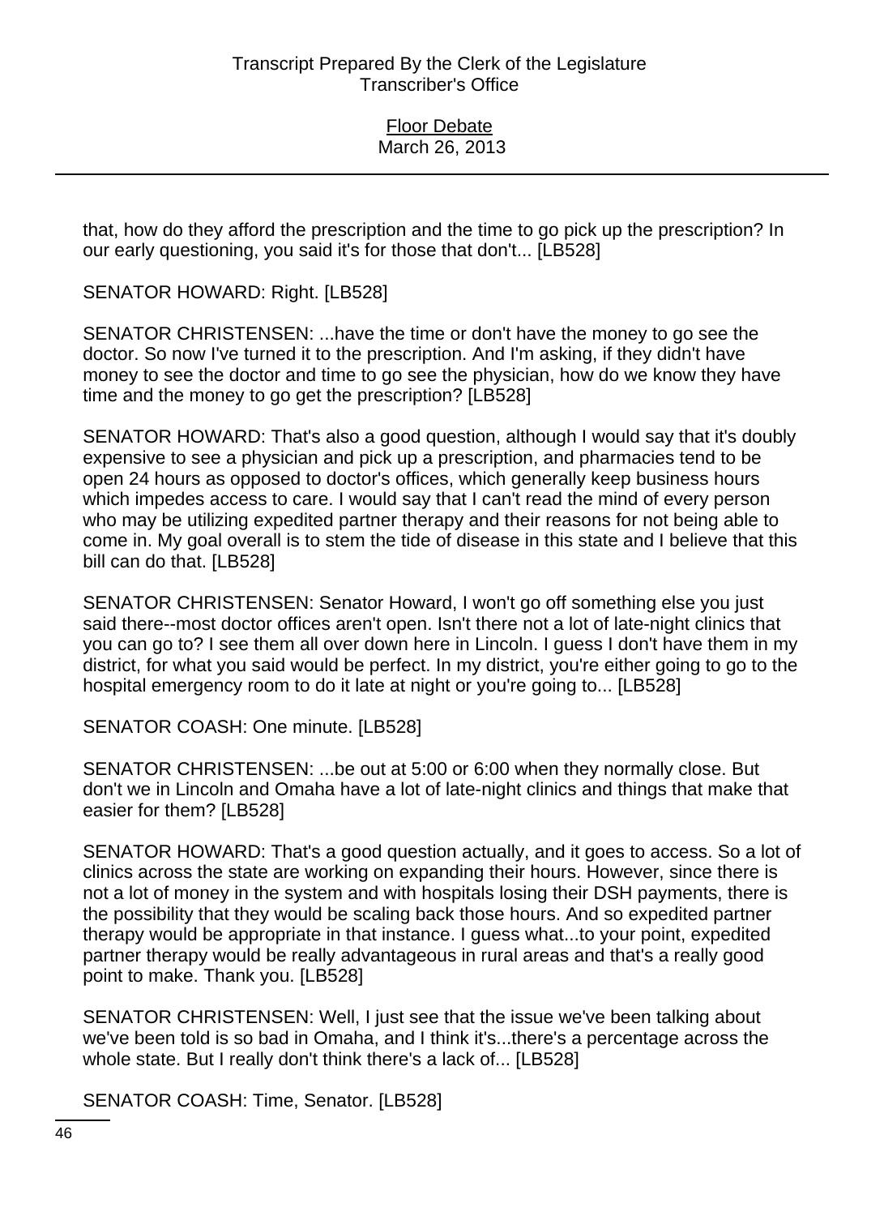that, how do they afford the prescription and the time to go pick up the prescription? In our early questioning, you said it's for those that don't... [LB528]

SENATOR HOWARD: Right. [LB528]

SENATOR CHRISTENSEN: ...have the time or don't have the money to go see the doctor. So now I've turned it to the prescription. And I'm asking, if they didn't have money to see the doctor and time to go see the physician, how do we know they have time and the money to go get the prescription? [LB528]

SENATOR HOWARD: That's also a good question, although I would say that it's doubly expensive to see a physician and pick up a prescription, and pharmacies tend to be open 24 hours as opposed to doctor's offices, which generally keep business hours which impedes access to care. I would say that I can't read the mind of every person who may be utilizing expedited partner therapy and their reasons for not being able to come in. My goal overall is to stem the tide of disease in this state and I believe that this bill can do that. [LB528]

SENATOR CHRISTENSEN: Senator Howard, I won't go off something else you just said there--most doctor offices aren't open. Isn't there not a lot of late-night clinics that you can go to? I see them all over down here in Lincoln. I guess I don't have them in my district, for what you said would be perfect. In my district, you're either going to go to the hospital emergency room to do it late at night or you're going to... [LB528]

SENATOR COASH: One minute. [LB528]

SENATOR CHRISTENSEN: ...be out at 5:00 or 6:00 when they normally close. But don't we in Lincoln and Omaha have a lot of late-night clinics and things that make that easier for them? [LB528]

SENATOR HOWARD: That's a good question actually, and it goes to access. So a lot of clinics across the state are working on expanding their hours. However, since there is not a lot of money in the system and with hospitals losing their DSH payments, there is the possibility that they would be scaling back those hours. And so expedited partner therapy would be appropriate in that instance. I guess what...to your point, expedited partner therapy would be really advantageous in rural areas and that's a really good point to make. Thank you. [LB528]

SENATOR CHRISTENSEN: Well, I just see that the issue we've been talking about we've been told is so bad in Omaha, and I think it's...there's a percentage across the whole state. But I really don't think there's a lack of... [LB528]

SENATOR COASH: Time, Senator. [LB528]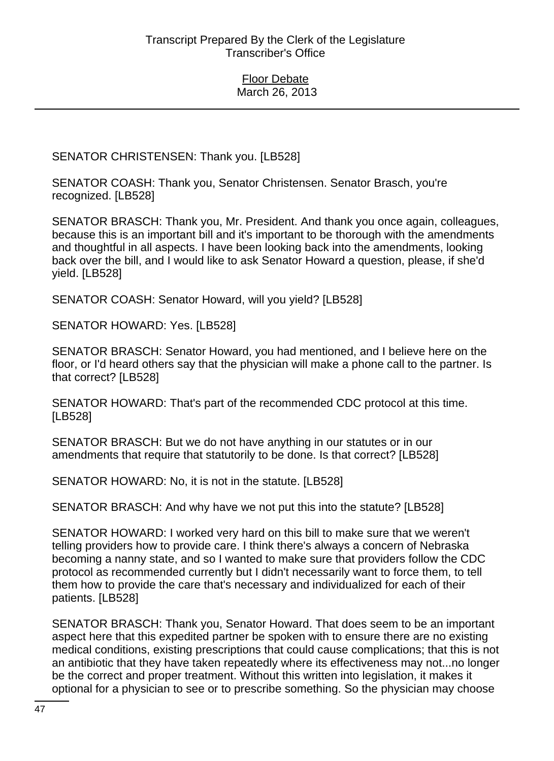SENATOR CHRISTENSEN: Thank you. [LB528]

SENATOR COASH: Thank you, Senator Christensen. Senator Brasch, you're recognized. [LB528]

SENATOR BRASCH: Thank you, Mr. President. And thank you once again, colleagues, because this is an important bill and it's important to be thorough with the amendments and thoughtful in all aspects. I have been looking back into the amendments, looking back over the bill, and I would like to ask Senator Howard a question, please, if she'd yield. [LB528]

SENATOR COASH: Senator Howard, will you yield? [LB528]

SENATOR HOWARD: Yes. [LB528]

SENATOR BRASCH: Senator Howard, you had mentioned, and I believe here on the floor, or I'd heard others say that the physician will make a phone call to the partner. Is that correct? [LB528]

SENATOR HOWARD: That's part of the recommended CDC protocol at this time. [LB528]

SENATOR BRASCH: But we do not have anything in our statutes or in our amendments that require that statutorily to be done. Is that correct? [LB528]

SENATOR HOWARD: No, it is not in the statute. [LB528]

SENATOR BRASCH: And why have we not put this into the statute? [LB528]

SENATOR HOWARD: I worked very hard on this bill to make sure that we weren't telling providers how to provide care. I think there's always a concern of Nebraska becoming a nanny state, and so I wanted to make sure that providers follow the CDC protocol as recommended currently but I didn't necessarily want to force them, to tell them how to provide the care that's necessary and individualized for each of their patients. [LB528]

SENATOR BRASCH: Thank you, Senator Howard. That does seem to be an important aspect here that this expedited partner be spoken with to ensure there are no existing medical conditions, existing prescriptions that could cause complications; that this is not an antibiotic that they have taken repeatedly where its effectiveness may not...no longer be the correct and proper treatment. Without this written into legislation, it makes it optional for a physician to see or to prescribe something. So the physician may choose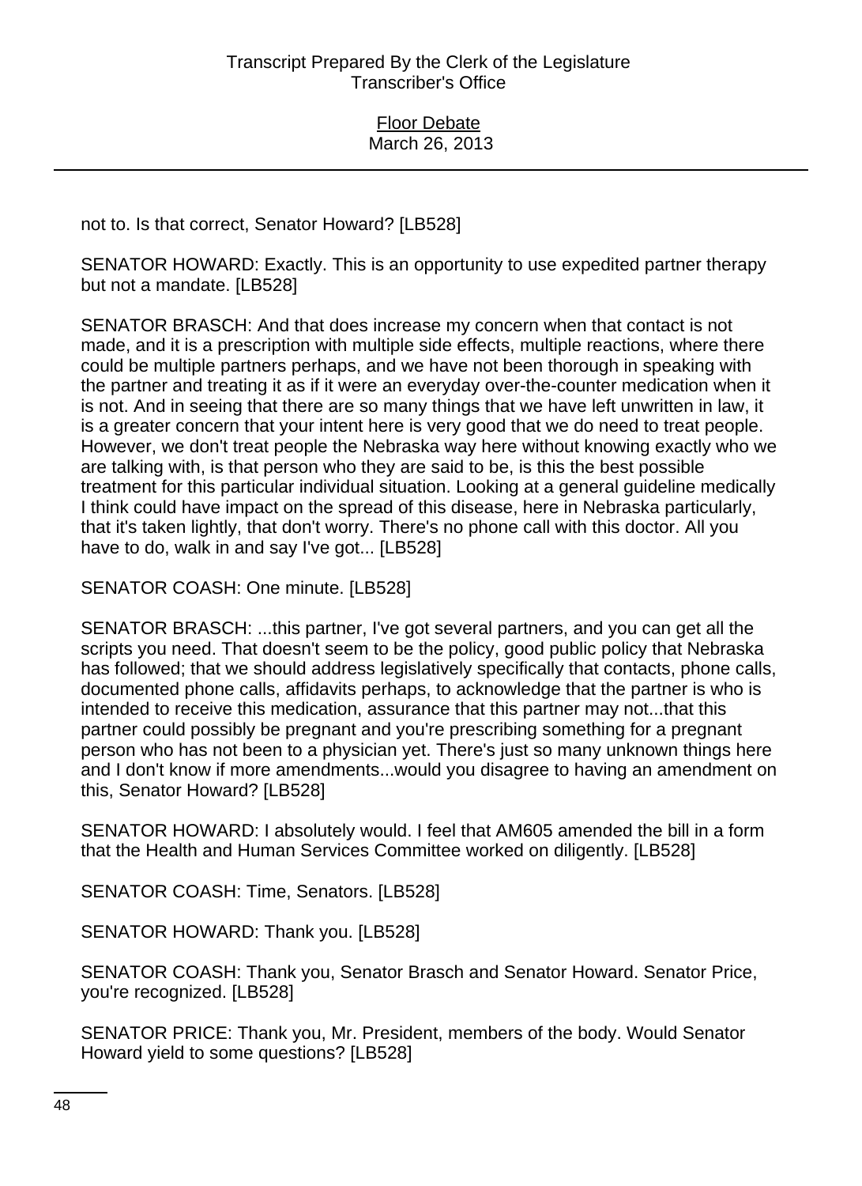not to. Is that correct, Senator Howard? [LB528]

SENATOR HOWARD: Exactly. This is an opportunity to use expedited partner therapy but not a mandate. [LB528]

SENATOR BRASCH: And that does increase my concern when that contact is not made, and it is a prescription with multiple side effects, multiple reactions, where there could be multiple partners perhaps, and we have not been thorough in speaking with the partner and treating it as if it were an everyday over-the-counter medication when it is not. And in seeing that there are so many things that we have left unwritten in law, it is a greater concern that your intent here is very good that we do need to treat people. However, we don't treat people the Nebraska way here without knowing exactly who we are talking with, is that person who they are said to be, is this the best possible treatment for this particular individual situation. Looking at a general guideline medically I think could have impact on the spread of this disease, here in Nebraska particularly, that it's taken lightly, that don't worry. There's no phone call with this doctor. All you have to do, walk in and say I've got... [LB528]

SENATOR COASH: One minute. [LB528]

SENATOR BRASCH: ...this partner, I've got several partners, and you can get all the scripts you need. That doesn't seem to be the policy, good public policy that Nebraska has followed; that we should address legislatively specifically that contacts, phone calls, documented phone calls, affidavits perhaps, to acknowledge that the partner is who is intended to receive this medication, assurance that this partner may not...that this partner could possibly be pregnant and you're prescribing something for a pregnant person who has not been to a physician yet. There's just so many unknown things here and I don't know if more amendments...would you disagree to having an amendment on this, Senator Howard? [LB528]

SENATOR HOWARD: I absolutely would. I feel that AM605 amended the bill in a form that the Health and Human Services Committee worked on diligently. [LB528]

SENATOR COASH: Time, Senators. [LB528]

SENATOR HOWARD: Thank you. [LB528]

SENATOR COASH: Thank you, Senator Brasch and Senator Howard. Senator Price, you're recognized. [LB528]

SENATOR PRICE: Thank you, Mr. President, members of the body. Would Senator Howard yield to some questions? [LB528]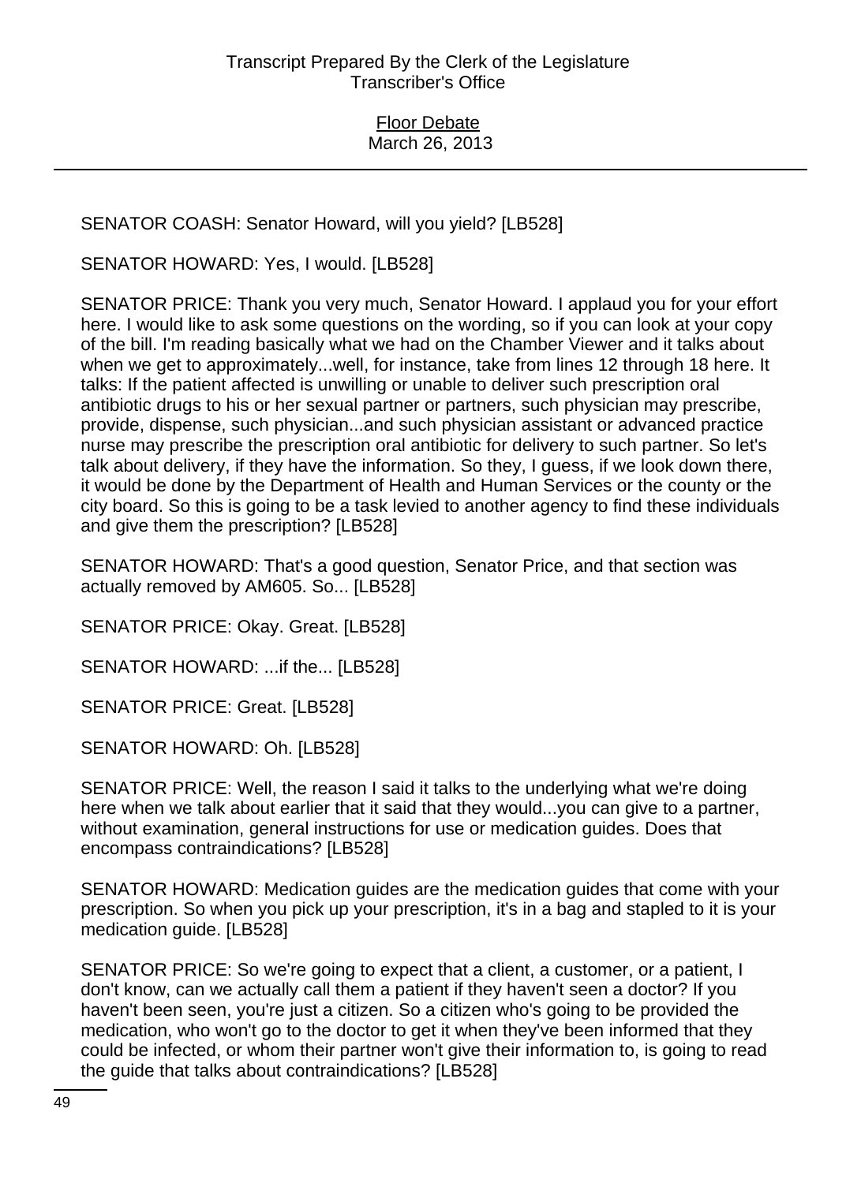SENATOR COASH: Senator Howard, will you yield? [LB528]

SENATOR HOWARD: Yes, I would. [LB528]

SENATOR PRICE: Thank you very much, Senator Howard. I applaud you for your effort here. I would like to ask some questions on the wording, so if you can look at your copy of the bill. I'm reading basically what we had on the Chamber Viewer and it talks about when we get to approximately...well, for instance, take from lines 12 through 18 here. It talks: If the patient affected is unwilling or unable to deliver such prescription oral antibiotic drugs to his or her sexual partner or partners, such physician may prescribe, provide, dispense, such physician...and such physician assistant or advanced practice nurse may prescribe the prescription oral antibiotic for delivery to such partner. So let's talk about delivery, if they have the information. So they, I guess, if we look down there, it would be done by the Department of Health and Human Services or the county or the city board. So this is going to be a task levied to another agency to find these individuals and give them the prescription? [LB528]

SENATOR HOWARD: That's a good question, Senator Price, and that section was actually removed by AM605. So... [LB528]

SENATOR PRICE: Okay. Great. [LB528]

SENATOR HOWARD: ...if the... [LB528]

SENATOR PRICE: Great. [LB528]

SENATOR HOWARD: Oh. [LB528]

SENATOR PRICE: Well, the reason I said it talks to the underlying what we're doing here when we talk about earlier that it said that they would...you can give to a partner, without examination, general instructions for use or medication guides. Does that encompass contraindications? [LB528]

SENATOR HOWARD: Medication guides are the medication guides that come with your prescription. So when you pick up your prescription, it's in a bag and stapled to it is your medication guide. [LB528]

SENATOR PRICE: So we're going to expect that a client, a customer, or a patient, I don't know, can we actually call them a patient if they haven't seen a doctor? If you haven't been seen, you're just a citizen. So a citizen who's going to be provided the medication, who won't go to the doctor to get it when they've been informed that they could be infected, or whom their partner won't give their information to, is going to read the guide that talks about contraindications? [LB528]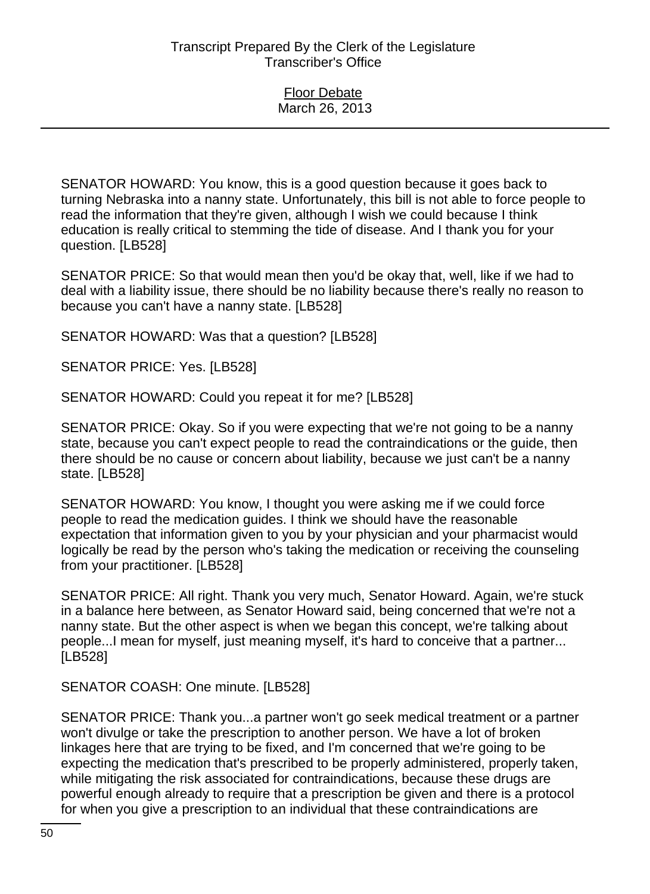SENATOR HOWARD: You know, this is a good question because it goes back to turning Nebraska into a nanny state. Unfortunately, this bill is not able to force people to read the information that they're given, although I wish we could because I think education is really critical to stemming the tide of disease. And I thank you for your question. [LB528]

SENATOR PRICE: So that would mean then you'd be okay that, well, like if we had to deal with a liability issue, there should be no liability because there's really no reason to because you can't have a nanny state. [LB528]

SENATOR HOWARD: Was that a question? [LB528]

SENATOR PRICE: Yes. [LB528]

SENATOR HOWARD: Could you repeat it for me? [LB528]

SENATOR PRICE: Okay. So if you were expecting that we're not going to be a nanny state, because you can't expect people to read the contraindications or the guide, then there should be no cause or concern about liability, because we just can't be a nanny state. [LB528]

SENATOR HOWARD: You know, I thought you were asking me if we could force people to read the medication guides. I think we should have the reasonable expectation that information given to you by your physician and your pharmacist would logically be read by the person who's taking the medication or receiving the counseling from your practitioner. [LB528]

SENATOR PRICE: All right. Thank you very much, Senator Howard. Again, we're stuck in a balance here between, as Senator Howard said, being concerned that we're not a nanny state. But the other aspect is when we began this concept, we're talking about people...I mean for myself, just meaning myself, it's hard to conceive that a partner... [LB528]

SENATOR COASH: One minute. [LB528]

SENATOR PRICE: Thank you...a partner won't go seek medical treatment or a partner won't divulge or take the prescription to another person. We have a lot of broken linkages here that are trying to be fixed, and I'm concerned that we're going to be expecting the medication that's prescribed to be properly administered, properly taken, while mitigating the risk associated for contraindications, because these drugs are powerful enough already to require that a prescription be given and there is a protocol for when you give a prescription to an individual that these contraindications are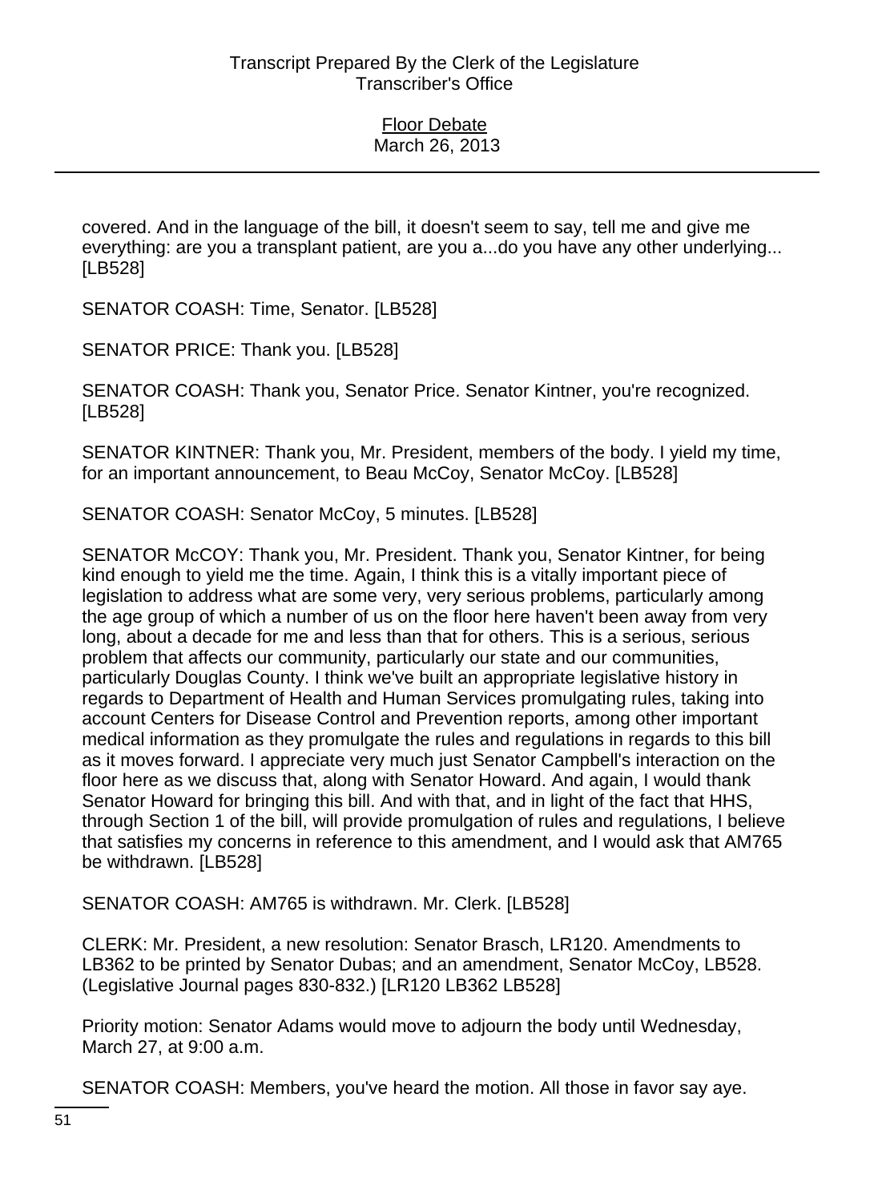covered. And in the language of the bill, it doesn't seem to say, tell me and give me everything: are you a transplant patient, are you a...do you have any other underlying... [LB528]

SENATOR COASH: Time, Senator. [LB528]

SENATOR PRICE: Thank you. [LB528]

SENATOR COASH: Thank you, Senator Price. Senator Kintner, you're recognized. [LB528]

SENATOR KINTNER: Thank you, Mr. President, members of the body. I yield my time, for an important announcement, to Beau McCoy, Senator McCoy. [LB528]

SENATOR COASH: Senator McCoy, 5 minutes. [LB528]

SENATOR McCOY: Thank you, Mr. President. Thank you, Senator Kintner, for being kind enough to yield me the time. Again, I think this is a vitally important piece of legislation to address what are some very, very serious problems, particularly among the age group of which a number of us on the floor here haven't been away from very long, about a decade for me and less than that for others. This is a serious, serious problem that affects our community, particularly our state and our communities, particularly Douglas County. I think we've built an appropriate legislative history in regards to Department of Health and Human Services promulgating rules, taking into account Centers for Disease Control and Prevention reports, among other important medical information as they promulgate the rules and regulations in regards to this bill as it moves forward. I appreciate very much just Senator Campbell's interaction on the floor here as we discuss that, along with Senator Howard. And again, I would thank Senator Howard for bringing this bill. And with that, and in light of the fact that HHS, through Section 1 of the bill, will provide promulgation of rules and regulations, I believe that satisfies my concerns in reference to this amendment, and I would ask that AM765 be withdrawn. [LB528]

SENATOR COASH: AM765 is withdrawn. Mr. Clerk. [LB528]

CLERK: Mr. President, a new resolution: Senator Brasch, LR120. Amendments to LB362 to be printed by Senator Dubas; and an amendment, Senator McCoy, LB528. (Legislative Journal pages 830-832.) [LR120 LB362 LB528]

Priority motion: Senator Adams would move to adjourn the body until Wednesday, March 27, at 9:00 a.m.

SENATOR COASH: Members, you've heard the motion. All those in favor say aye.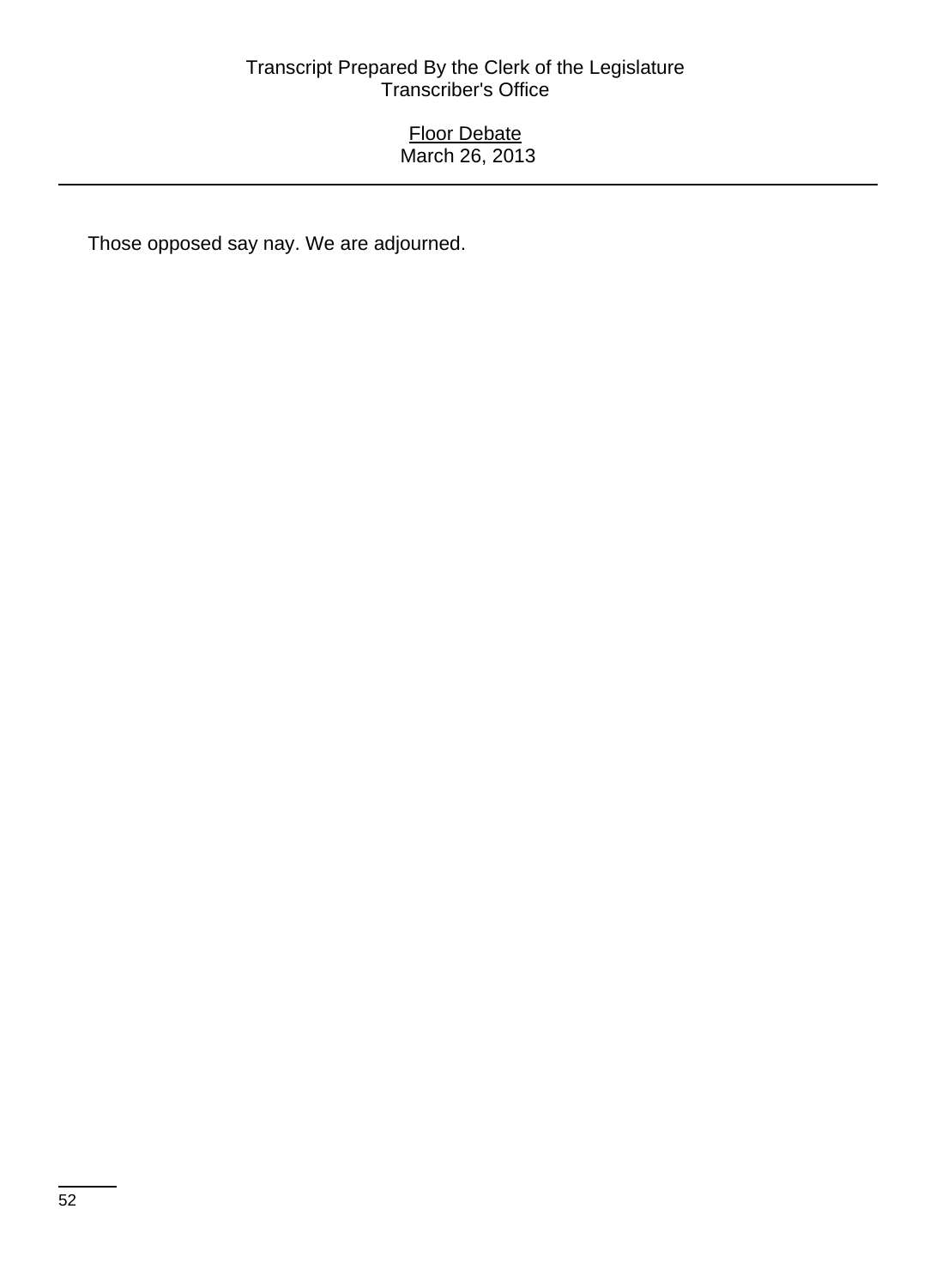Those opposed say nay. We are adjourned.